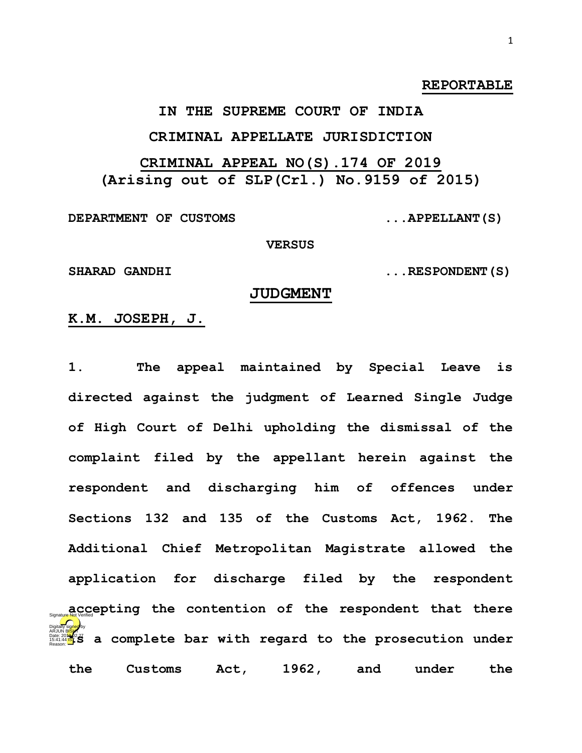**REPORTABLE**

# IN THE SUPREME COURT OF INDIA

## CRIMINAL APPELLATE JURISDICTION

## CRIMINAL APPEAL NO(S).174 OF 2019
## (Arising out of SLP(Crl.) No.9159 of 2015)

**DEPARTMENT OF CUSTOMS ...APPELLANT(S)**

**VERSUS**

**SHARAD GANDHI ...RESPONDENT(S)**

## JUDGMENT

**K.M. JOSEPH, J.**

**1.** The appeal maintained by Special Leave is directed against the judgment of Learned Single Judge of High Court of Delhi upholding the dismissal of the complaint filed by the appellant herein against the respondent and discharging him of offences under Sections 132 and 135 of the Customs Act, 1962. The Additional Chief Metropolitan Magistrate allowed the application for discharge filed by the respondent accepting the contention of the respondent that there is a complete bar with regard to the prosecution under the Customs Act, 1962, and under the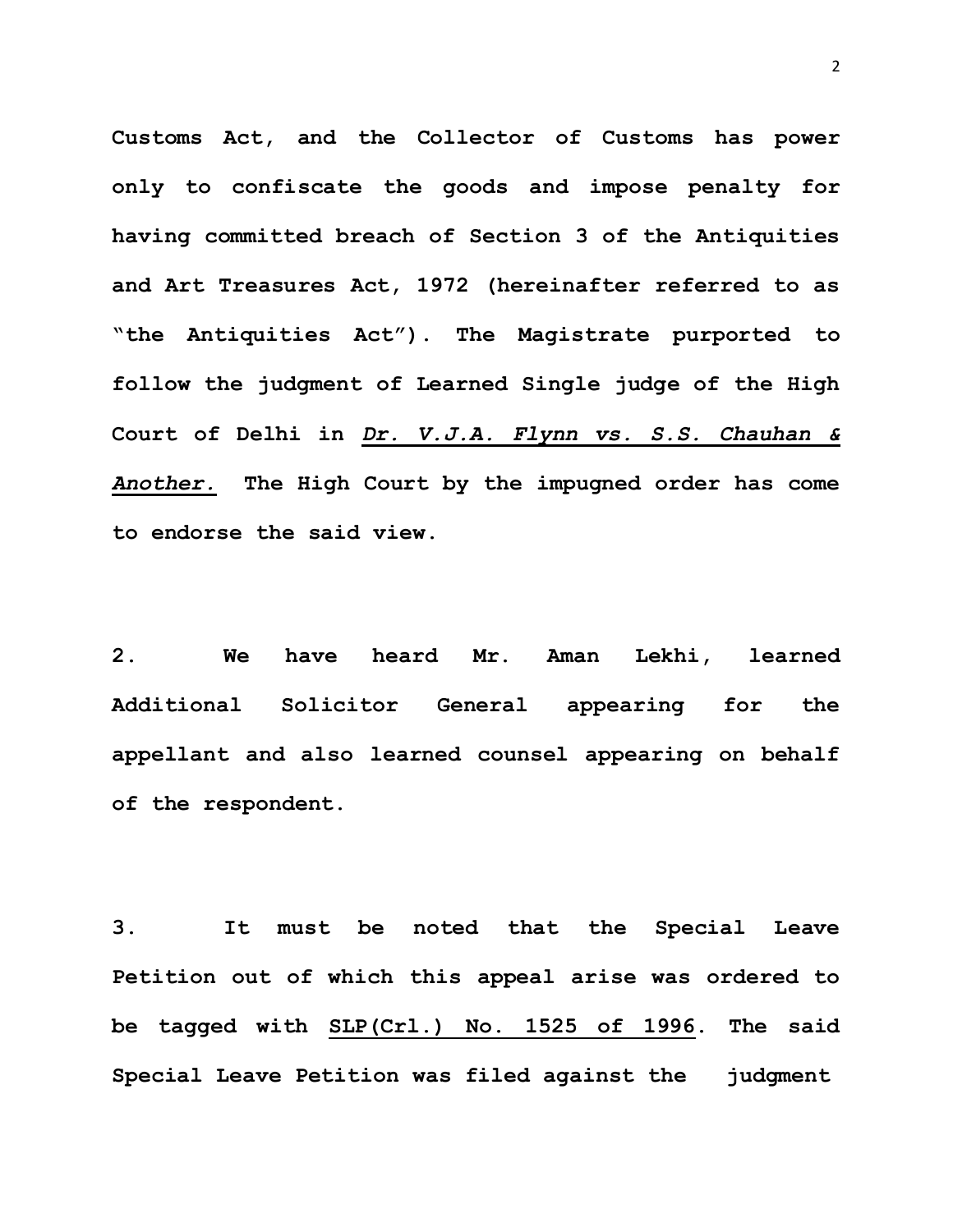**Customs Act, and the Collector of Customs has power only to confiscate the goods and impose penalty for having committed breach of Section 3 of the Antiquities and Art Treasures Act, 1972 (hereinafter referred to as "the Antiquities Act"). The Magistrate purported to follow the judgment of Learned Single judge of the High Court of Delhi in *Dr. V.J.A. Flynn vs. S.S. Chauhan & Another.* The High Court by the impugned order has come to endorse the said view.**

**2. We have heard Mr. Aman Lekhi, learned Additional Solicitor General appearing for the appellant and also learned counsel appearing on behalf of the respondent.**

**3. It must be noted that the Special Leave Petition out of which this appeal arise was ordered to be tagged with SLP(Crl.) No. 1525 of 1996. The said Special Leave Petition was filed against the judgment**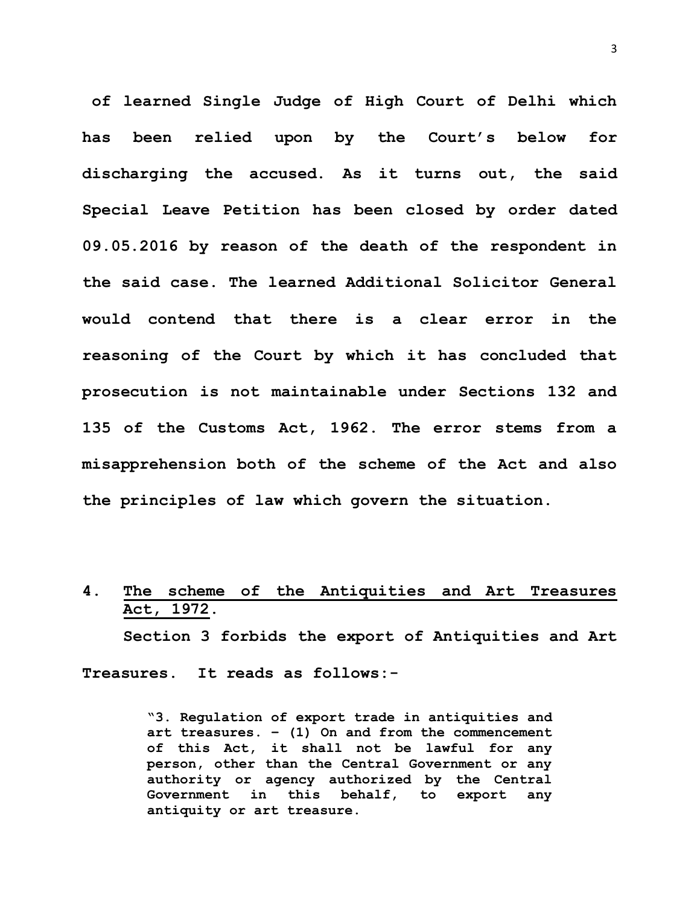of learned Single Judge of High Court of Delhi which has been relied upon by the Court's below for discharging the accused. As it turns out, the said Special Leave Petition has been closed by order dated 09.05.2016 by reason of the death of the respondent in the said case. The learned Additional Solicitor General would contend that there is a clear error in the reasoning of the Court by which it has concluded that prosecution is not maintainable under Sections 132 and 135 of the Customs Act, 1962. The error stems from a misapprehension both of the scheme of the Act and also the principles of law which govern the situation.

**4. <u>The scheme of the Antiquities and Art Treasures Act, 1972</u>.**

Section 3 forbids the export of Antiquities and Art Treasures. It reads as follows:-

> "3. Regulation of export trade in antiquities and art treasures. – (1) On and from the commencement of this Act, it shall not be lawful for any person, other than the Central Government or any authority or agency authorized by the Central Government in this behalf, to export any antiquity or art treasure.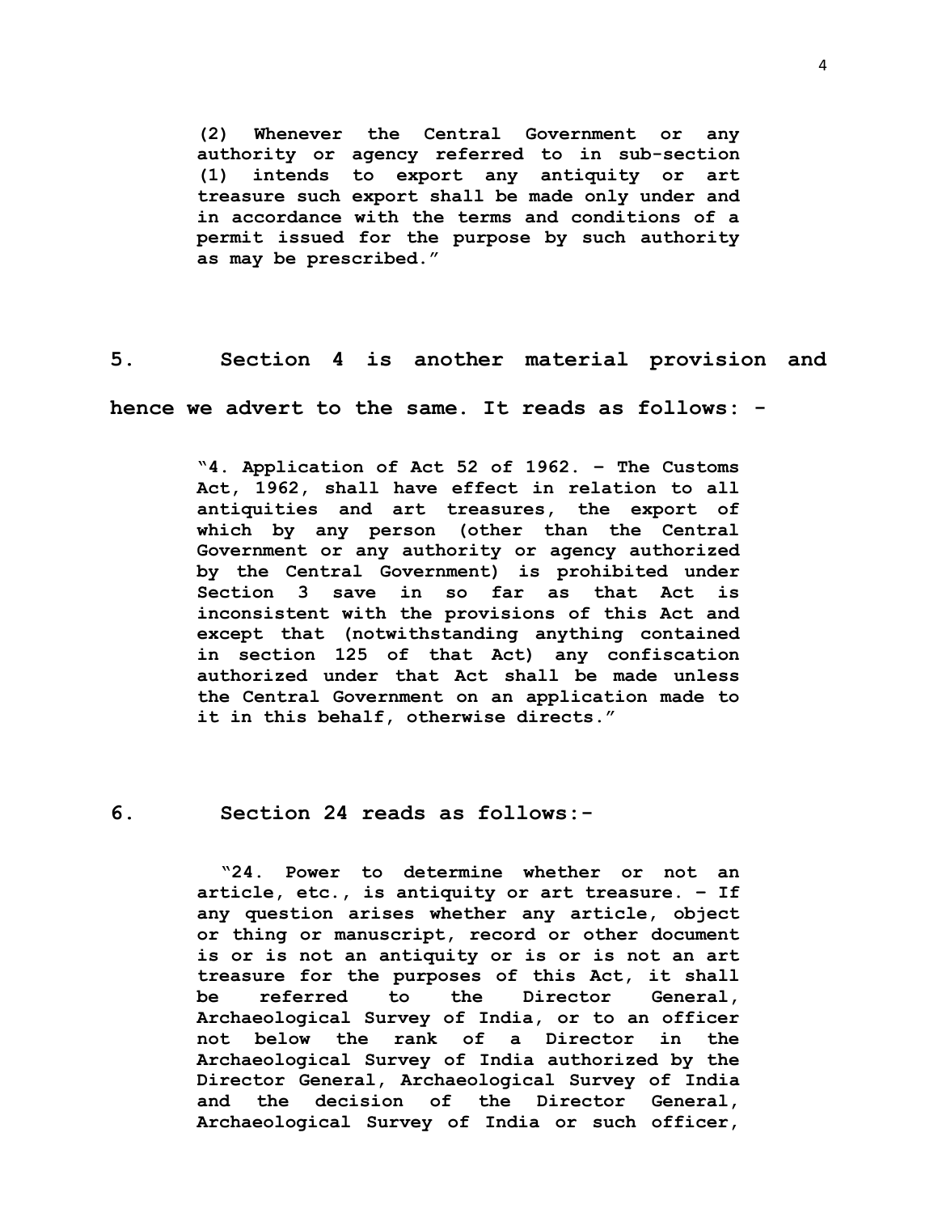> **(2) Whenever the Central Government or any authority or agency referred to in sub-section (1) intends to export any antiquity or art treasure such export shall be made only under and in accordance with the terms and conditions of a permit issued for the purpose by such authority as may be prescribed."**

**5. Section 4 is another material provision and hence we advert to the same. It reads as follows: -**

> **"4. Application of Act 52 of 1962. – The Customs Act, 1962, shall have effect in relation to all antiquities and art treasures, the export of which by any person (other than the Central Government or any authority or agency authorized by the Central Government) is prohibited under Section 3 save in so far as that Act is inconsistent with the provisions of this Act and except that (notwithstanding anything contained in section 125 of that Act) any confiscation authorized under that Act shall be made unless the Central Government on an application made to it in this behalf, otherwise directs."**

**6. Section 24 reads as follows:-**

> **"24. Power to determine whether or not an article, etc., is antiquity or art treasure. – If any question arises whether any article, object or thing or manuscript, record or other document is or is not an antiquity or is or is not an art treasure for the purposes of this Act, it shall be referred to the Director General, Archaeological Survey of India, or to an officer not below the rank of a Director in the Archaeological Survey of India authorized by the Director General, Archaeological Survey of India and the decision of the Director General, Archaeological Survey of India or such officer,**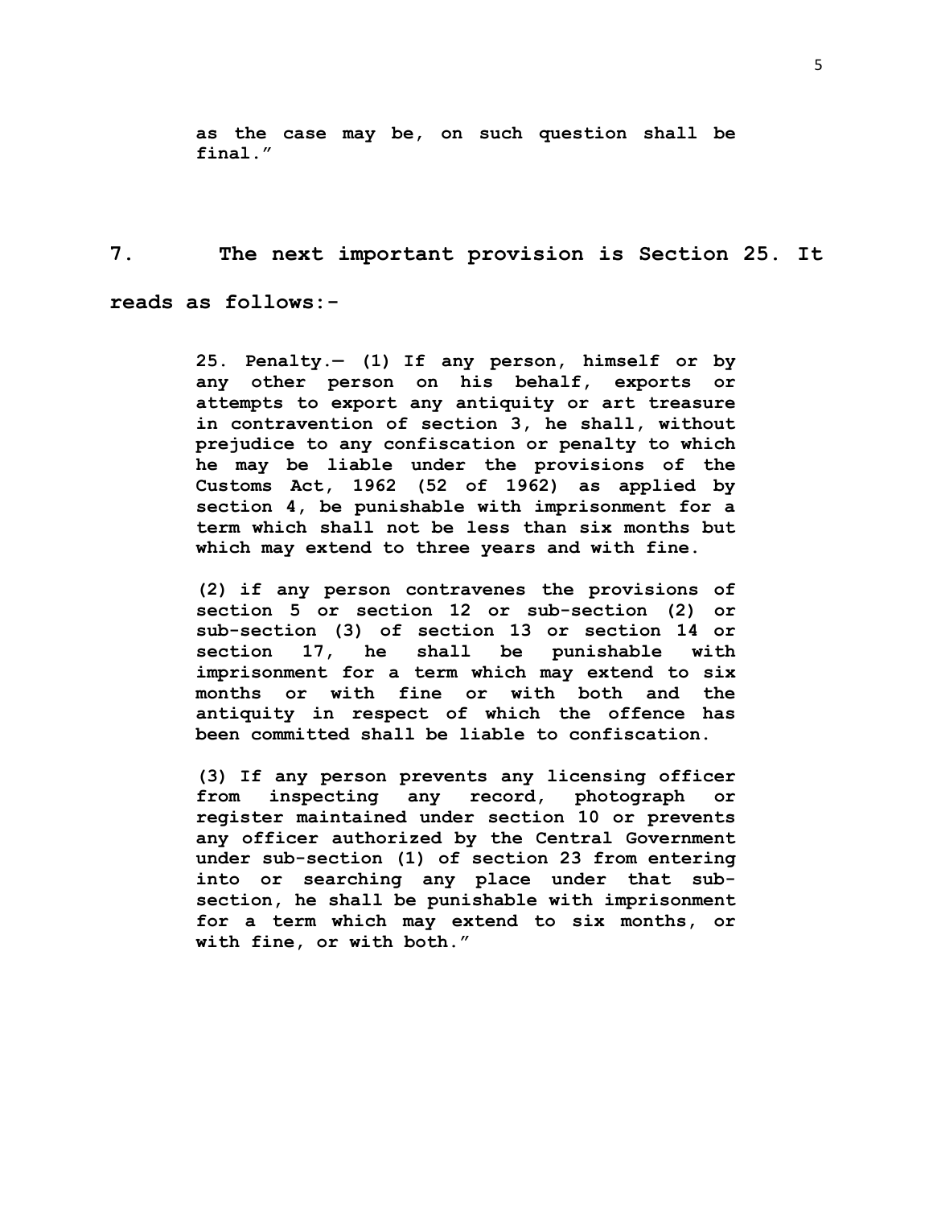**as the case may be, on such question shall be final."**

**7. The next important provision is Section 25. It reads as follows:-**

> **25. Penalty.— (1) If any person, himself or by any other person on his behalf, exports or attempts to export any antiquity or art treasure in contravention of section 3, he shall, without prejudice to any confiscation or penalty to which he may be liable under the provisions of the Customs Act, 1962 (52 of 1962) as applied by section 4, be punishable with imprisonment for a term which shall not be less than six months but which may extend to three years and with fine.**
>
> **(2) if any person contravenes the provisions of section 5 or section 12 or sub-section (2) or sub-section (3) of section 13 or section 14 or section 17, he shall be punishable with imprisonment for a term which may extend to six months or with fine or with both and the antiquity in respect of which the offence has been committed shall be liable to confiscation.**
>
> **(3) If any person prevents any licensing officer from inspecting any record, photograph or register maintained under section 10 or prevents any officer authorized by the Central Government under sub-section (1) of section 23 from entering into or searching any place under that sub-section, he shall be punishable with imprisonment for a term which may extend to six months, or with fine, or with both."**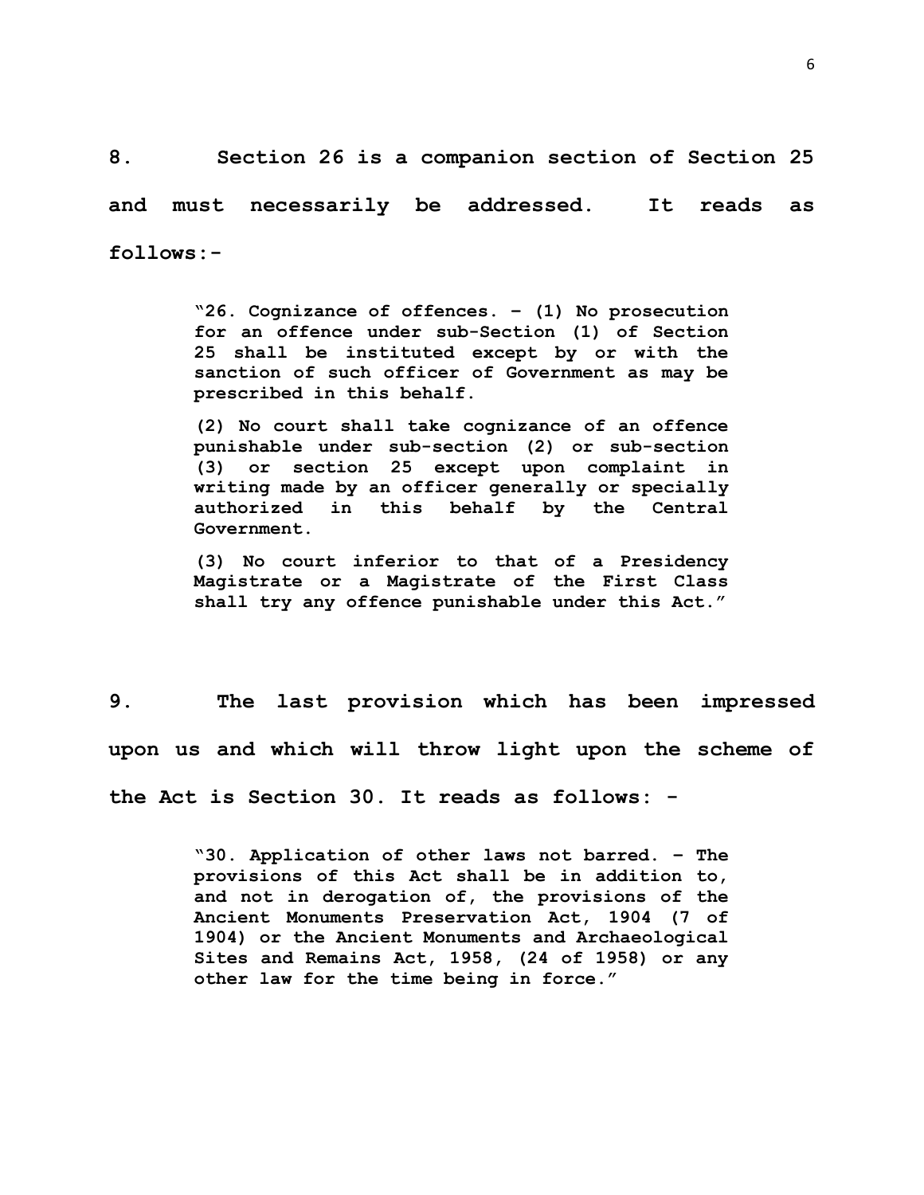**8. Section 26 is a companion section of Section 25 and must necessarily be addressed. It reads as follows:-**

> **"26. Cognizance of offences. – (1) No prosecution for an offence under sub-Section (1) of Section 25 shall be instituted except by or with the sanction of such officer of Government as may be prescribed in this behalf.**
>
> **(2) No court shall take cognizance of an offence punishable under sub-section (2) or sub-section (3) or section 25 except upon complaint in writing made by an officer generally or specially authorized in this behalf by the Central Government.**
>
> **(3) No court inferior to that of a Presidency Magistrate or a Magistrate of the First Class shall try any offence punishable under this Act."**

**9. The last provision which has been impressed upon us and which will throw light upon the scheme of the Act is Section 30. It reads as follows: -**

> **"30. Application of other laws not barred. – The provisions of this Act shall be in addition to, and not in derogation of, the provisions of the Ancient Monuments Preservation Act, 1904 (7 of 1904) or the Ancient Monuments and Archaeological Sites and Remains Act, 1958, (24 of 1958) or any other law for the time being in force."**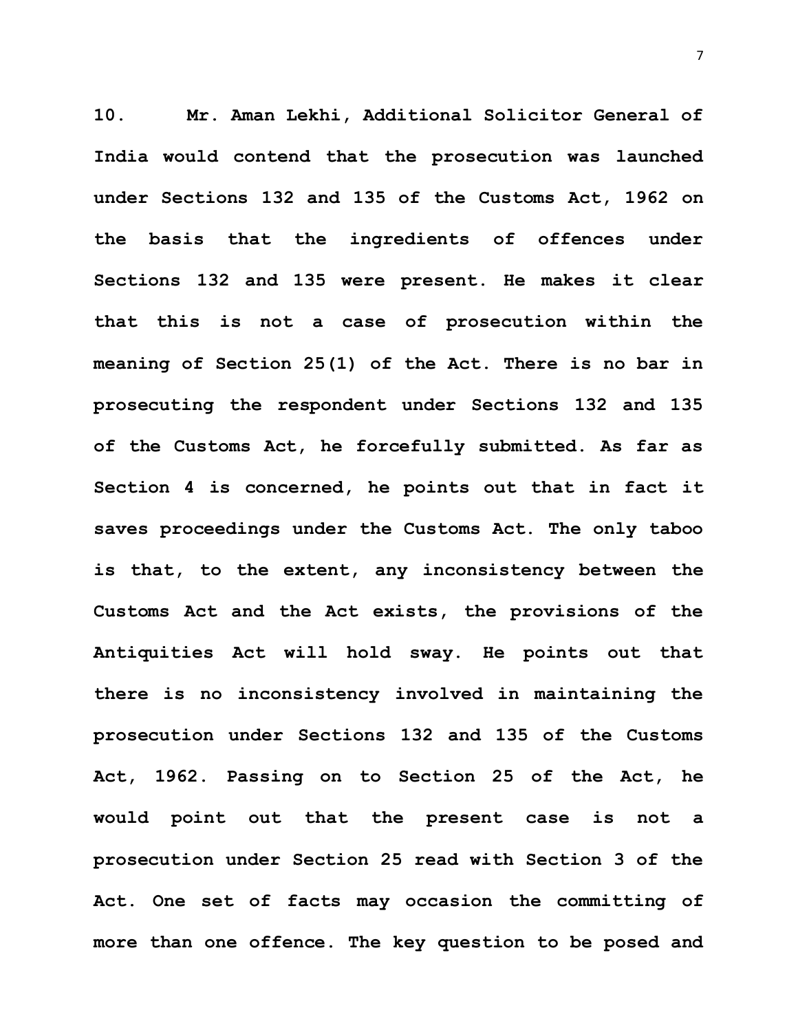**10. Mr. Aman Lekhi, Additional Solicitor General of India would contend that the prosecution was launched under Sections 132 and 135 of the Customs Act, 1962 on the basis that the ingredients of offences under Sections 132 and 135 were present. He makes it clear that this is not a case of prosecution within the meaning of Section 25(1) of the Act. There is no bar in prosecuting the respondent under Sections 132 and 135 of the Customs Act, he forcefully submitted. As far as Section 4 is concerned, he points out that in fact it saves proceedings under the Customs Act. The only taboo is that, to the extent, any inconsistency between the Customs Act and the Act exists, the provisions of the Antiquities Act will hold sway. He points out that there is no inconsistency involved in maintaining the prosecution under Sections 132 and 135 of the Customs Act, 1962. Passing on to Section 25 of the Act, he would point out that the present case is not a prosecution under Section 25 read with Section 3 of the Act. One set of facts may occasion the committing of more than one offence. The key question to be posed and**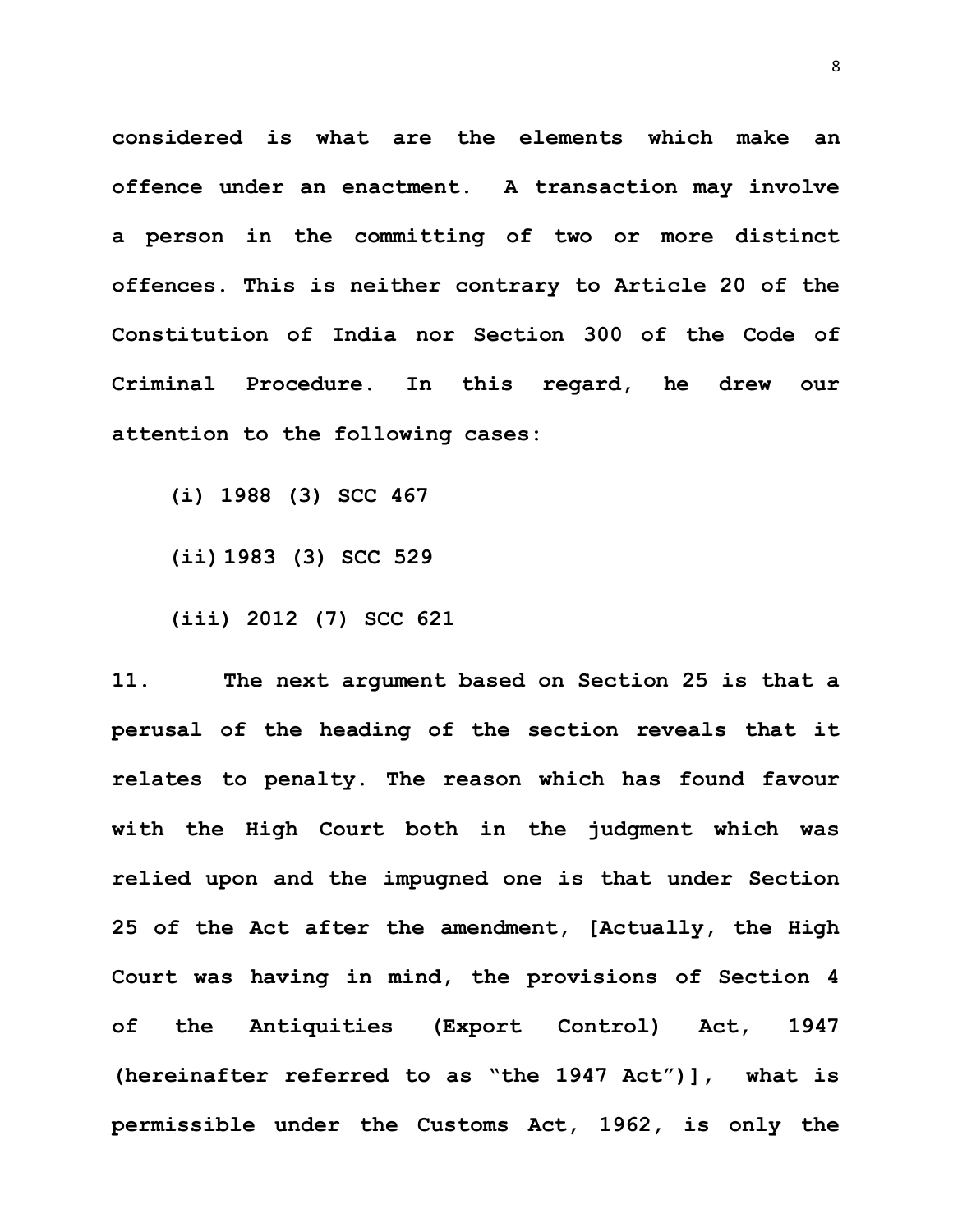**considered is what are the elements which make an offence under an enactment. A transaction may involve a person in the committing of two or more distinct offences. This is neither contrary to Article 20 of the Constitution of India nor Section 300 of the Code of Criminal Procedure. In this regard, he drew our attention to the following cases:**

**(i) 1988 (3) SCC 467**

**(ii) 1983 (3) SCC 529**

**(iii) 2012 (7) SCC 621**

**11. The next argument based on Section 25 is that a perusal of the heading of the section reveals that it relates to penalty. The reason which has found favour with the High Court both in the judgment which was relied upon and the impugned one is that under Section 25 of the Act after the amendment, [Actually, the High Court was having in mind, the provisions of Section 4 of the Antiquities (Export Control) Act, 1947 (hereinafter referred to as "the 1947 Act")], what is permissible under the Customs Act, 1962, is only the**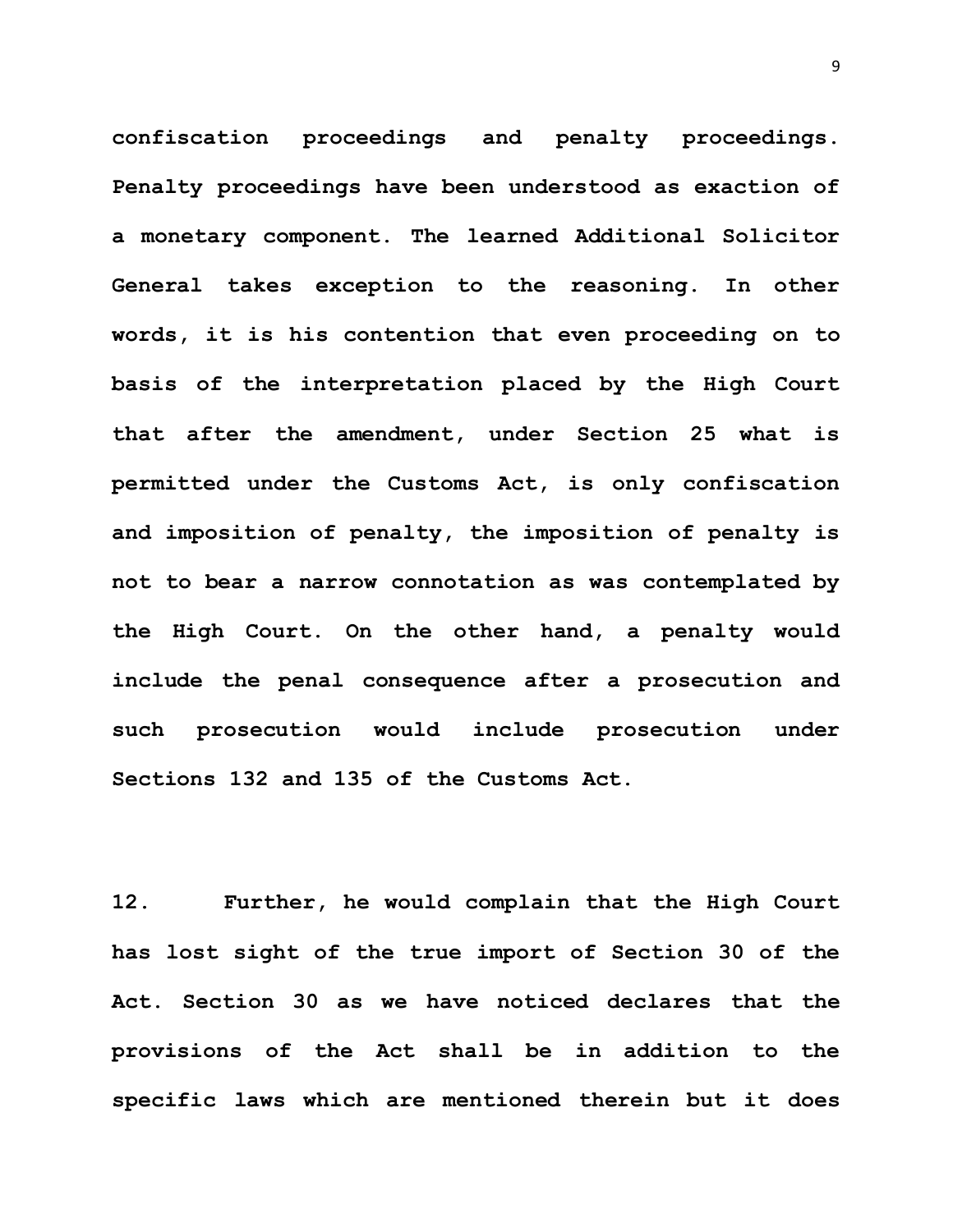**confiscation proceedings and penalty proceedings. Penalty proceedings have been understood as exaction of a monetary component. The learned Additional Solicitor General takes exception to the reasoning. In other words, it is his contention that even proceeding on to basis of the interpretation placed by the High Court that after the amendment, under Section 25 what is permitted under the Customs Act, is only confiscation and imposition of penalty, the imposition of penalty is not to bear a narrow connotation as was contemplated by the High Court. On the other hand, a penalty would include the penal consequence after a prosecution and such prosecution would include prosecution under Sections 132 and 135 of the Customs Act.**

**12. Further, he would complain that the High Court has lost sight of the true import of Section 30 of the Act. Section 30 as we have noticed declares that the provisions of the Act shall be in addition to the specific laws which are mentioned therein but it does**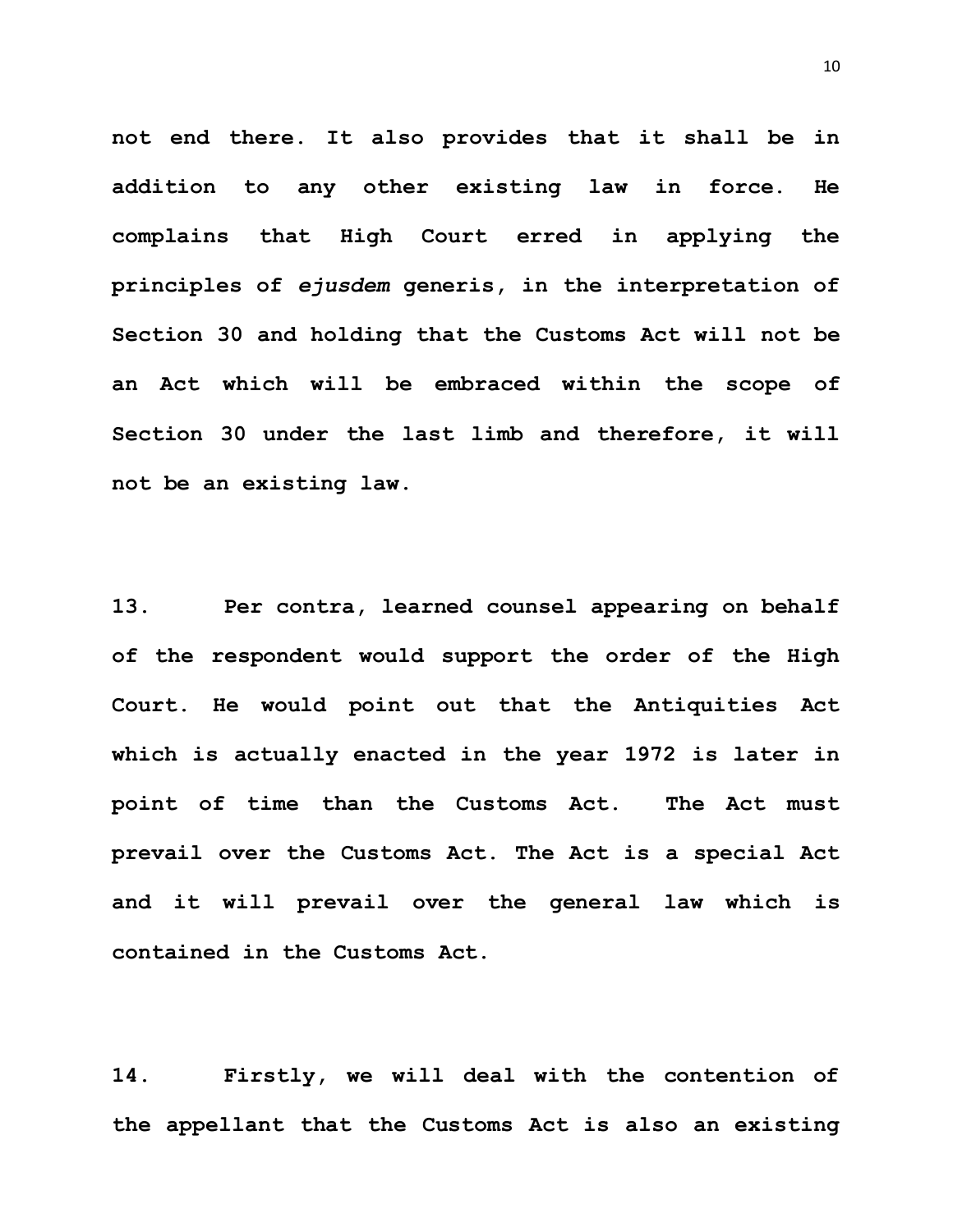**not end there. It also provides that it shall be in addition to any other existing law in force. He complains that High Court erred in applying the principles of *ejusdem* generis, in the interpretation of Section 30 and holding that the Customs Act will not be an Act which will be embraced within the scope of Section 30 under the last limb and therefore, it will not be an existing law.**

**13. Per contra, learned counsel appearing on behalf of the respondent would support the order of the High Court. He would point out that the Antiquities Act which is actually enacted in the year 1972 is later in point of time than the Customs Act. The Act must prevail over the Customs Act. The Act is a special Act and it will prevail over the general law which is contained in the Customs Act.**

**14. Firstly, we will deal with the contention of the appellant that the Customs Act is also an existing**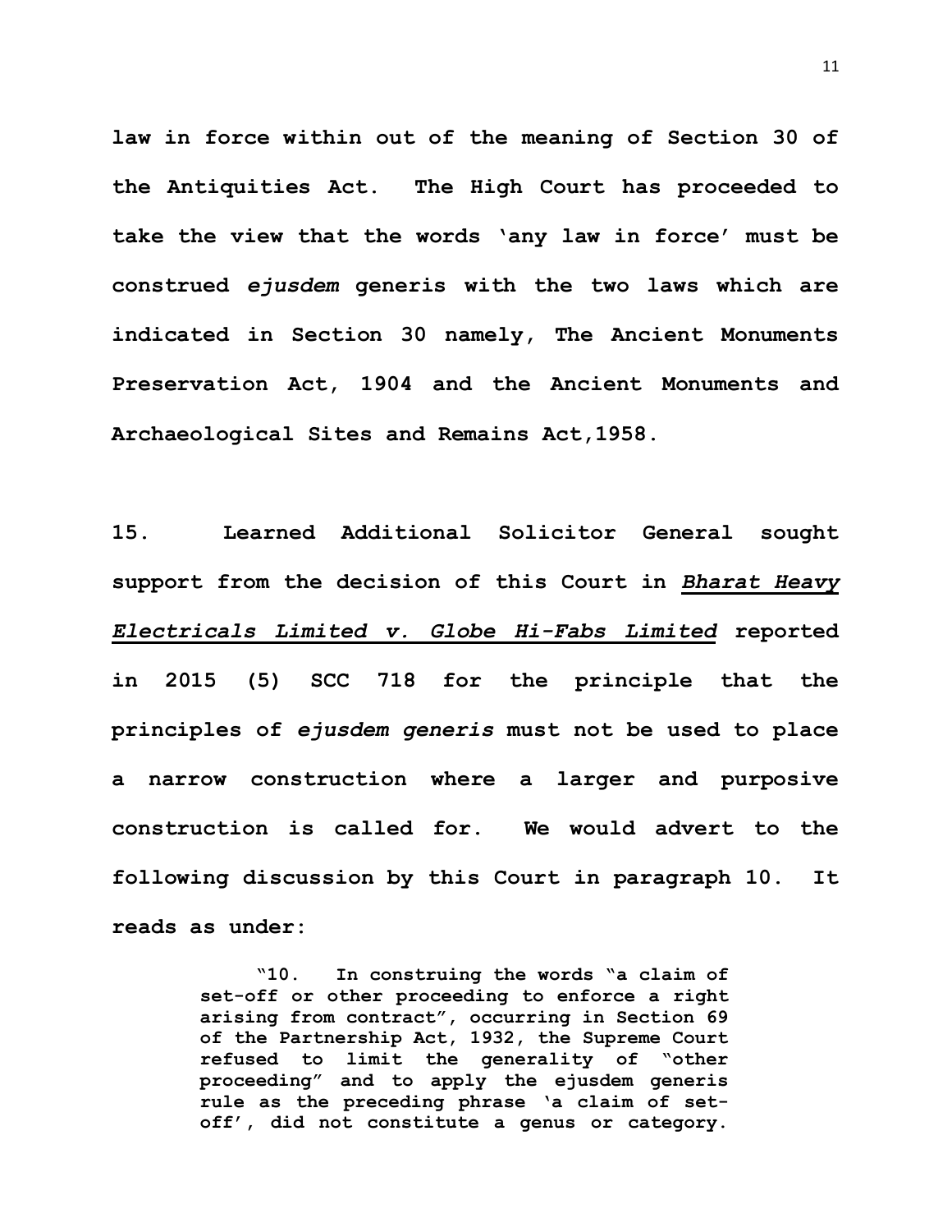**law in force within out of the meaning of Section 30 of the Antiquities Act. The High Court has proceeded to take the view that the words 'any law in force' must be construed *ejusdem* generis with the two laws which are indicated in Section 30 namely, The Ancient Monuments Preservation Act, 1904 and the Ancient Monuments and Archaeological Sites and Remains Act,1958.**

**15. Learned Additional Solicitor General sought support from the decision of this Court in *Bharat Heavy Electricals Limited v. Globe Hi-Fabs Limited* reported in 2015 (5) SCC 718 for the principle that the principles of *ejusdem generis* must not be used to place a narrow construction where a larger and purposive construction is called for. We would advert to the following discussion by this Court in paragraph 10. It reads as under:**

> **"10. In construing the words "a claim of set-off or other proceeding to enforce a right arising from contract", occurring in Section 69 of the Partnership Act, 1932, the Supreme Court refused to limit the generality of "other proceeding" and to apply the ejusdem generis rule as the preceding phrase 'a claim of set-off', did not constitute a genus or category.**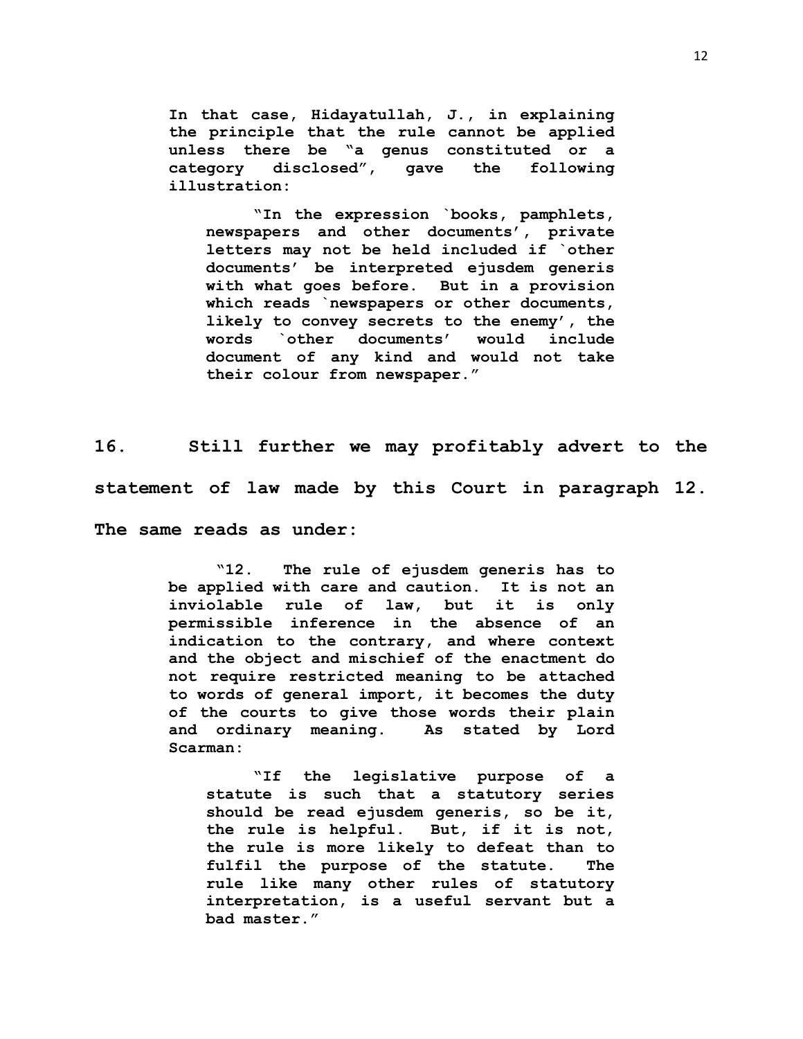> **In that case, Hidayatullah, J., in explaining the principle that the rule cannot be applied unless there be "a genus constituted or a category disclosed", gave the following illustration:**
>
> > **"In the expression `books, pamphlets, newspapers and other documents', private letters may not be held included if `other documents' be interpreted ejusdem generis with what goes before. But in a provision which reads `newspapers or other documents, likely to convey secrets to the enemy', the words `other documents' would include document of any kind and would not take their colour from newspaper."**

**16. Still further we may profitably advert to the statement of law made by this Court in paragraph 12. The same reads as under:**

> **"12. The rule of ejusdem generis has to be applied with care and caution. It is not an inviolable rule of law, but it is only permissible inference in the absence of an indication to the contrary, and where context and the object and mischief of the enactment do not require restricted meaning to be attached to words of general import, it becomes the duty of the courts to give those words their plain and ordinary meaning. As stated by Lord Scarman:**
>
> > **"If the legislative purpose of a statute is such that a statutory series should be read ejusdem generis, so be it, the rule is helpful. But, if it is not, the rule is more likely to defeat than to fulfil the purpose of the statute. The rule like many other rules of statutory interpretation, is a useful servant but a bad master."**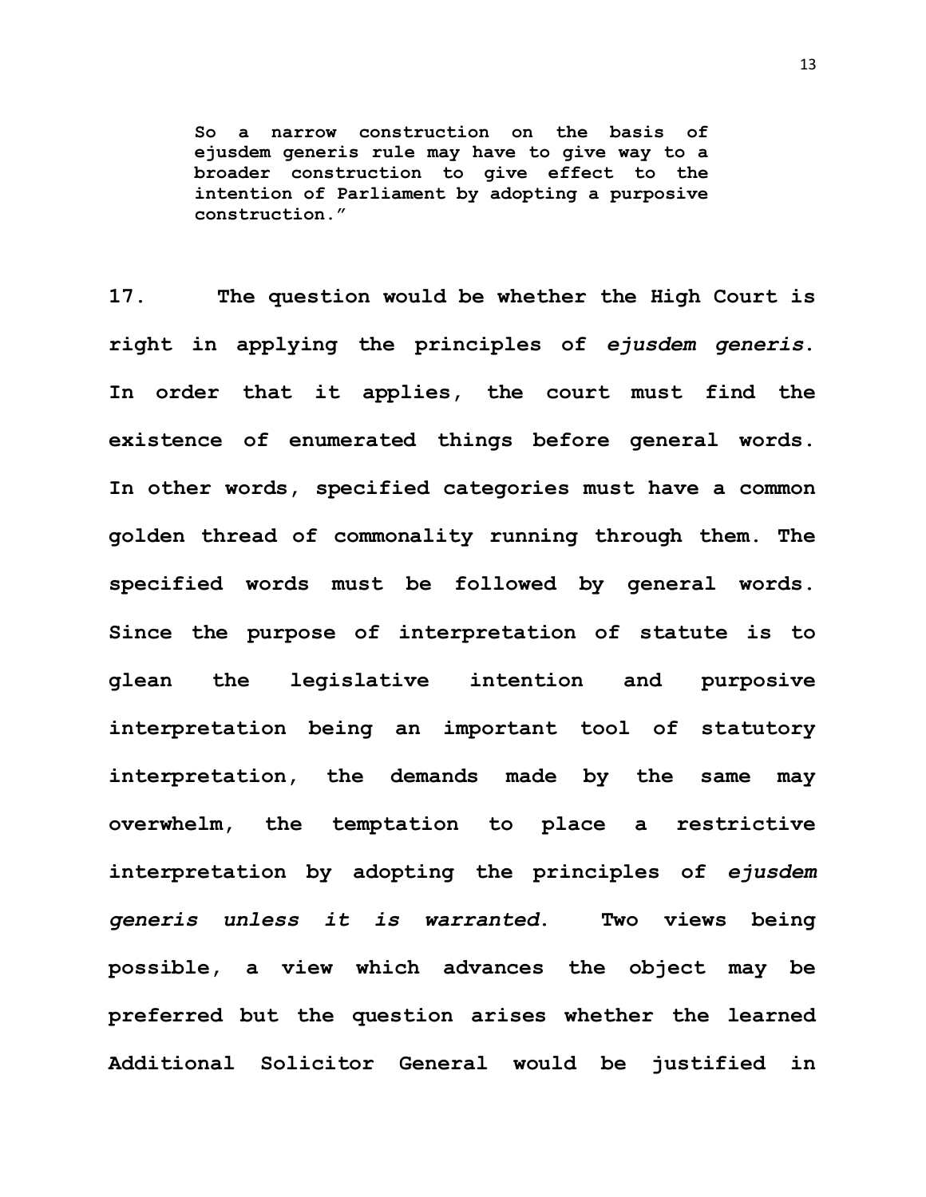> **So a narrow construction on the basis of ejusdem generis rule may have to give way to a broader construction to give effect to the intention of Parliament by adopting a purposive construction."**

**17. The question would be whether the High Court is right in applying the principles of *ejusdem generis*. In order that it applies, the court must find the existence of enumerated things before general words. In other words, specified categories must have a common golden thread of commonality running through them. The specified words must be followed by general words. Since the purpose of interpretation of statute is to glean the legislative intention and purposive interpretation being an important tool of statutory interpretation, the demands made by the same may overwhelm, the temptation to place a restrictive interpretation by adopting the principles of *ejusdem generis unless it is warranted*. Two views being possible, a view which advances the object may be preferred but the question arises whether the learned Additional Solicitor General would be justified in**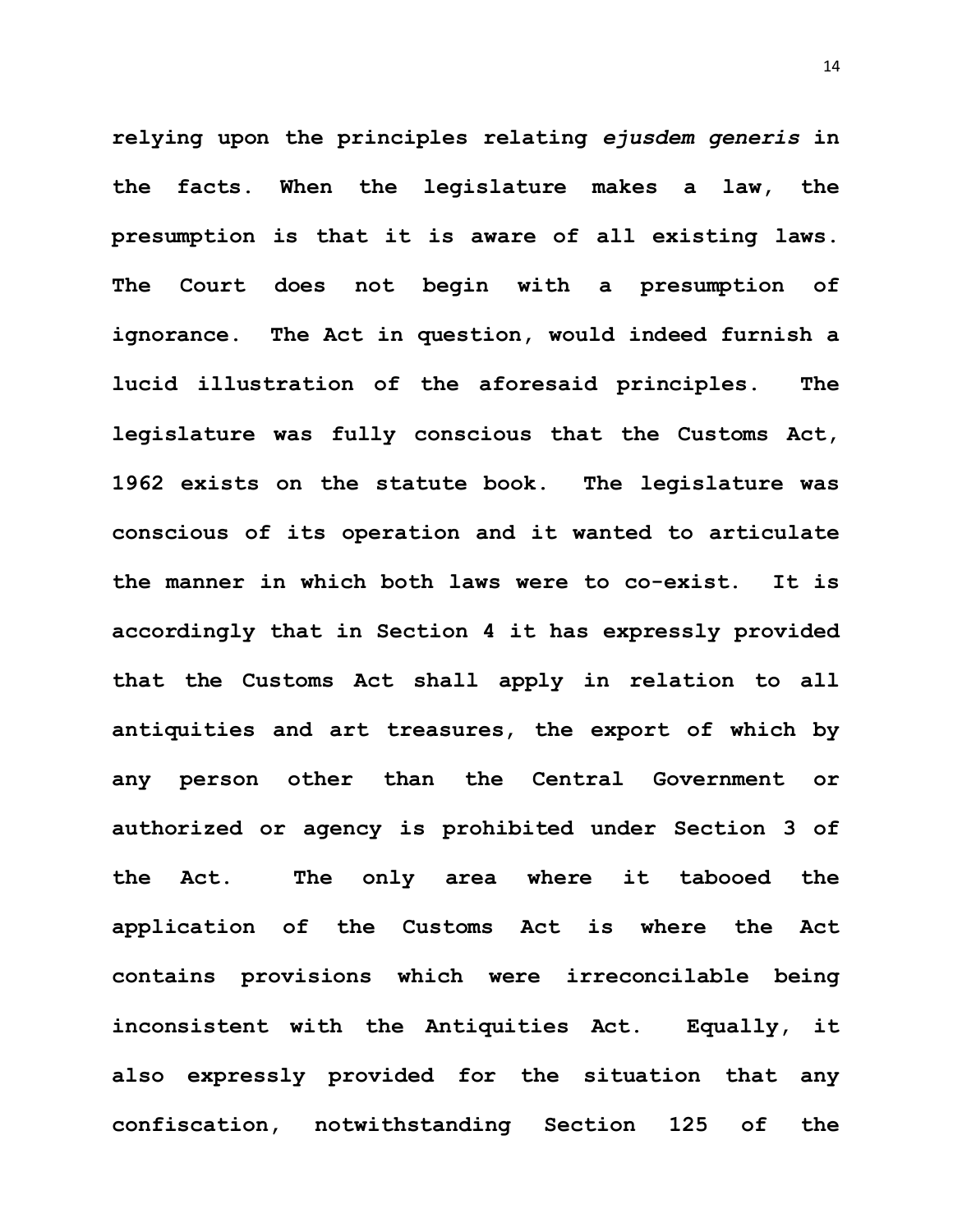**relying upon the principles relating *ejusdem generis* in the facts. When the legislature makes a law, the presumption is that it is aware of all existing laws. The Court does not begin with a presumption of ignorance. The Act in question, would indeed furnish a lucid illustration of the aforesaid principles. The legislature was fully conscious that the Customs Act, 1962 exists on the statute book. The legislature was conscious of its operation and it wanted to articulate the manner in which both laws were to co-exist. It is accordingly that in Section 4 it has expressly provided that the Customs Act shall apply in relation to all antiquities and art treasures, the export of which by any person other than the Central Government or authorized or agency is prohibited under Section 3 of the Act. The only area where it tabooed the application of the Customs Act is where the Act contains provisions which were irreconcilable being inconsistent with the Antiquities Act. Equally, it also expressly provided for the situation that any confiscation, notwithstanding Section 125 of the**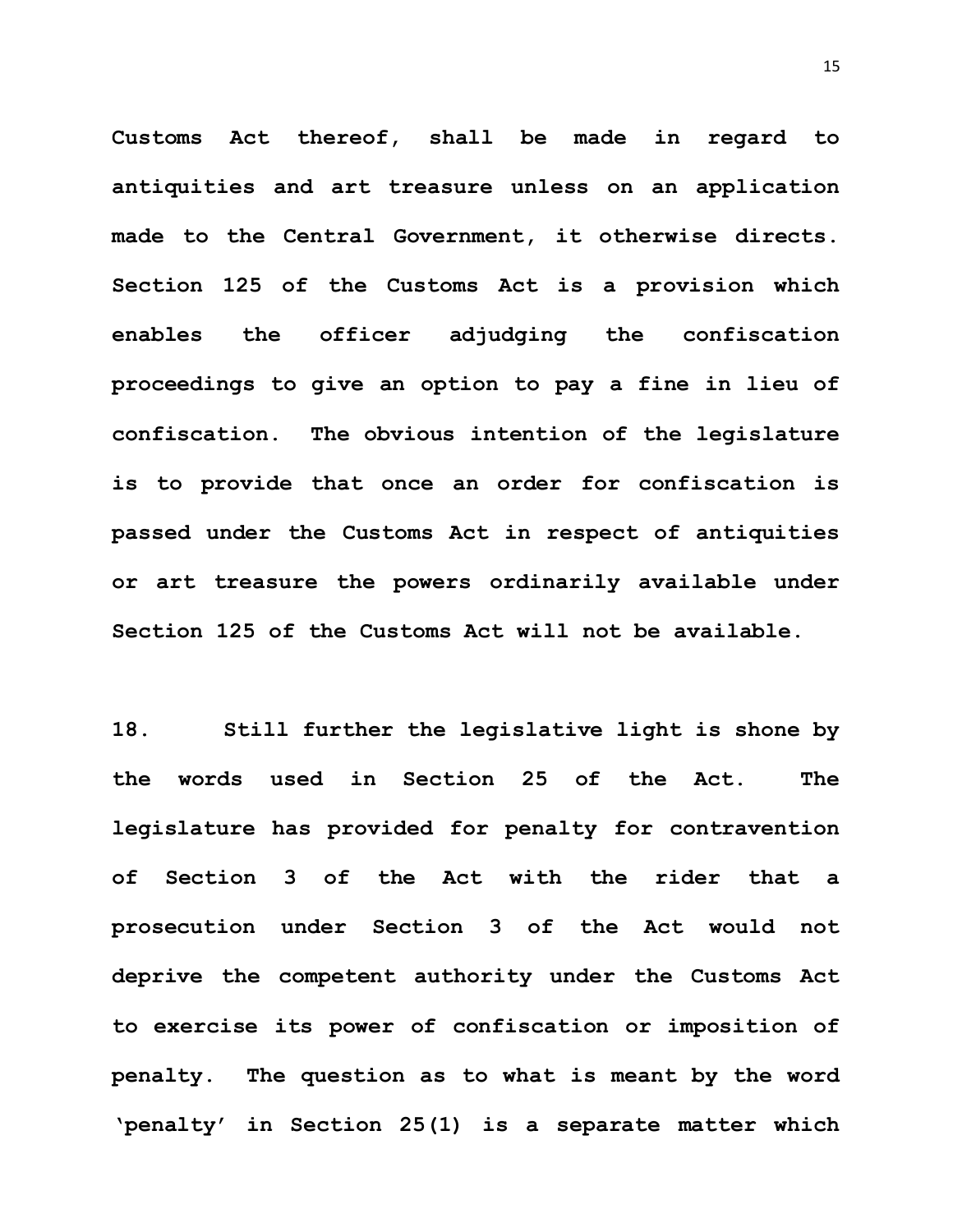**Customs Act thereof, shall be made in regard to antiquities and art treasure unless on an application made to the Central Government, it otherwise directs. Section 125 of the Customs Act is a provision which enables the officer adjudging the confiscation proceedings to give an option to pay a fine in lieu of confiscation. The obvious intention of the legislature is to provide that once an order for confiscation is passed under the Customs Act in respect of antiquities or art treasure the powers ordinarily available under Section 125 of the Customs Act will not be available.**

**18. Still further the legislative light is shone by the words used in Section 25 of the Act. The legislature has provided for penalty for contravention of Section 3 of the Act with the rider that a prosecution under Section 3 of the Act would not deprive the competent authority under the Customs Act to exercise its power of confiscation or imposition of penalty. The question as to what is meant by the word 'penalty' in Section 25(1) is a separate matter which**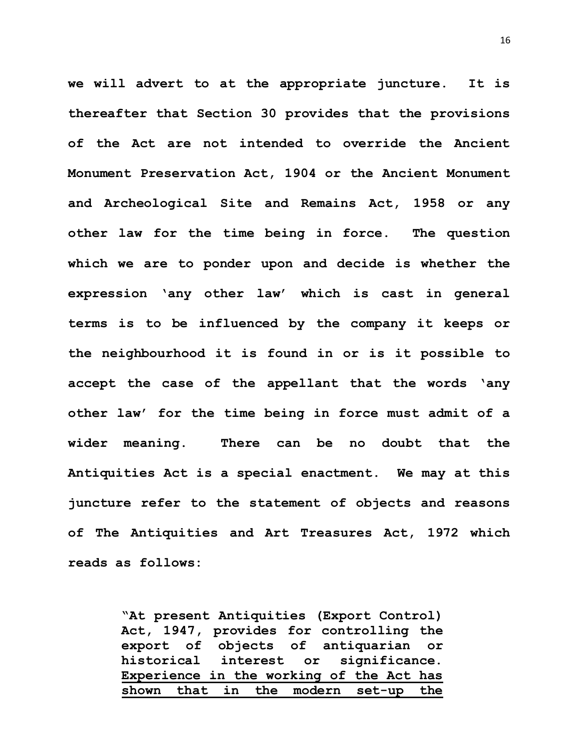**we will advert to at the appropriate juncture. It is thereafter that Section 30 provides that the provisions of the Act are not intended to override the Ancient Monument Preservation Act, 1904 or the Ancient Monument and Archeological Site and Remains Act, 1958 or any other law for the time being in force. The question which we are to ponder upon and decide is whether the expression 'any other law' which is cast in general terms is to be influenced by the company it keeps or the neighbourhood it is found in or is it possible to accept the case of the appellant that the words 'any other law' for the time being in force must admit of a wider meaning. There can be no doubt that the Antiquities Act is a special enactment. We may at this juncture refer to the statement of objects and reasons of The Antiquities and Art Treasures Act, 1972 which reads as follows:**

> **"At present Antiquities (Export Control) Act, 1947, provides for controlling the export of objects of antiquarian or historical interest or significance. <u>Experience in the working of the Act has shown that in the modern set-up the</u>**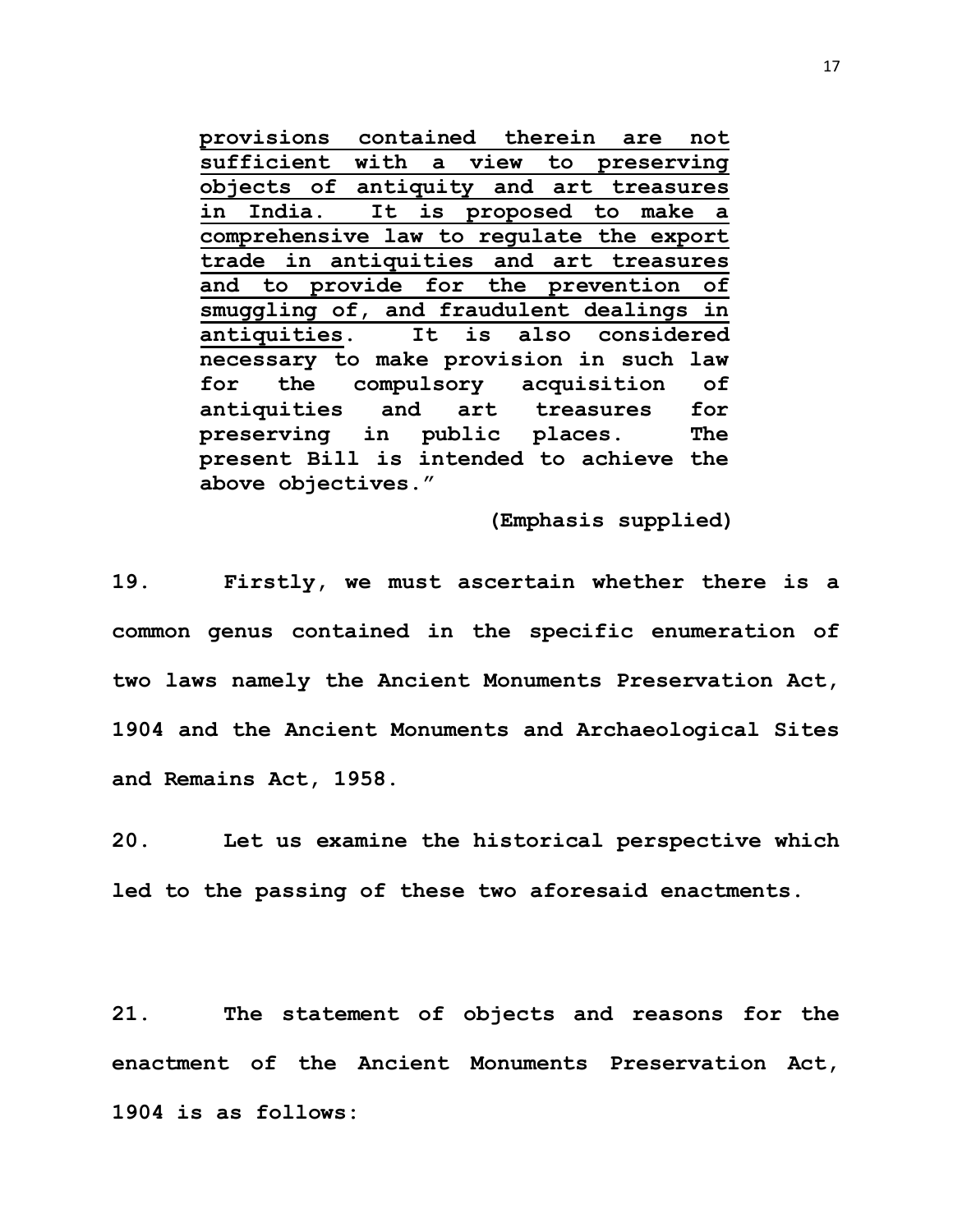> **provisions contained therein are not sufficient with a view to preserving objects of antiquity and art treasures in India. It is proposed to make a comprehensive law to regulate the export trade in antiquities and art treasures and to provide for the prevention of smuggling of, and fraudulent dealings in antiquities. It is also considered necessary to make provision in such law for the compulsory acquisition of antiquities and art treasures for preserving in public places. The present Bill is intended to achieve the above objectives."**
>
> **(Emphasis supplied)**

**19. Firstly, we must ascertain whether there is a common genus contained in the specific enumeration of two laws namely the Ancient Monuments Preservation Act, 1904 and the Ancient Monuments and Archaeological Sites and Remains Act, 1958.**

**20. Let us examine the historical perspective which led to the passing of these two aforesaid enactments.**

**21. The statement of objects and reasons for the enactment of the Ancient Monuments Preservation Act, 1904 is as follows:**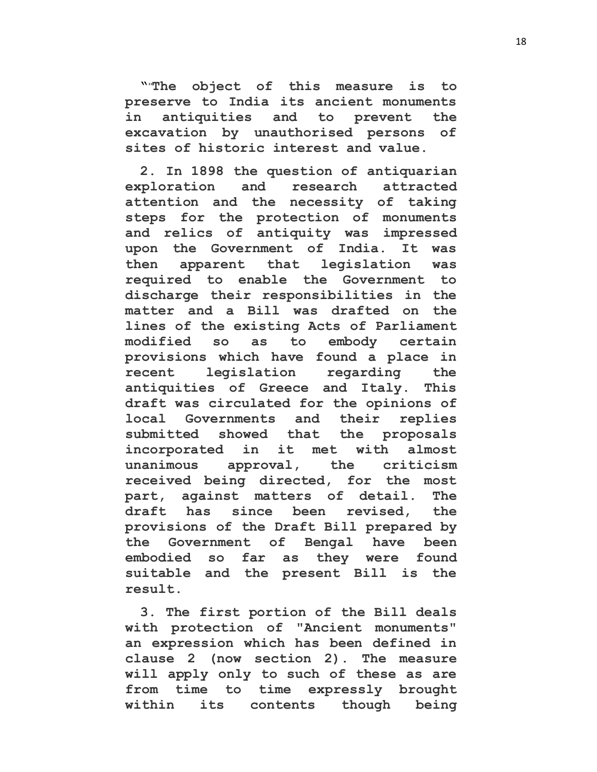**“"The object of this measure is to preserve to India its ancient monuments in antiquities and to prevent the excavation by unauthorised persons of sites of historic interest and value.**

**2. In 1898 the question of antiquarian exploration and research attracted attention and the necessity of taking steps for the protection of monuments and relics of antiquity was impressed upon the Government of India. It was then apparent that legislation was required to enable the Government to discharge their responsibilities in the matter and a Bill was drafted on the lines of the existing Acts of Parliament modified so as to embody certain provisions which have found a place in recent legislation regarding the antiquities of Greece and Italy. This draft was circulated for the opinions of local Governments and their replies submitted showed that the proposals incorporated in it met with almost unanimous approval, the criticism received being directed, for the most part, against matters of detail. The draft has since been revised, the provisions of the Draft Bill prepared by the Government of Bengal have been embodied so far as they were found suitable and the present Bill is the result.**

**3. The first portion of the Bill deals with protection of "Ancient monuments" an expression which has been defined in clause 2 (now section 2). The measure will apply only to such of these as are from time to time expressly brought within its contents though being**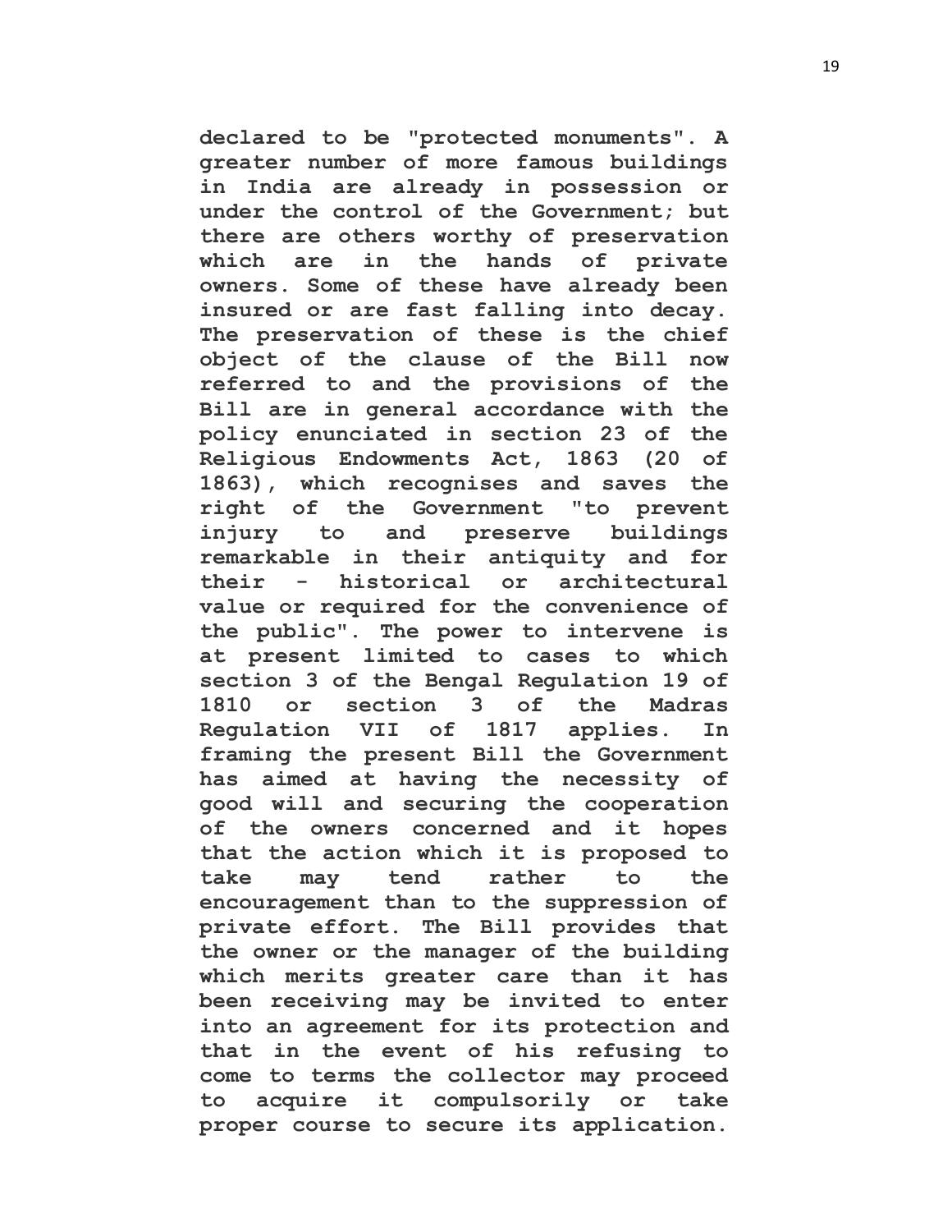**declared to be "protected monuments". A greater number of more famous buildings in India are already in possession or under the control of the Government; but there are others worthy of preservation which are in the hands of private owners. Some of these have already been insured or are fast falling into decay. The preservation of these is the chief object of the clause of the Bill now referred to and the provisions of the Bill are in general accordance with the policy enunciated in section 23 of the Religious Endowments Act, 1863 (20 of 1863), which recognises and saves the right of the Government "to prevent injury to and preserve buildings remarkable in their antiquity and for their - historical or architectural value or required for the convenience of the public". The power to intervene is at present limited to cases to which section 3 of the Bengal Regulation 19 of 1810 or section 3 of the Madras Regulation VII of 1817 applies. In framing the present Bill the Government has aimed at having the necessity of good will and securing the cooperation of the owners concerned and it hopes that the action which it is proposed to take may tend rather to the encouragement than to the suppression of private effort. The Bill provides that the owner or the manager of the building which merits greater care than it has been receiving may be invited to enter into an agreement for its protection and that in the event of his refusing to come to terms the collector may proceed to acquire it compulsorily or take proper course to secure its application.**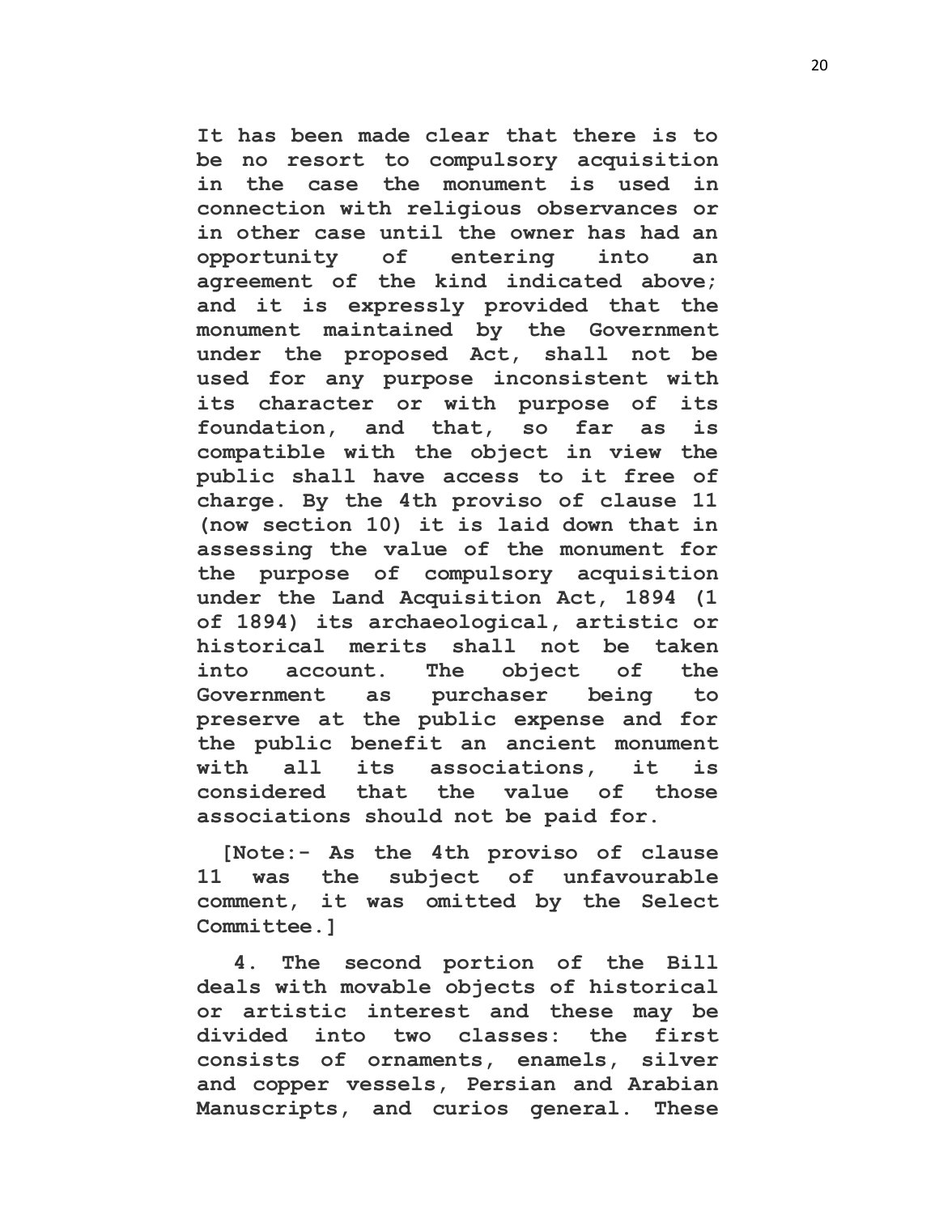**It has been made clear that there is to be no resort to compulsory acquisition in the case the monument is used in connection with religious observances or in other case until the owner has had an opportunity of entering into an agreement of the kind indicated above; and it is expressly provided that the monument maintained by the Government under the proposed Act, shall not be used for any purpose inconsistent with its character or with purpose of its foundation, and that, so far as is compatible with the object in view the public shall have access to it free of charge. By the 4th proviso of clause 11 (now section 10) it is laid down that in assessing the value of the monument for the purpose of compulsory acquisition under the Land Acquisition Act, 1894 (1 of 1894) its archaeological, artistic or historical merits shall not be taken into account. The object of the Government as purchaser being to preserve at the public expense and for the public benefit an ancient monument with all its associations, it is considered that the value of those associations should not be paid for.**

**[Note:- As the 4th proviso of clause 11 was the subject of unfavourable comment, it was omitted by the Select Committee.]**

**4. The second portion of the Bill deals with movable objects of historical or artistic interest and these may be divided into two classes: the first consists of ornaments, enamels, silver and copper vessels, Persian and Arabian Manuscripts, and curios general. These**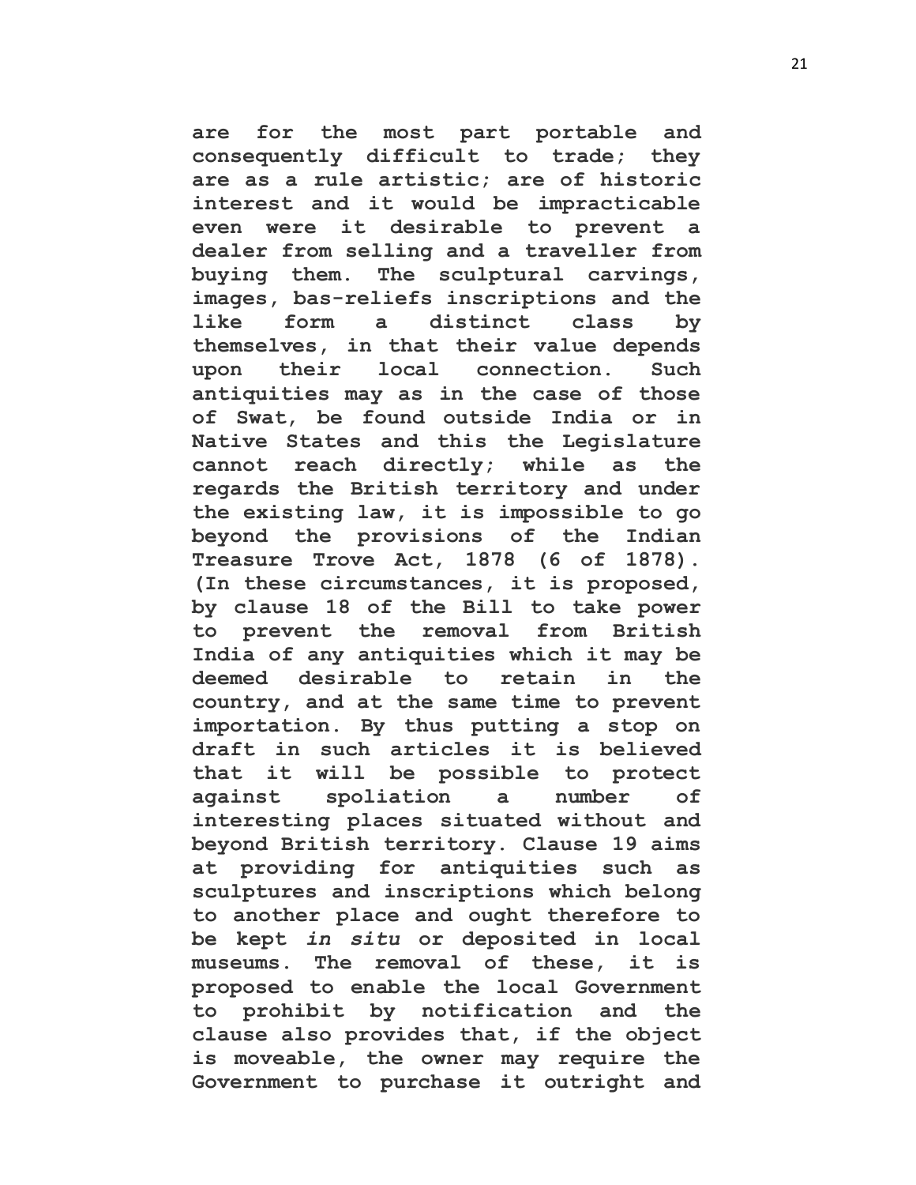**are for the most part portable and consequently difficult to trade; they are as a rule artistic; are of historic interest and it would be impracticable even were it desirable to prevent a dealer from selling and a traveller from buying them. The sculptural carvings, images, bas-reliefs inscriptions and the like form a distinct class by themselves, in that their value depends upon their local connection. Such antiquities may as in the case of those of Swat, be found outside India or in Native States and this the Legislature cannot reach directly; while as the regards the British territory and under the existing law, it is impossible to go beyond the provisions of the Indian Treasure Trove Act, 1878 (6 of 1878). (In these circumstances, it is proposed, by clause 18 of the Bill to take power to prevent the removal from British India of any antiquities which it may be deemed desirable to retain in the country, and at the same time to prevent importation. By thus putting a stop on draft in such articles it is believed that it will be possible to protect against spoliation a number of interesting places situated without and beyond British territory. Clause 19 aims at providing for antiquities such as sculptures and inscriptions which belong to another place and ought therefore to be kept *in situ* or deposited in local museums. The removal of these, it is proposed to enable the local Government to prohibit by notification and the clause also provides that, if the object is moveable, the owner may require the Government to purchase it outright and**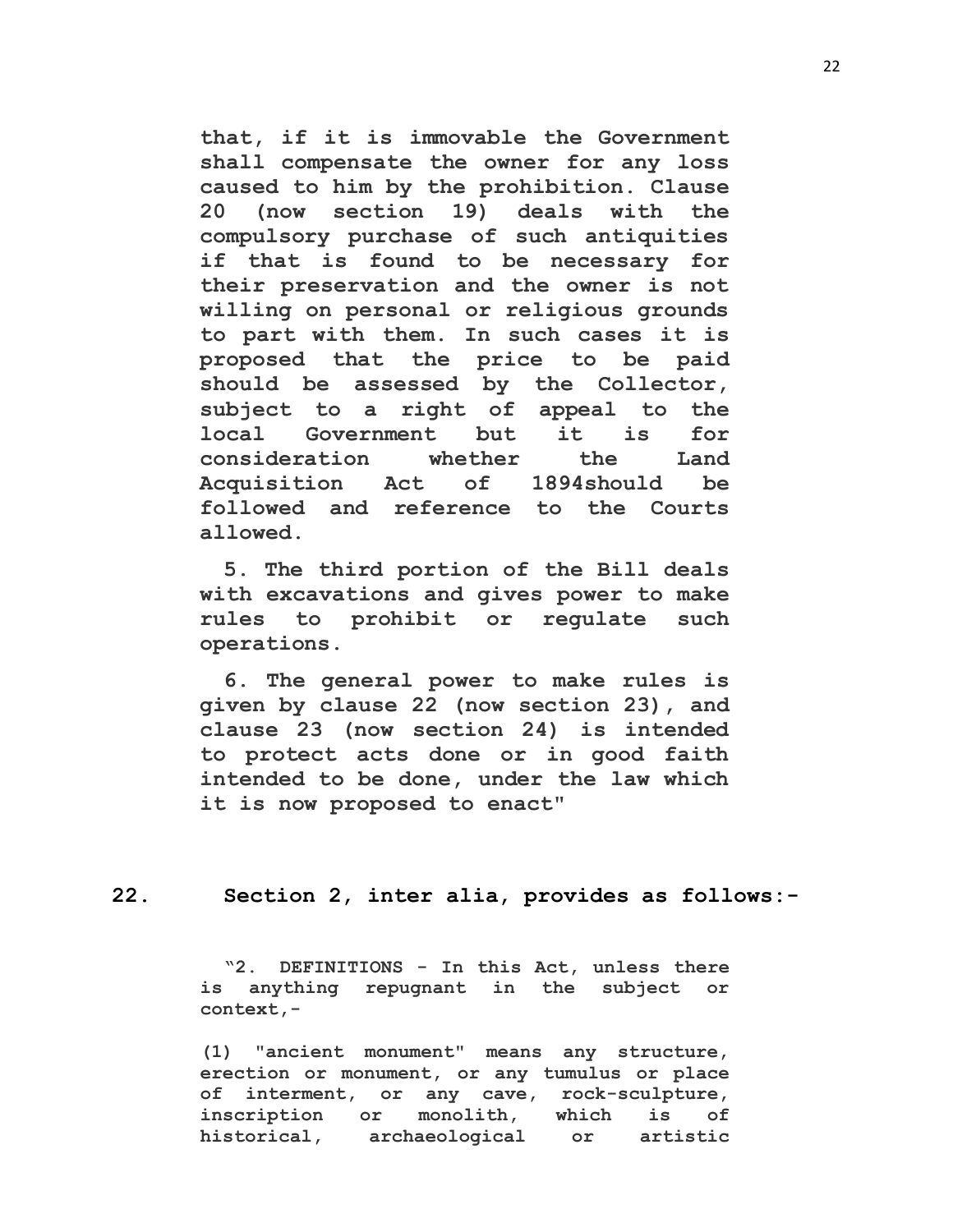**that, if it is immovable the Government shall compensate the owner for any loss caused to him by the prohibition. Clause 20 (now section 19) deals with the compulsory purchase of such antiquities if that is found to be necessary for their preservation and the owner is not willing on personal or religious grounds to part with them. In such cases it is proposed that the price to be paid should be assessed by the Collector, subject to a right of appeal to the local Government but it is for consideration whether the Land Acquisition Act of 1894should be followed and reference to the Courts allowed.**

**5. The third portion of the Bill deals with excavations and gives power to make rules to prohibit or regulate such operations.**

**6. The general power to make rules is given by clause 22 (now section 23), and clause 23 (now section 24) is intended to protect acts done or in good faith intended to be done, under the law which it is now proposed to enact"**

**22. Section 2, inter alia, provides as follows:-**

**"2. DEFINITIONS - In this Act, unless there is anything repugnant in the subject or context,-**

**(1) "ancient monument" means any structure, erection or monument, or any tumulus or place of interment, or any cave, rock-sculpture, inscription or monolith, which is of historical, archaeological or artistic**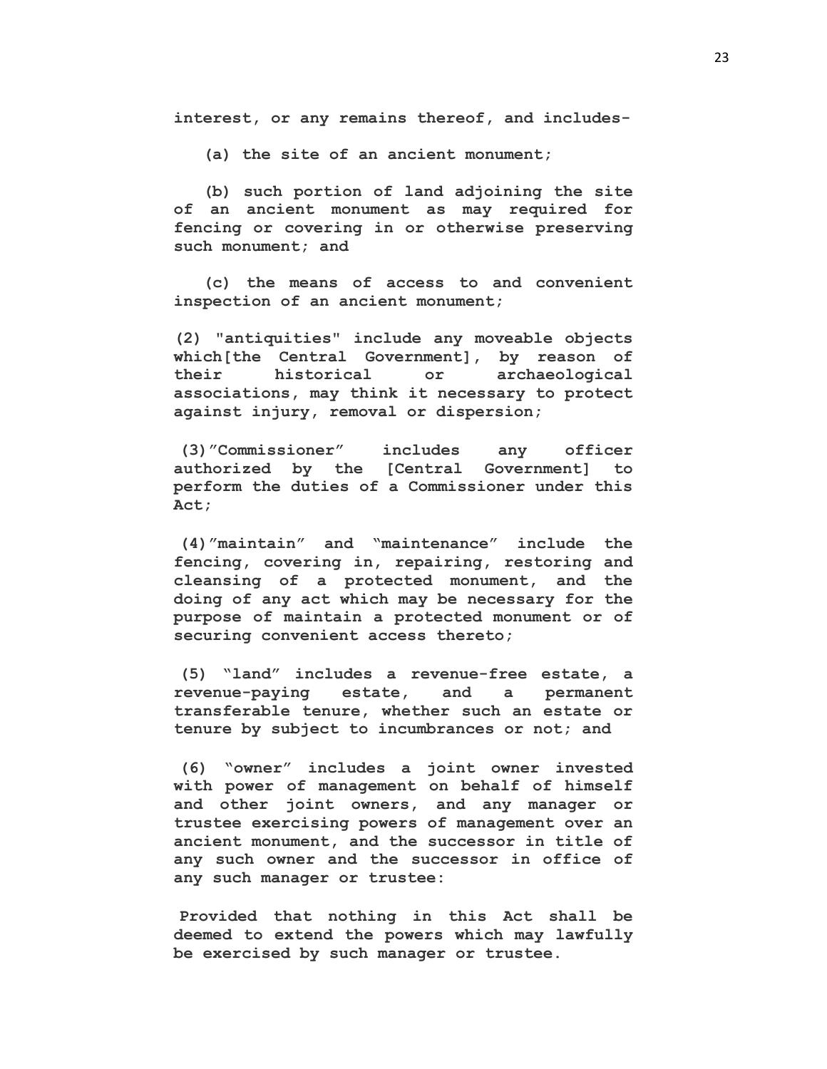**interest, or any remains thereof, and includes-**

**(a) the site of an ancient monument;**

**(b) such portion of land adjoining the site of an ancient monument as may required for fencing or covering in or otherwise preserving such monument; and**

**(c) the means of access to and convenient inspection of an ancient monument;**

**(2) "antiquities" include any moveable objects which[the Central Government], by reason of their historical or archaeological associations, may think it necessary to protect against injury, removal or dispersion;**

**(3)"Commissioner" includes any officer authorized by the [Central Government] to perform the duties of a Commissioner under this Act;**

**(4)"maintain" and "maintenance" include the fencing, covering in, repairing, restoring and cleansing of a protected monument, and the doing of any act which may be necessary for the purpose of maintain a protected monument or of securing convenient access thereto;**

**(5) "land" includes a revenue-free estate, a revenue-paying estate, and a permanent transferable tenure, whether such an estate or tenure by subject to incumbrances or not; and**

**(6) "owner" includes a joint owner invested with power of management on behalf of himself and other joint owners, and any manager or trustee exercising powers of management over an ancient monument, and the successor in title of any such owner and the successor in office of any such manager or trustee:**

**Provided that nothing in this Act shall be deemed to extend the powers which may lawfully be exercised by such manager or trustee.**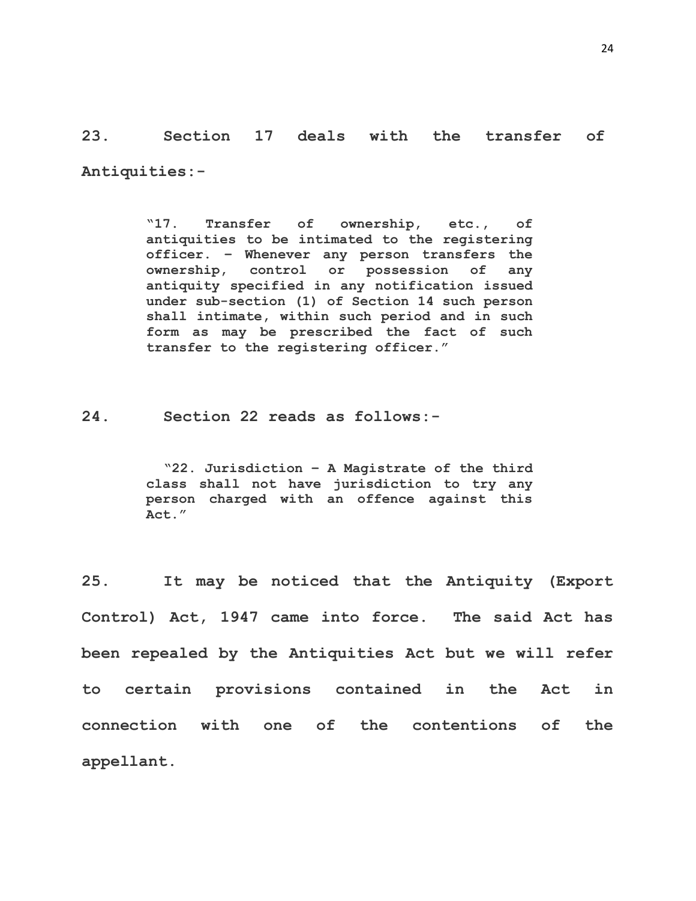**23. Section 17 deals with the transfer of Antiquities:-**

> **"17. Transfer of ownership, etc., of antiquities to be intimated to the registering officer. – Whenever any person transfers the ownership, control or possession of any antiquity specified in any notification issued under sub-section (1) of Section 14 such person shall intimate, within such period and in such form as may be prescribed the fact of such transfer to the registering officer."**

**24. Section 22 reads as follows:-**

> **"22. Jurisdiction – A Magistrate of the third class shall not have jurisdiction to try any person charged with an offence against this Act."**

**25. It may be noticed that the Antiquity (Export Control) Act, 1947 came into force. The said Act has been repealed by the Antiquities Act but we will refer to certain provisions contained in the Act in connection with one of the contentions of the appellant.**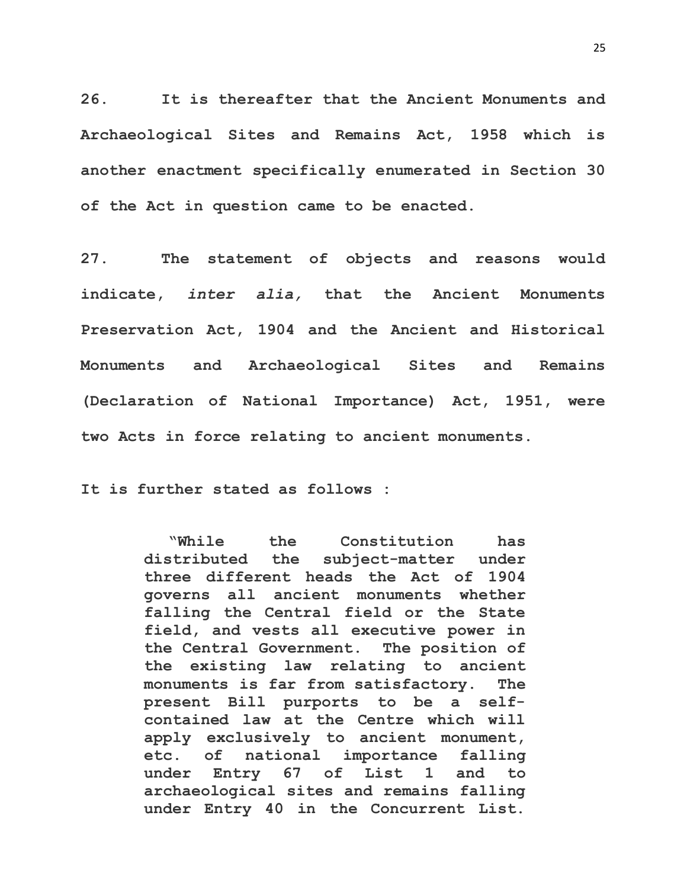**26. It is thereafter that the Ancient Monuments and Archaeological Sites and Remains Act, 1958 which is another enactment specifically enumerated in Section 30 of the Act in question came to be enacted.**

**27. The statement of objects and reasons would indicate, *inter alia,* that the Ancient Monuments Preservation Act, 1904 and the Ancient and Historical Monuments and Archaeological Sites and Remains (Declaration of National Importance) Act, 1951, were two Acts in force relating to ancient monuments.**

**It is further stated as follows :**

> **"While the Constitution has distributed the subject-matter under three different heads the Act of 1904 governs all ancient monuments whether falling the Central field or the State field, and vests all executive power in the Central Government. The position of the existing law relating to ancient monuments is far from satisfactory. The present Bill purports to be a self-contained law at the Centre which will apply exclusively to ancient monument, etc. of national importance falling under Entry 67 of List 1 and to archaeological sites and remains falling under Entry 40 in the Concurrent List.**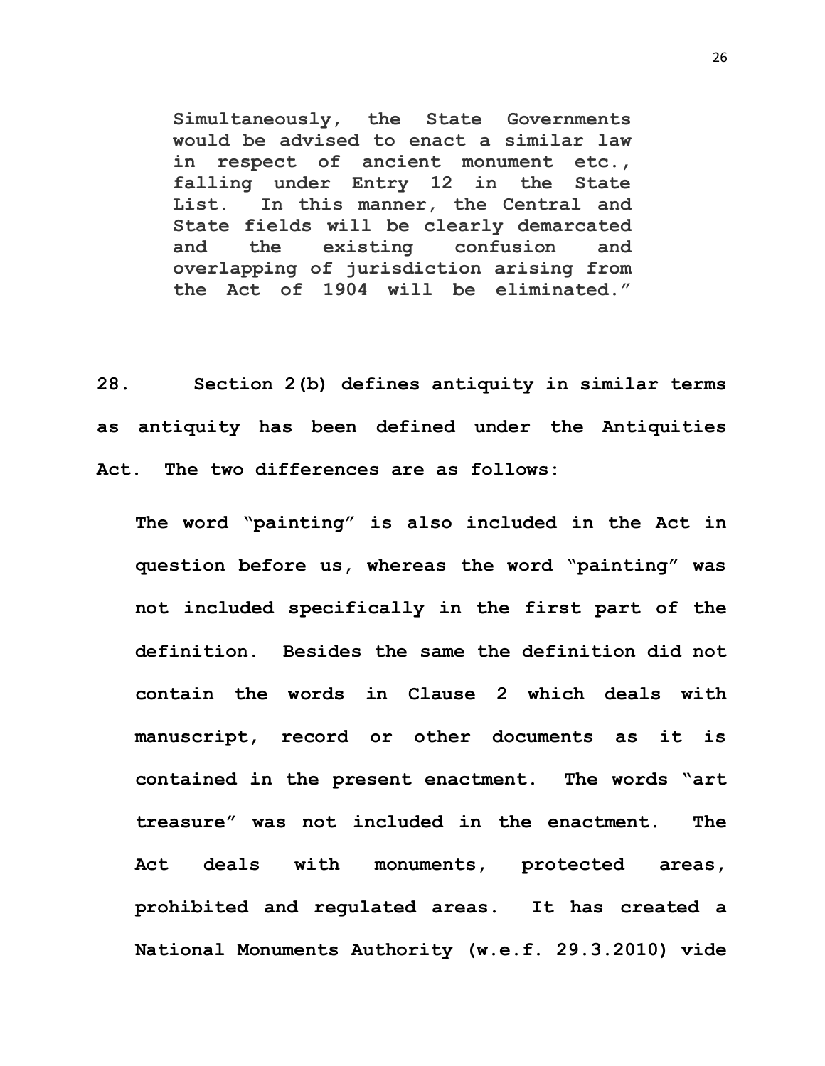> **Simultaneously, the State Governments would be advised to enact a similar law in respect of ancient monument etc., falling under Entry 12 in the State List. In this manner, the Central and State fields will be clearly demarcated and the existing confusion and overlapping of jurisdiction arising from the Act of 1904 will be eliminated."**

**28. Section 2(b) defines antiquity in similar terms as antiquity has been defined under the Antiquities Act. The two differences are as follows:**

**The word "painting" is also included in the Act in question before us, whereas the word "painting" was not included specifically in the first part of the definition. Besides the same the definition did not contain the words in Clause 2 which deals with manuscript, record or other documents as it is contained in the present enactment. The words "art treasure" was not included in the enactment. The Act deals with monuments, protected areas, prohibited and regulated areas. It has created a National Monuments Authority (w.e.f. 29.3.2010) vide**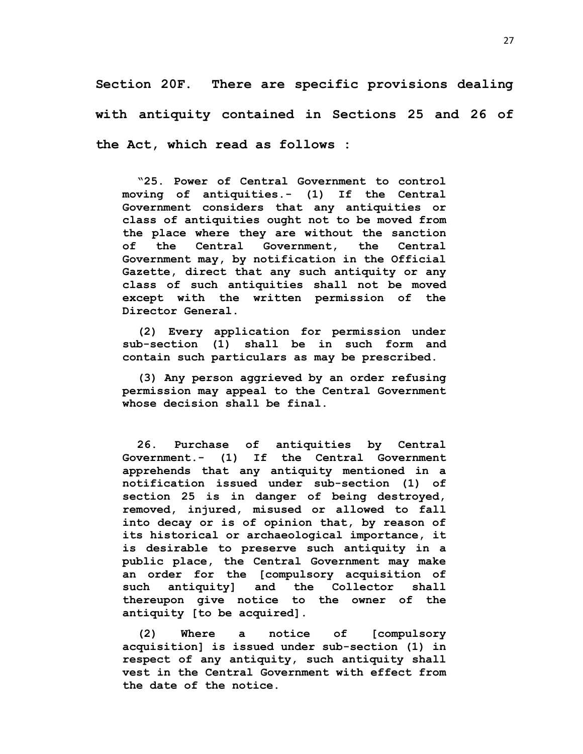**Section 20F. There are specific provisions dealing with antiquity contained in Sections 25 and 26 of the Act, which read as follows :**

> **"25. Power of Central Government to control moving of antiquities.- (1) If the Central Government considers that any antiquities or class of antiquities ought not to be moved from the place where they are without the sanction of the Central Government, the Central Government may, by notification in the Official Gazette, direct that any such antiquity or any class of such antiquities shall not be moved except with the written permission of the Director General.**
>
> **(2) Every application for permission under sub-section (1) shall be in such form and contain such particulars as may be prescribed.**
>
> **(3) Any person aggrieved by an order refusing permission may appeal to the Central Government whose decision shall be final.**
>
> **26. Purchase of antiquities by Central Government.- (1) If the Central Government apprehends that any antiquity mentioned in a notification issued under sub-section (1) of section 25 is in danger of being destroyed, removed, injured, misused or allowed to fall into decay or is of opinion that, by reason of its historical or archaeological importance, it is desirable to preserve such antiquity in a public place, the Central Government may make an order for the [compulsory acquisition of such antiquity] and the Collector shall thereupon give notice to the owner of the antiquity [to be acquired].**
>
> **(2) Where a notice of [compulsory acquisition] is issued under sub-section (1) in respect of any antiquity, such antiquity shall vest in the Central Government with effect from the date of the notice.**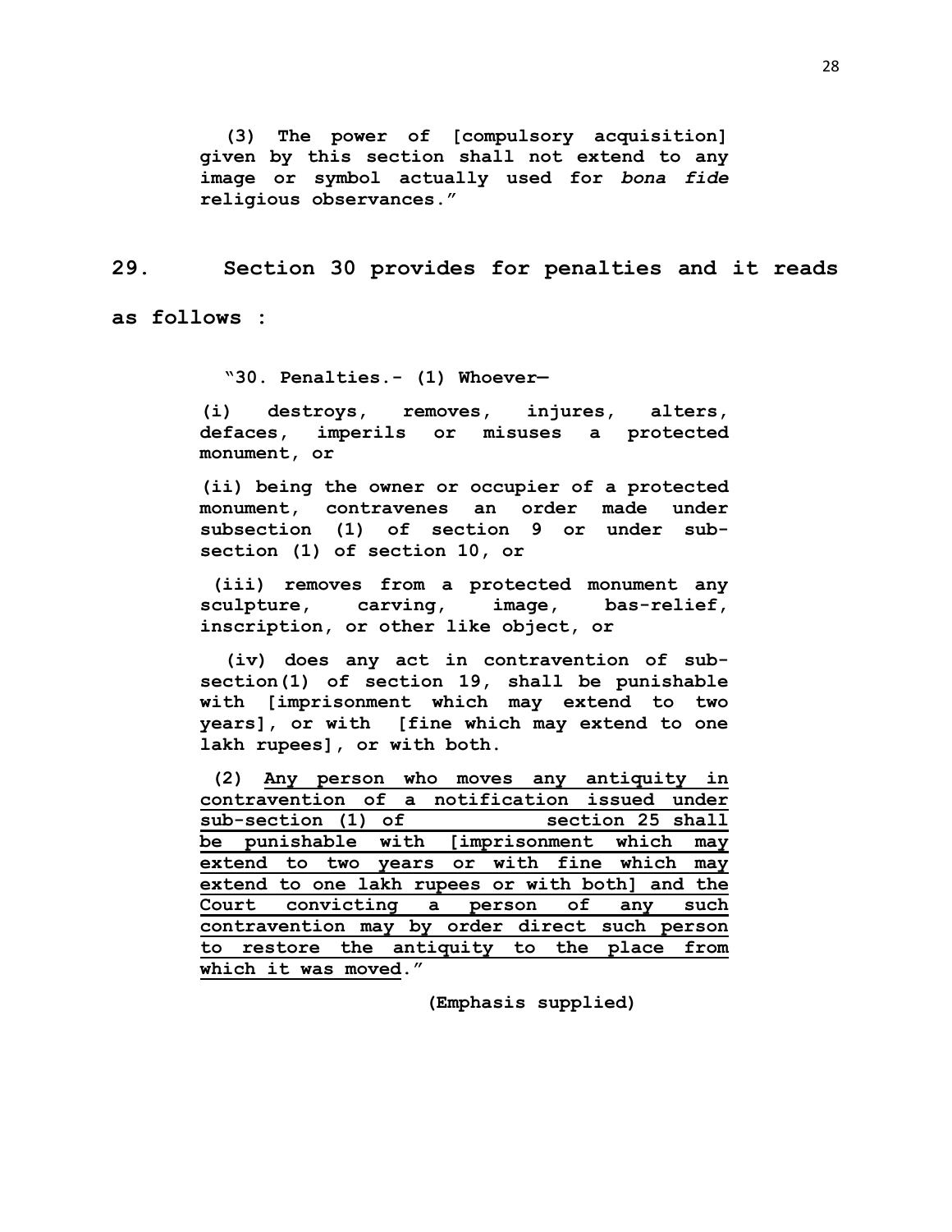**(3) The power of [compulsory acquisition] given by this section shall not extend to any image or symbol actually used for *bona fide* religious observances."**

**29. Section 30 provides for penalties and it reads as follows :**

**"30. Penalties.- (1) Whoever—**

**(i) destroys, removes, injures, alters, defaces, imperils or misuses a protected monument, or**

**(ii) being the owner or occupier of a protected monument, contravenes an order made under subsection (1) of section 9 or under sub-section (1) of section 10, or**

**(iii) removes from a protected monument any sculpture, carving, image, bas-relief, inscription, or other like object, or**

**(iv) does any act in contravention of sub-section(1) of section 19, shall be punishable with [imprisonment which may extend to two years], or with [fine which may extend to one lakh rupees], or with both.**

**(2) <u>Any person who moves any antiquity in contravention of a notification issued under sub-section (1) of section 25 shall be punishable with [imprisonment which may extend to two years or with fine which may extend to one lakh rupees or with both] and the Court convicting a person of any such contravention may by order direct such person to restore the antiquity to the place from which it was moved</u>."**

**(Emphasis supplied)**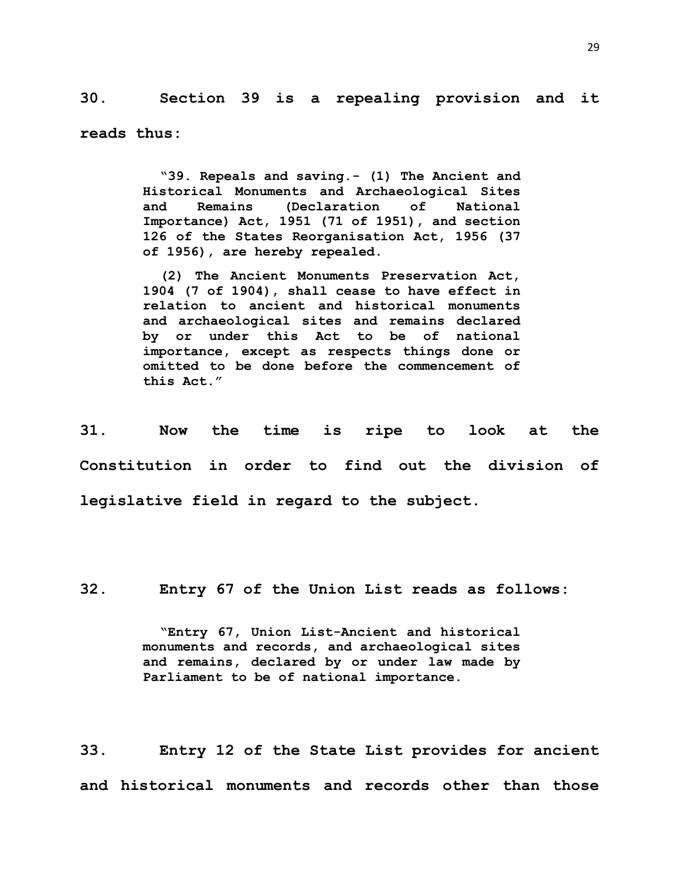**30. Section 39 is a repealing provision and it reads thus:**

> **"39. Repeals and saving.- (1) The Ancient and Historical Monuments and Archaeological Sites and Remains (Declaration of National Importance) Act, 1951 (71 of 1951), and section 126 of the States Reorganisation Act, 1956 (37 of 1956), are hereby repealed.**
>
> **(2) The Ancient Monuments Preservation Act, 1904 (7 of 1904), shall cease to have effect in relation to ancient and historical monuments and archaeological sites and remains declared by or under this Act to be of national importance, except as respects things done or omitted to be done before the commencement of this Act."**

**31. Now the time is ripe to look at the Constitution in order to find out the division of legislative field in regard to the subject.**

**32. Entry 67 of the Union List reads as follows:**

> **"Entry 67, Union List-Ancient and historical monuments and records, and archaeological sites and remains, declared by or under law made by Parliament to be of national importance.**

**33. Entry 12 of the State List provides for ancient and historical monuments and records other than those**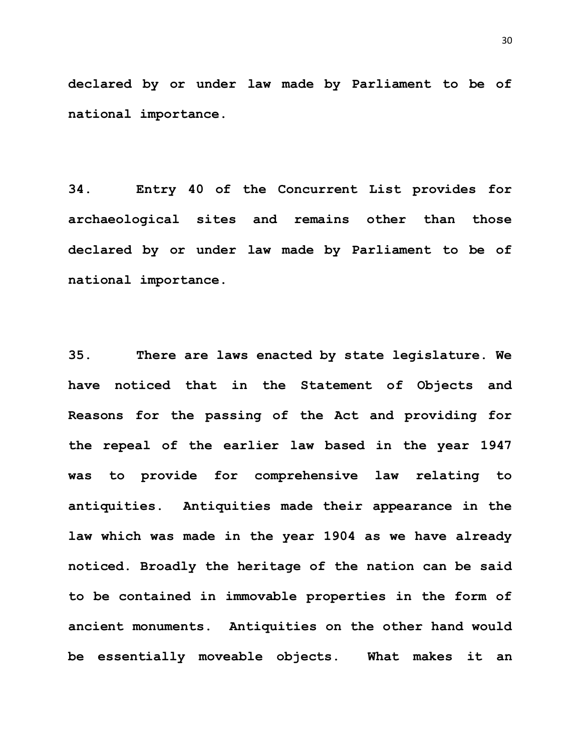**declared by or under law made by Parliament to be of national importance.**

**34. Entry 40 of the Concurrent List provides for archaeological sites and remains other than those declared by or under law made by Parliament to be of national importance.**

**35. There are laws enacted by state legislature. We have noticed that in the Statement of Objects and Reasons for the passing of the Act and providing for the repeal of the earlier law based in the year 1947 was to provide for comprehensive law relating to antiquities. Antiquities made their appearance in the law which was made in the year 1904 as we have already noticed. Broadly the heritage of the nation can be said to be contained in immovable properties in the form of ancient monuments. Antiquities on the other hand would be essentially moveable objects. What makes it an**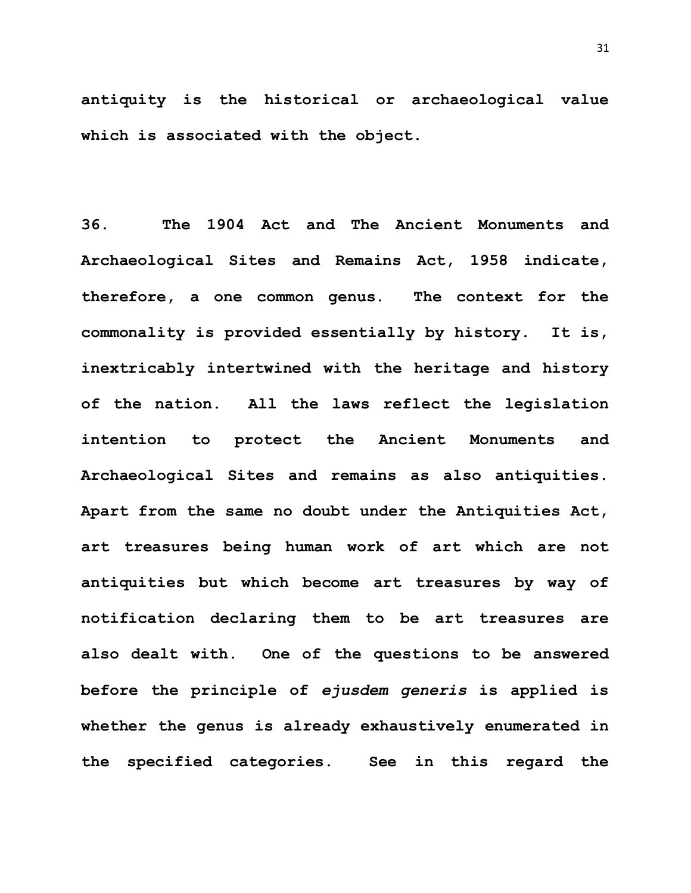antiquity is the historical or archaeological value which is associated with the object.

36. The 1904 Act and The Ancient Monuments and Archaeological Sites and Remains Act, 1958 indicate, therefore, a one common genus. The context for the commonality is provided essentially by history. It is, inextricably intertwined with the heritage and history of the nation. All the laws reflect the legislation intention to protect the Ancient Monuments and Archaeological Sites and remains as also antiquities. Apart from the same no doubt under the Antiquities Act, art treasures being human work of art which are not antiquities but which become art treasures by way of notification declaring them to be art treasures are also dealt with. One of the questions to be answered before the principle of *ejusdem generis* is applied is whether the genus is already exhaustively enumerated in the specified categories. See in this regard the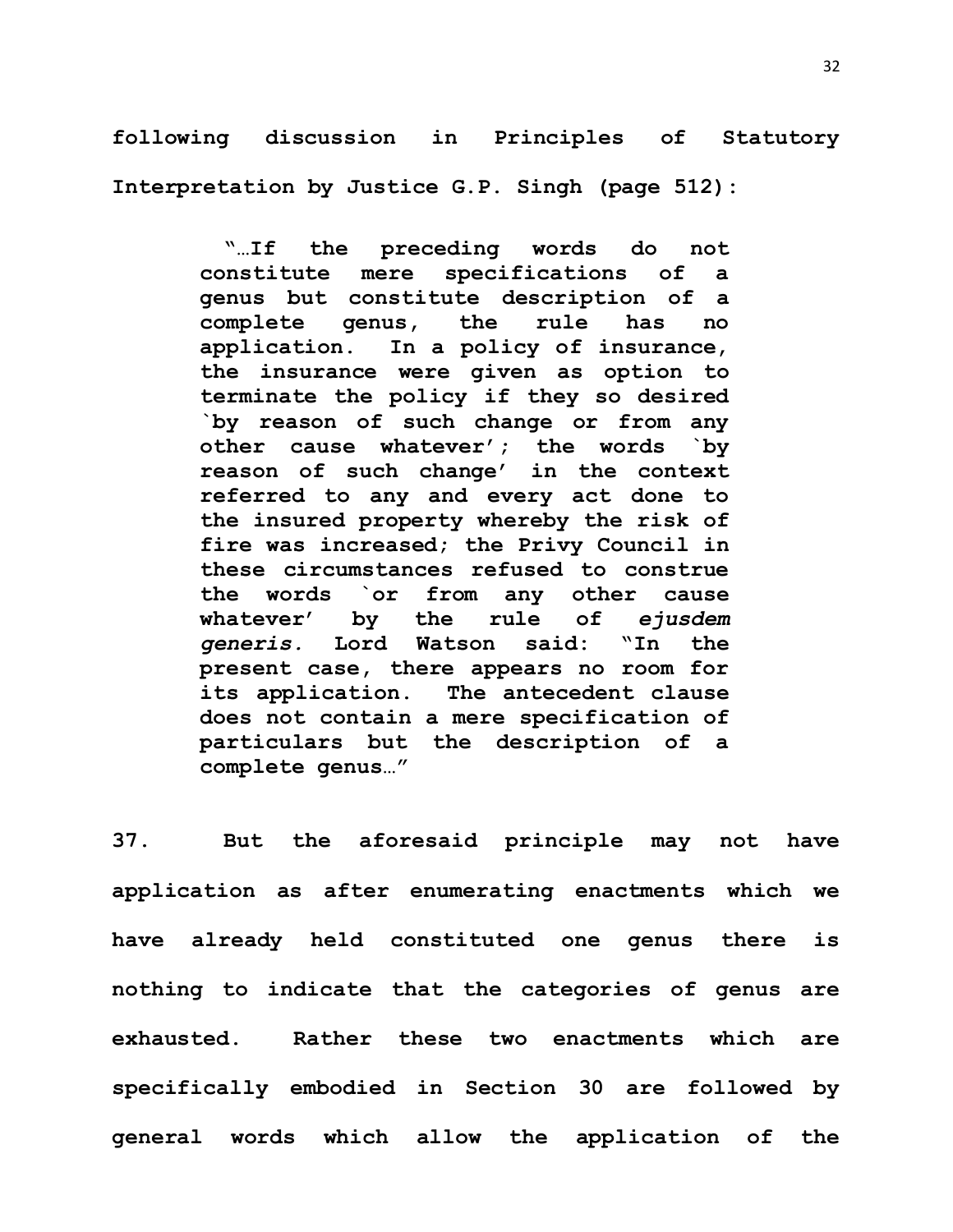**following discussion in Principles of Statutory Interpretation by Justice G.P. Singh (page 512):**

> **"…If the preceding words do not constitute mere specifications of a genus but constitute description of a complete genus, the rule has no application. In a policy of insurance, the insurance were given as option to terminate the policy if they so desired `by reason of such change or from any other cause whatever'; the words `by reason of such change' in the context referred to any and every act done to the insured property whereby the risk of fire was increased; the Privy Council in these circumstances refused to construe the words `or from any other cause whatever' by the rule of *ejusdem generis.* Lord Watson said: "In the present case, there appears no room for its application. The antecedent clause does not contain a mere specification of particulars but the description of a complete genus…"**

**37. But the aforesaid principle may not have application as after enumerating enactments which we have already held constituted one genus there is nothing to indicate that the categories of genus are exhausted. Rather these two enactments which are specifically embodied in Section 30 are followed by general words which allow the application of the**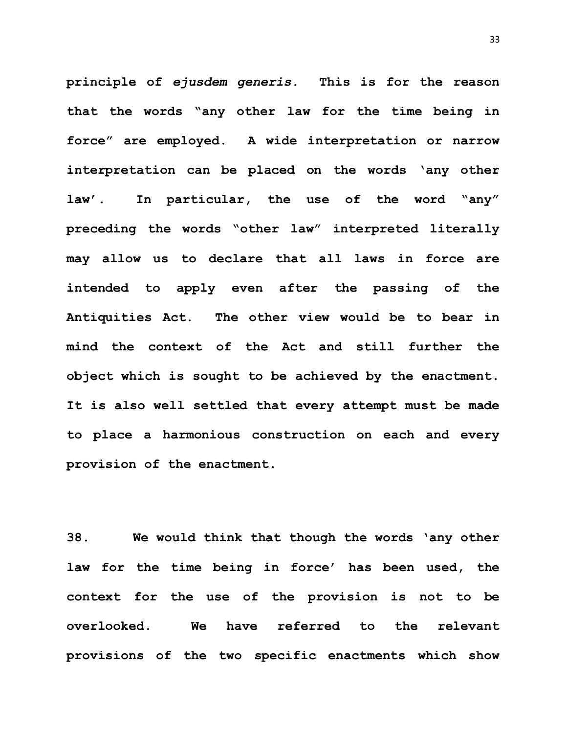**principle of *ejusdem generis.* This is for the reason that the words "any other law for the time being in force" are employed. A wide interpretation or narrow interpretation can be placed on the words 'any other law'. In particular, the use of the word "any" preceding the words "other law" interpreted literally may allow us to declare that all laws in force are intended to apply even after the passing of the Antiquities Act. The other view would be to bear in mind the context of the Act and still further the object which is sought to be achieved by the enactment. It is also well settled that every attempt must be made to place a harmonious construction on each and every provision of the enactment.**

**38. We would think that though the words 'any other law for the time being in force' has been used, the context for the use of the provision is not to be overlooked. We have referred to the relevant provisions of the two specific enactments which show**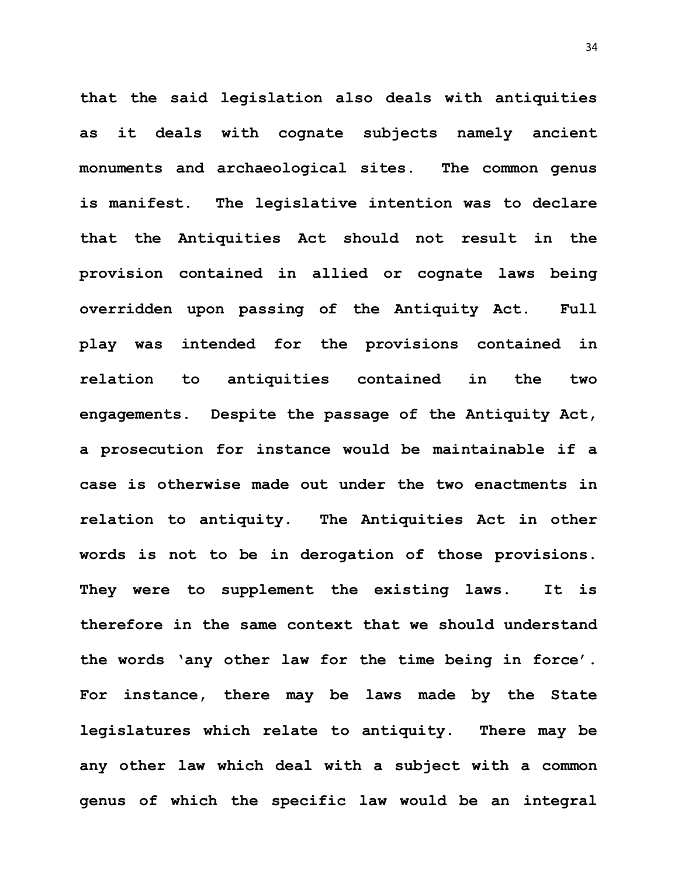that the said legislation also deals with antiquities as it deals with cognate subjects namely ancient monuments and archaeological sites. The common genus is manifest. The legislative intention was to declare that the Antiquities Act should not result in the provision contained in allied or cognate laws being overridden upon passing of the Antiquity Act. Full play was intended for the provisions contained in relation to antiquities contained in the two engagements. Despite the passage of the Antiquity Act, a prosecution for instance would be maintainable if a case is otherwise made out under the two enactments in relation to antiquity. The Antiquities Act in other words is not to be in derogation of those provisions. They were to supplement the existing laws. It is therefore in the same context that we should understand the words 'any other law for the time being in force'. For instance, there may be laws made by the State legislatures which relate to antiquity. There may be any other law which deal with a subject with a common genus of which the specific law would be an integral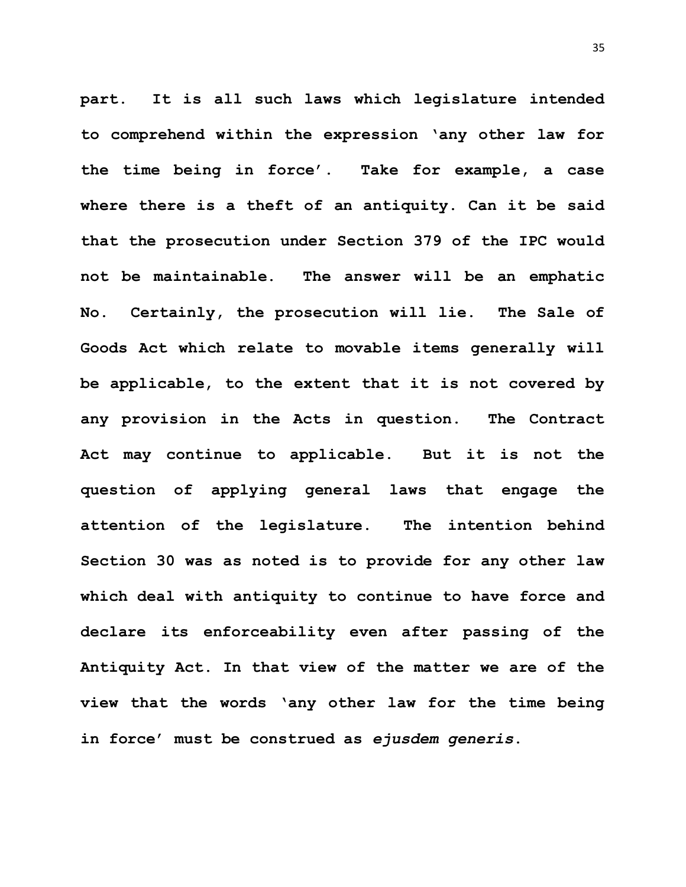**part. It is all such laws which legislature intended to comprehend within the expression 'any other law for the time being in force'. Take for example, a case where there is a theft of an antiquity. Can it be said that the prosecution under Section 379 of the IPC would not be maintainable. The answer will be an emphatic No. Certainly, the prosecution will lie. The Sale of Goods Act which relate to movable items generally will be applicable, to the extent that it is not covered by any provision in the Acts in question. The Contract Act may continue to applicable. But it is not the question of applying general laws that engage the attention of the legislature. The intention behind Section 30 was as noted is to provide for any other law which deal with antiquity to continue to have force and declare its enforceability even after passing of the Antiquity Act. In that view of the matter we are of the view that the words 'any other law for the time being in force' must be construed as *ejusdem generis*.**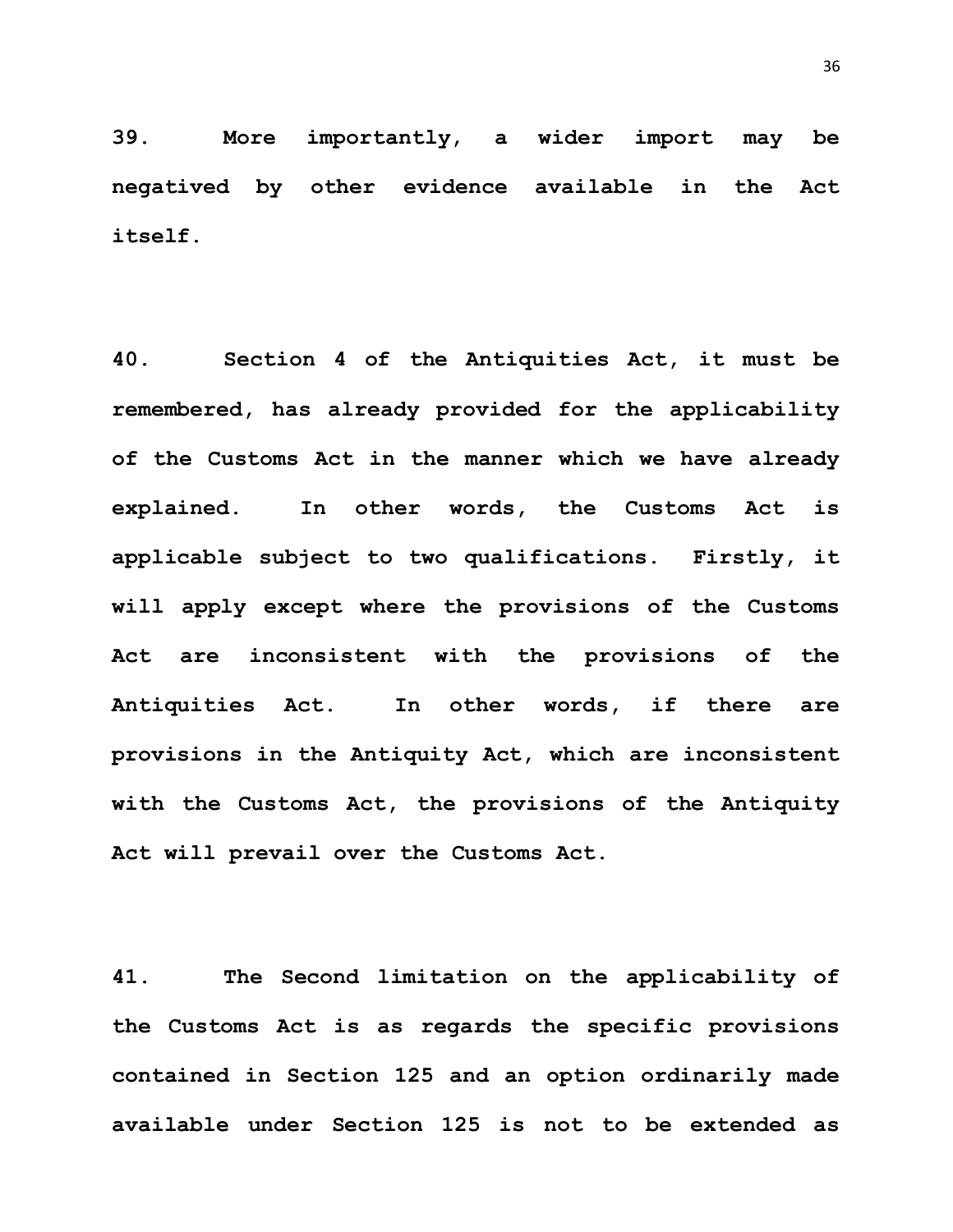**39. More importantly, a wider import may be negatived by other evidence available in the Act itself.**

**40. Section 4 of the Antiquities Act, it must be remembered, has already provided for the applicability of the Customs Act in the manner which we have already explained. In other words, the Customs Act is applicable subject to two qualifications. Firstly, it will apply except where the provisions of the Customs Act are inconsistent with the provisions of the Antiquities Act. In other words, if there are provisions in the Antiquity Act, which are inconsistent with the Customs Act, the provisions of the Antiquity Act will prevail over the Customs Act.**

**41. The Second limitation on the applicability of the Customs Act is as regards the specific provisions contained in Section 125 and an option ordinarily made available under Section 125 is not to be extended as**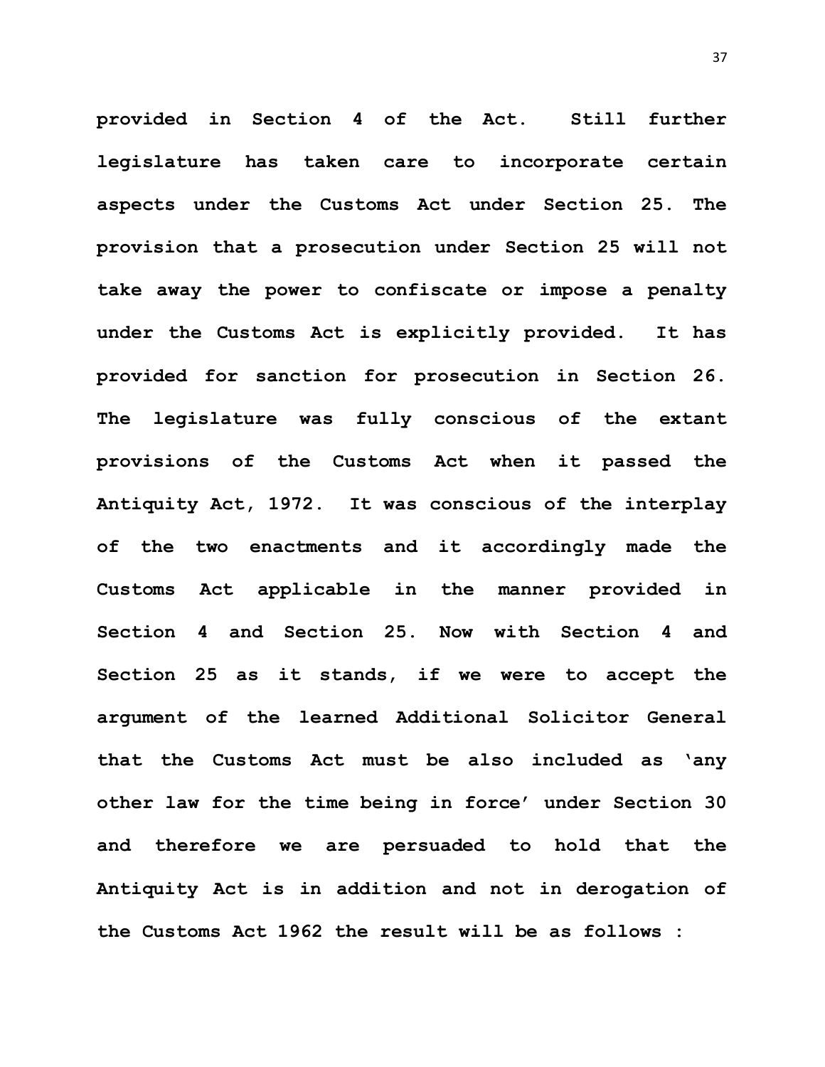**provided in Section 4 of the Act. Still further legislature has taken care to incorporate certain aspects under the Customs Act under Section 25. The provision that a prosecution under Section 25 will not take away the power to confiscate or impose a penalty under the Customs Act is explicitly provided. It has provided for sanction for prosecution in Section 26. The legislature was fully conscious of the extant provisions of the Customs Act when it passed the Antiquity Act, 1972. It was conscious of the interplay of the two enactments and it accordingly made the Customs Act applicable in the manner provided in Section 4 and Section 25. Now with Section 4 and Section 25 as it stands, if we were to accept the argument of the learned Additional Solicitor General that the Customs Act must be also included as 'any other law for the time being in force' under Section 30 and therefore we are persuaded to hold that the Antiquity Act is in addition and not in derogation of the Customs Act 1962 the result will be as follows :**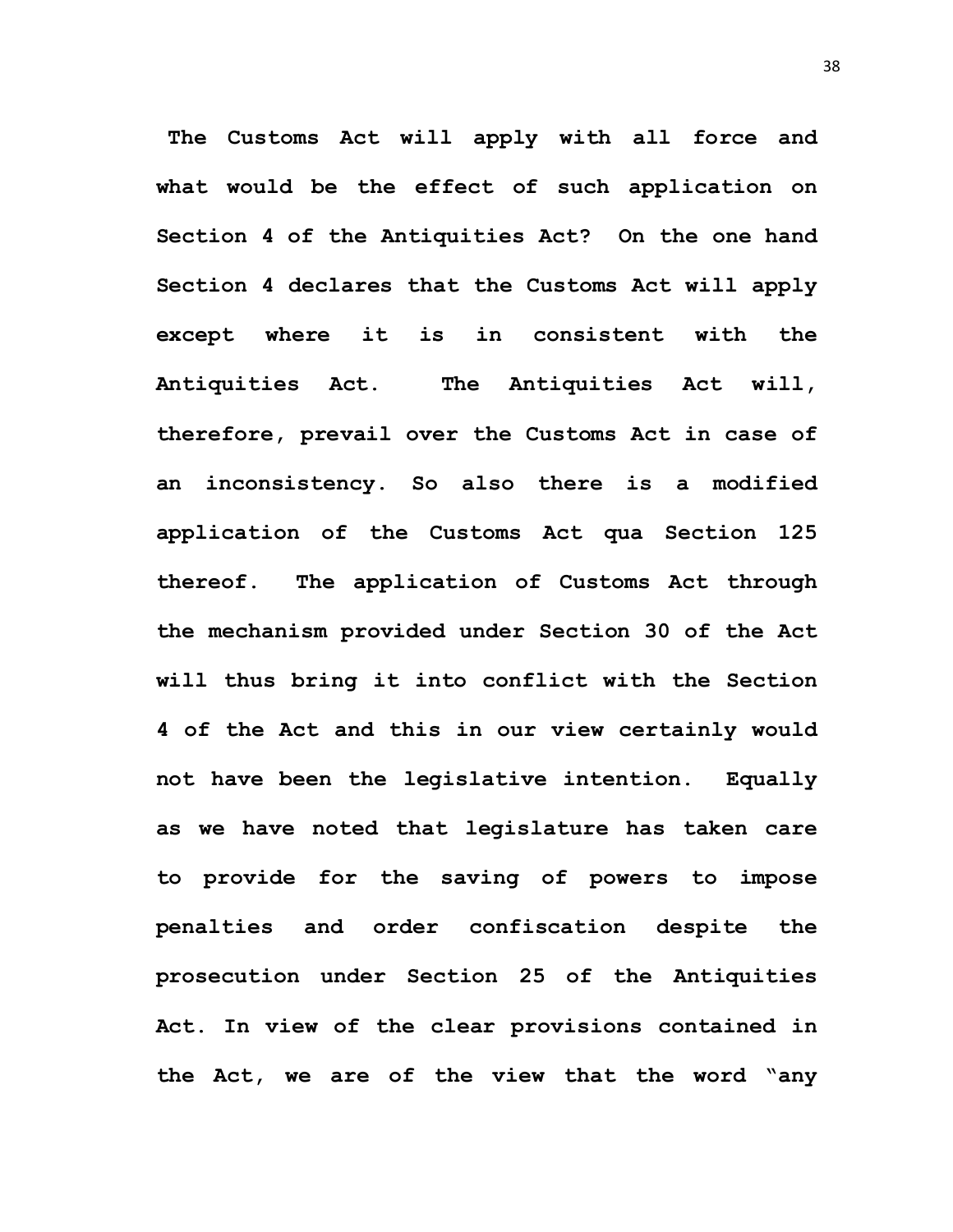The Customs Act will apply with all force and what would be the effect of such application on Section 4 of the Antiquities Act? On the one hand Section 4 declares that the Customs Act will apply except where it is in consistent with the Antiquities Act. The Antiquities Act will, therefore, prevail over the Customs Act in case of an inconsistency. So also there is a modified application of the Customs Act qua Section 125 thereof. The application of Customs Act through the mechanism provided under Section 30 of the Act will thus bring it into conflict with the Section 4 of the Act and this in our view certainly would not have been the legislative intention. Equally as we have noted that legislature has taken care to provide for the saving of powers to impose penalties and order confiscation despite the prosecution under Section 25 of the Antiquities Act. In view of the clear provisions contained in the Act, we are of the view that the word "any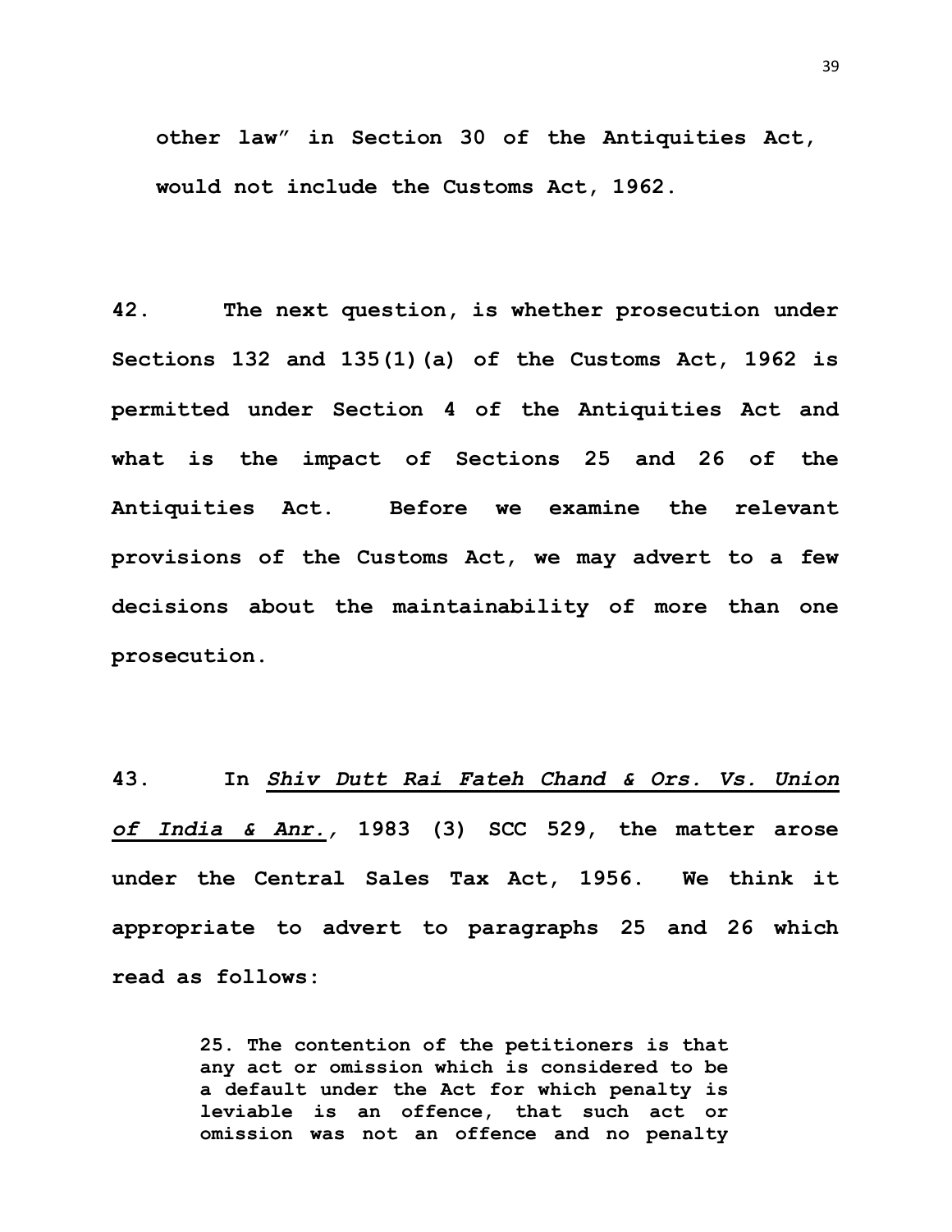other law" in Section 30 of the Antiquities Act, would not include the Customs Act, 1962.

42. The next question, is whether prosecution under Sections 132 and 135(1)(a) of the Customs Act, 1962 is permitted under Section 4 of the Antiquities Act and what is the impact of Sections 25 and 26 of the Antiquities Act. Before we examine the relevant provisions of the Customs Act, we may advert to a few decisions about the maintainability of more than one prosecution.

43. In ***Shiv Dutt Rai Fateh Chand & Ors. Vs. Union of India & Anr.,*** 1983 (3) SCC 529, the matter arose under the Central Sales Tax Act, 1956. We think it appropriate to advert to paragraphs 25 and 26 which read as follows:

> 25. The contention of the petitioners is that any act or omission which is considered to be a default under the Act for which penalty is leviable is an offence, that such act or omission was not an offence and no penalty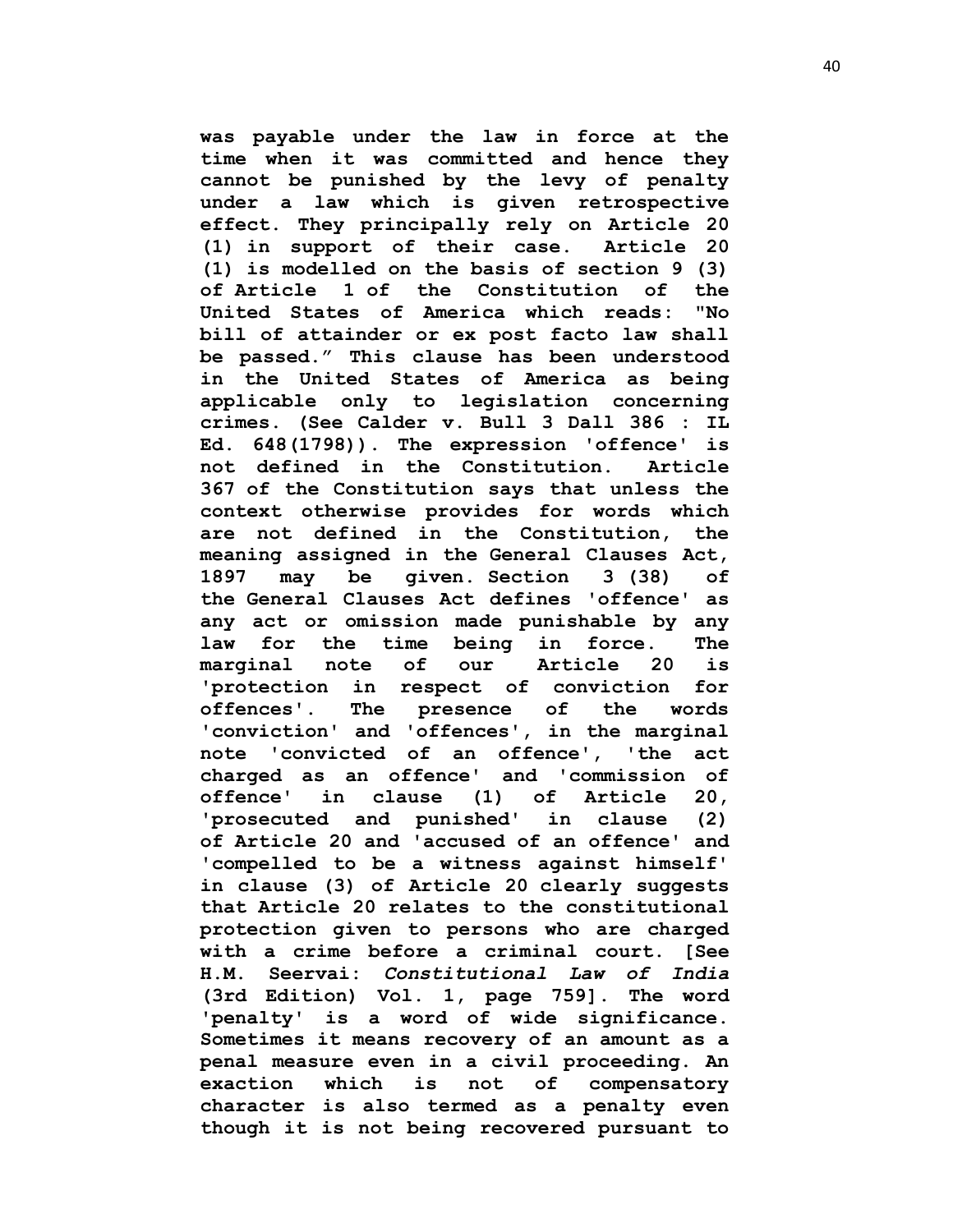**was payable under the law in force at the time when it was committed and hence they cannot be punished by the levy of penalty under a law which is given retrospective effect. They principally rely on Article 20 (1) in support of their case. Article 20 (1) is modelled on the basis of section 9 (3) of Article 1 of the Constitution of the United States of America which reads: "No bill of attainder or ex post facto law shall be passed." This clause has been understood in the United States of America as being applicable only to legislation concerning crimes. (See Calder v. Bull 3 Dall 386 : IL Ed. 648(1798)). The expression 'offence' is not defined in the Constitution. Article 367 of the Constitution says that unless the context otherwise provides for words which are not defined in the Constitution, the meaning assigned in the General Clauses Act, 1897 may be given. Section 3 (38) of the General Clauses Act defines 'offence' as any act or omission made punishable by any law for the time being in force. The marginal note of our Article 20 is 'protection in respect of conviction for offences'. The presence of the words 'conviction' and 'offences', in the marginal note 'convicted of an offence', 'the act charged as an offence' and 'commission of offence' in clause (1) of Article 20, 'prosecuted and punished' in clause (2) of Article 20 and 'accused of an offence' and 'compelled to be a witness against himself' in clause (3) of Article 20 clearly suggests that Article 20 relates to the constitutional protection given to persons who are charged with a crime before a criminal court. [See H.M. Seervai: *Constitutional Law of India* (3rd Edition) Vol. 1, page 759]. The word 'penalty' is a word of wide significance. Sometimes it means recovery of an amount as a penal measure even in a civil proceeding. An exaction which is not of compensatory character is also termed as a penalty even though it is not being recovered pursuant to**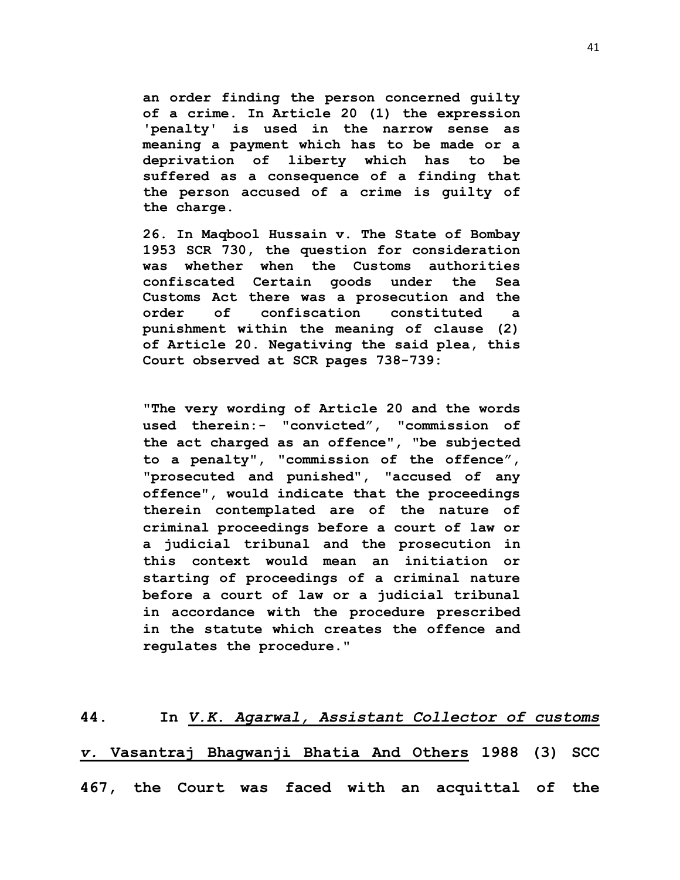**an order finding the person concerned guilty of a crime. In Article 20 (1) the expression 'penalty' is used in the narrow sense as meaning a payment which has to be made or a deprivation of liberty which has to be suffered as a consequence of a finding that the person accused of a crime is guilty of the charge.**

**26. In Maqbool Hussain v. The State of Bombay 1953 SCR 730, the question for consideration was whether when the Customs authorities confiscated Certain goods under the Sea Customs Act there was a prosecution and the order of confiscation constituted a punishment within the meaning of clause (2) of Article 20. Negativing the said plea, this Court observed at SCR pages 738-739:**

**"The very wording of Article 20 and the words used therein:- "convicted", "commission of the act charged as an offence", "be subjected to a penalty", "commission of the offence", "prosecuted and punished", "accused of any offence", would indicate that the proceedings therein contemplated are of the nature of criminal proceedings before a court of law or a judicial tribunal and the prosecution in this context would mean an initiation or starting of proceedings of a criminal nature before a court of law or a judicial tribunal in accordance with the procedure prescribed in the statute which creates the offence and regulates the procedure."**

**44. In *V.K. Agarwal, Assistant Collector of customs v.* Vasantraj Bhagwanji Bhatia And Others 1988 (3) SCC 467, the Court was faced with an acquittal of the**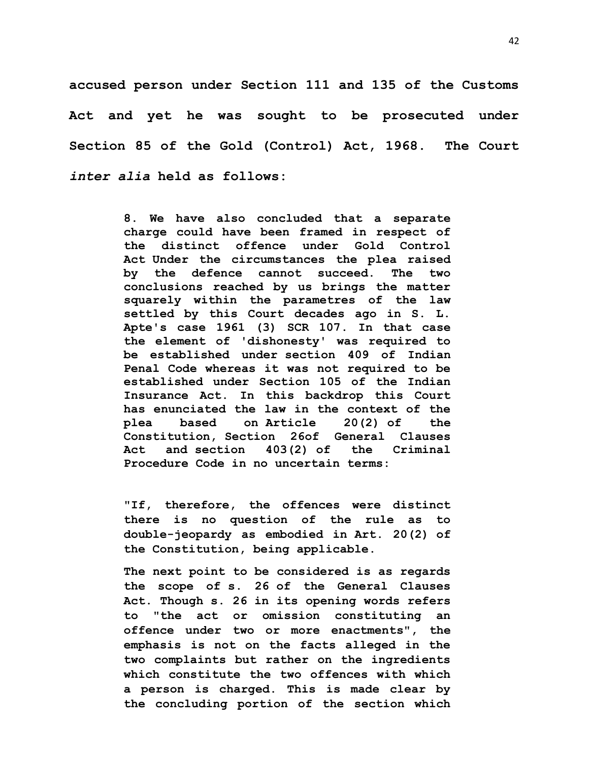**accused person under Section 111 and 135 of the Customs Act and yet he was sought to be prosecuted under Section 85 of the Gold (Control) Act, 1968. The Court *inter alia* held as follows:**

> **8. We have also concluded that a separate charge could have been framed in respect of the distinct offence under Gold Control Act Under the circumstances the plea raised by the defence cannot succeed. The two conclusions reached by us brings the matter squarely within the parametres of the law settled by this Court decades ago in S. L. Apte's case 1961 (3) SCR 107. In that case the element of 'dishonesty' was required to be established under section 409 of Indian Penal Code whereas it was not required to be established under Section 105 of the Indian Insurance Act. In this backdrop this Court has enunciated the law in the context of the plea based on Article 20(2) of the Constitution, Section 26of General Clauses Act and section 403(2) of the Criminal Procedure Code in no uncertain terms:**
>
> **"If, therefore, the offences were distinct there is no question of the rule as to double-jeopardy as embodied in Art. 20(2) of the Constitution, being applicable.**
>
> **The next point to be considered is as regards the scope of s. 26 of the General Clauses Act. Though s. 26 in its opening words refers to "the act or omission constituting an offence under two or more enactments", the emphasis is not on the facts alleged in the two complaints but rather on the ingredients which constitute the two offences with which a person is charged. This is made clear by the concluding portion of the section which**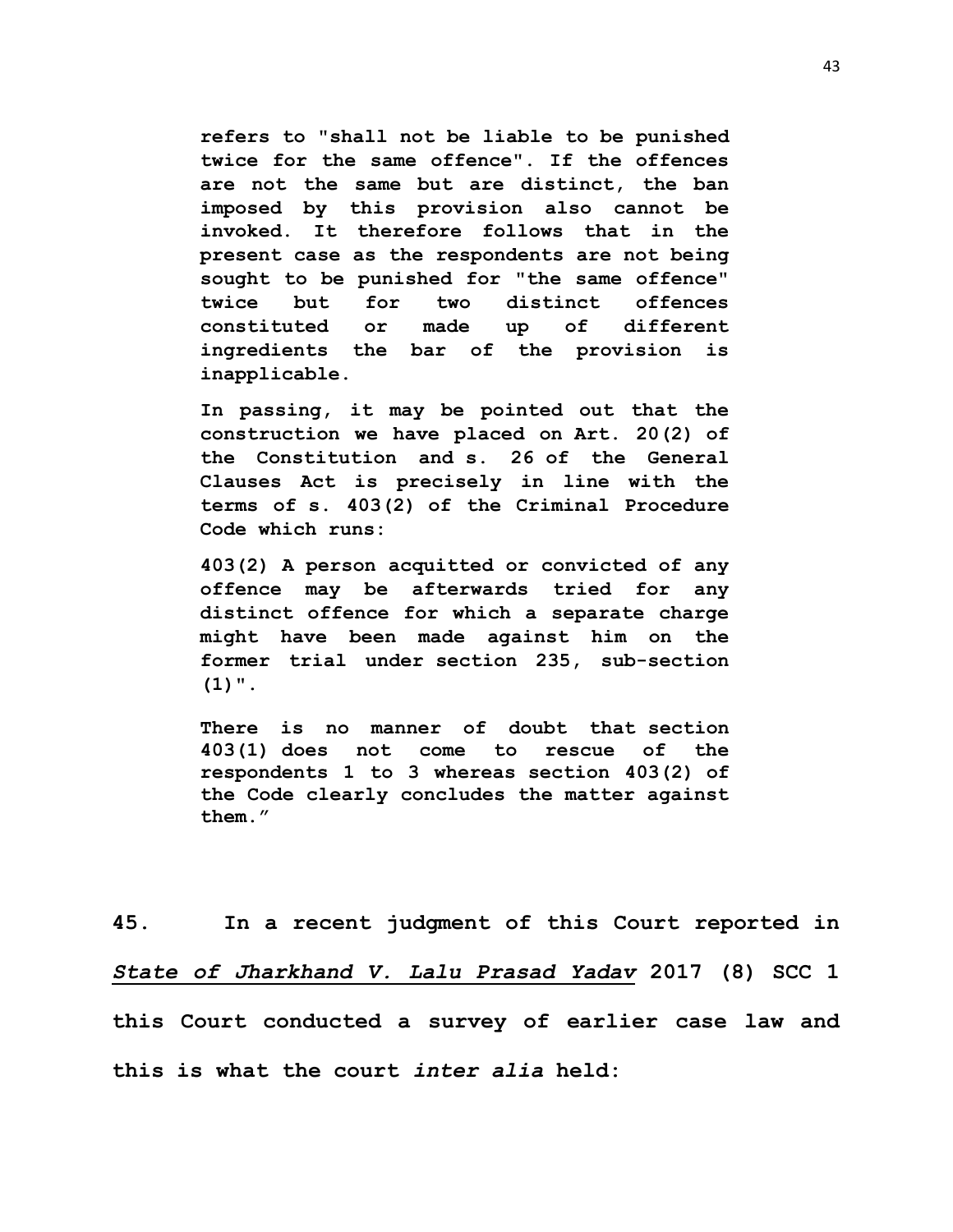**refers to "shall not be liable to be punished twice for the same offence". If the offences are not the same but are distinct, the ban imposed by this provision also cannot be invoked. It therefore follows that in the present case as the respondents are not being sought to be punished for "the same offence" twice but for two distinct offences constituted or made up of different ingredients the bar of the provision is inapplicable.**

**In passing, it may be pointed out that the construction we have placed on Art. 20(2) of the Constitution and s. 26 of the General Clauses Act is precisely in line with the terms of s. 403(2) of the Criminal Procedure Code which runs:**

**403(2) A person acquitted or convicted of any offence may be afterwards tried for any distinct offence for which a separate charge might have been made against him on the former trial under section 235, sub-section (1)".**

**There is no manner of doubt that section 403(1) does not come to rescue of the respondents 1 to 3 whereas section 403(2) of the Code clearly concludes the matter against them."**

**45.** **In a recent judgment of this Court reported in *State of Jharkhand V. Lalu Prasad Yadav* 2017 (8) SCC 1 this Court conducted a survey of earlier case law and this is what the court *inter alia* held:**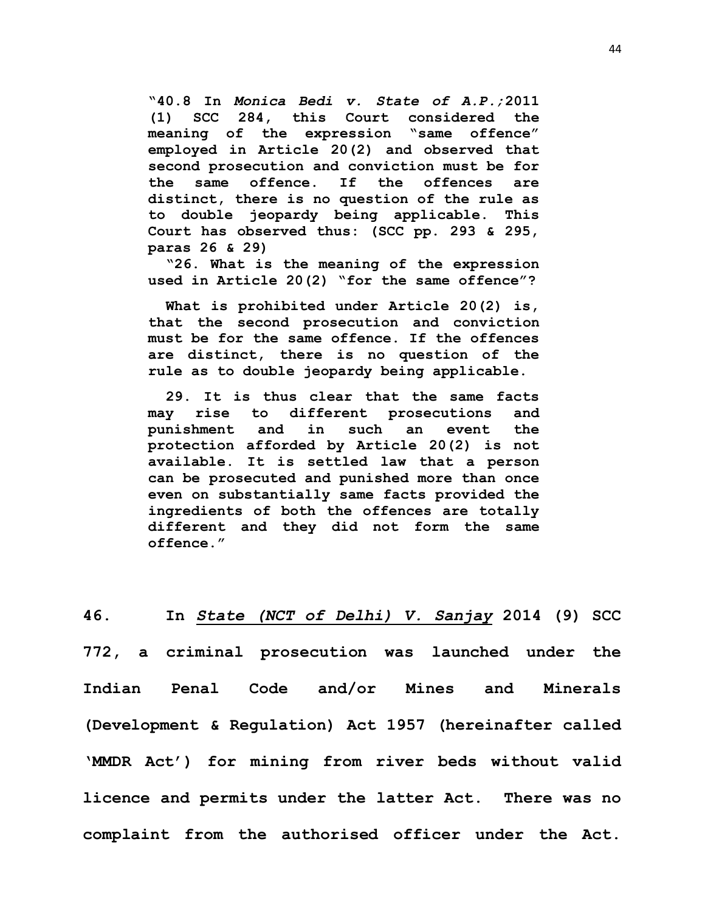> **"40.8 In *Monica Bedi v. State of A.P.;*2011 (1) SCC 284, this Court considered the meaning of the expression "same offence" employed in Article 20(2) and observed that second prosecution and conviction must be for the same offence. If the offences are distinct, there is no question of the rule as to double jeopardy being applicable. This Court has observed thus: (SCC pp. 293 & 295, paras 26 & 29)**
>
> **"26. What is the meaning of the expression used in Article 20(2) "for the same offence"?**
>
> **What is prohibited under Article 20(2) is, that the second prosecution and conviction must be for the same offence. If the offences are distinct, there is no question of the rule as to double jeopardy being applicable.**
>
> **29. It is thus clear that the same facts may rise to different prosecutions and punishment and in such an event the protection afforded by Article 20(2) is not available. It is settled law that a person can be prosecuted and punished more than once even on substantially same facts provided the ingredients of both the offences are totally different and they did not form the same offence."**

**46. In <u>*State (NCT of Delhi) V. Sanjay*</u> 2014 (9) SCC 772, a criminal prosecution was launched under the Indian Penal Code and/or Mines and Minerals (Development & Regulation) Act 1957 (hereinafter called 'MMDR Act') for mining from river beds without valid licence and permits under the latter Act. There was no complaint from the authorised officer under the Act.**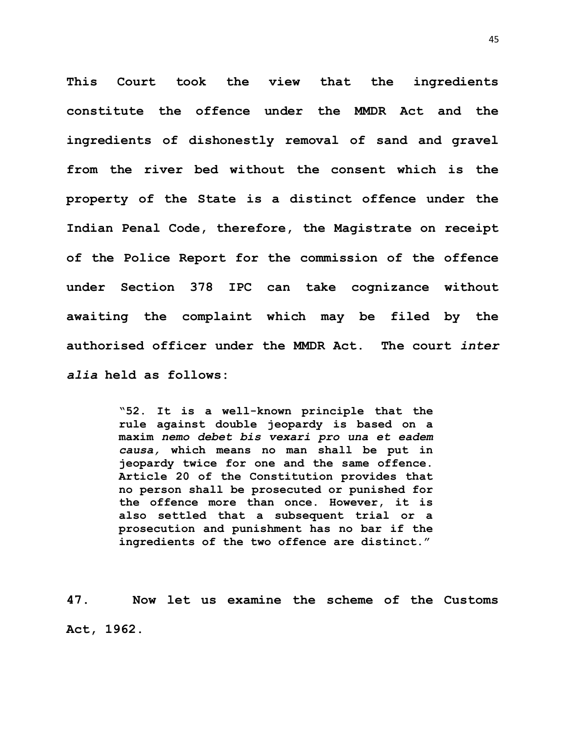**This Court took the view that the ingredients constitute the offence under the MMDR Act and the ingredients of dishonestly removal of sand and gravel from the river bed without the consent which is the property of the State is a distinct offence under the Indian Penal Code, therefore, the Magistrate on receipt of the Police Report for the commission of the offence under Section 378 IPC can take cognizance without awaiting the complaint which may be filed by the authorised officer under the MMDR Act. The court *inter alia* held as follows:**

> **"52. It is a well-known principle that the rule against double jeopardy is based on a maxim *nemo debet bis vexari pro una et eadem causa,* which means no man shall be put in jeopardy twice for one and the same offence. Article 20 of the Constitution provides that no person shall be prosecuted or punished for the offence more than once. However, it is also settled that a subsequent trial or a prosecution and punishment has no bar if the ingredients of the two offence are distinct."**

**47. Now let us examine the scheme of the Customs Act, 1962.**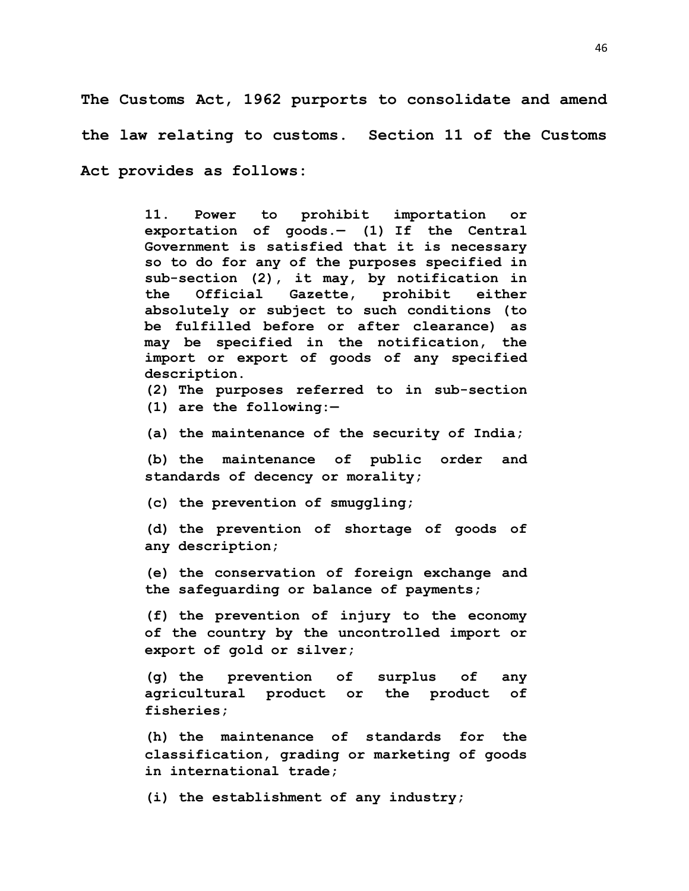**The Customs Act, 1962 purports to consolidate and amend the law relating to customs. Section 11 of the Customs Act provides as follows:**

> **11. Power to prohibit importation or exportation of goods.— (1) If the Central Government is satisfied that it is necessary so to do for any of the purposes specified in sub-section (2), it may, by notification in the Official Gazette, prohibit either absolutely or subject to such conditions (to be fulfilled before or after clearance) as may be specified in the notification, the import or export of goods of any specified description.**
>
> **(2) The purposes referred to in sub-section (1) are the following:—**
>
> **(a) the maintenance of the security of India;**
>
> **(b) the maintenance of public order and standards of decency or morality;**
>
> **(c) the prevention of smuggling;**
>
> **(d) the prevention of shortage of goods of any description;**
>
> **(e) the conservation of foreign exchange and the safeguarding or balance of payments;**
>
> **(f) the prevention of injury to the economy of the country by the uncontrolled import or export of gold or silver;**
>
> **(g) the prevention of surplus of any agricultural product or the product of fisheries;**
>
> **(h) the maintenance of standards for the classification, grading or marketing of goods in international trade;**
>
> **(i) the establishment of any industry;**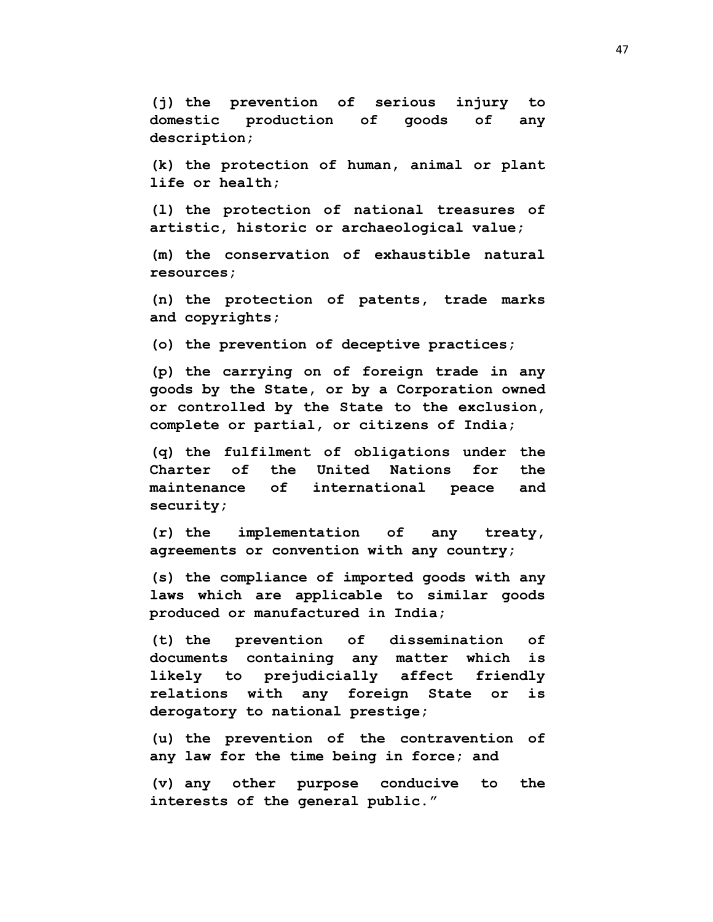**(j) the prevention of serious injury to domestic production of goods of any description;**

**(k) the protection of human, animal or plant life or health;**

**(l) the protection of national treasures of artistic, historic or archaeological value;**

**(m) the conservation of exhaustible natural resources;**

**(n) the protection of patents, trade marks and copyrights;**

**(o) the prevention of deceptive practices;**

**(p) the carrying on of foreign trade in any goods by the State, or by a Corporation owned or controlled by the State to the exclusion, complete or partial, or citizens of India;**

**(q) the fulfilment of obligations under the Charter of the United Nations for the maintenance of international peace and security;**

**(r) the implementation of any treaty, agreements or convention with any country;**

**(s) the compliance of imported goods with any laws which are applicable to similar goods produced or manufactured in India;**

**(t) the prevention of dissemination of documents containing any matter which is likely to prejudicially affect friendly relations with any foreign State or is derogatory to national prestige;**

**(u) the prevention of the contravention of any law for the time being in force; and**

**(v) any other purpose conducive to the interests of the general public."**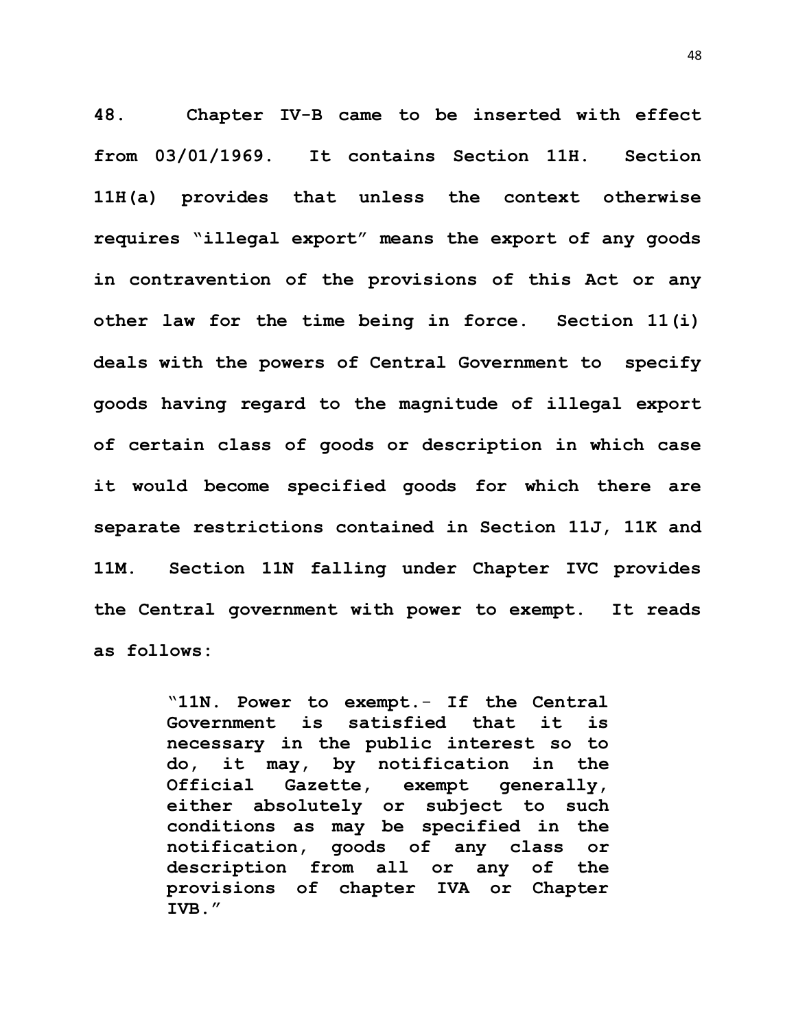**48. Chapter IV-B came to be inserted with effect from 03/01/1969. It contains Section 11H. Section 11H(a) provides that unless the context otherwise requires "illegal export" means the export of any goods in contravention of the provisions of this Act or any other law for the time being in force. Section 11(i) deals with the powers of Central Government to specify goods having regard to the magnitude of illegal export of certain class of goods or description in which case it would become specified goods for which there are separate restrictions contained in Section 11J, 11K and 11M. Section 11N falling under Chapter IVC provides the Central government with power to exempt. It reads as follows:**

> **"11N. Power to exempt.- If the Central Government is satisfied that it is necessary in the public interest so to do, it may, by notification in the Official Gazette, exempt generally, either absolutely or subject to such conditions as may be specified in the notification, goods of any class or description from all or any of the provisions of chapter IVA or Chapter IVB."**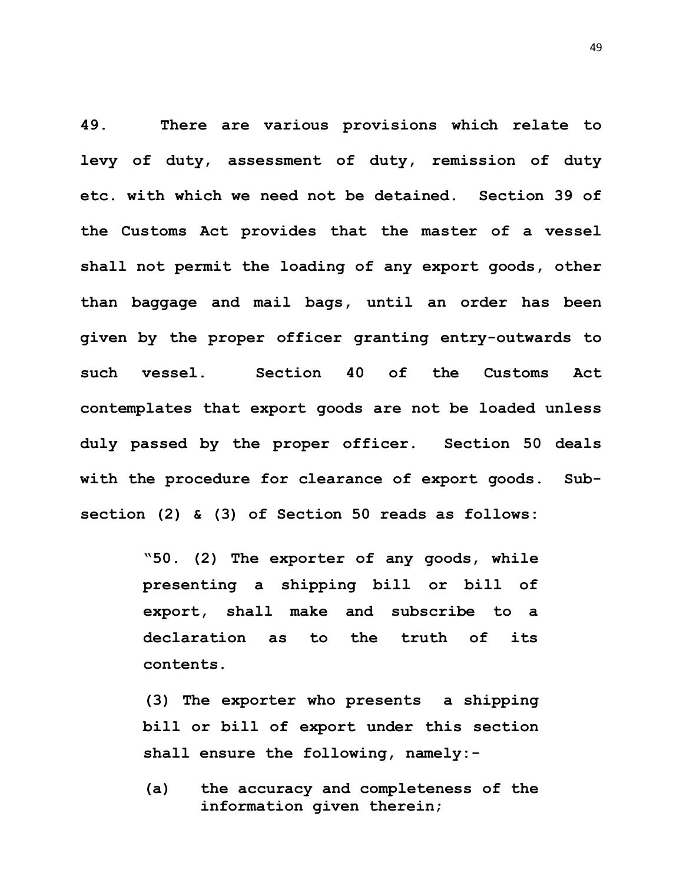**49. There are various provisions which relate to levy of duty, assessment of duty, remission of duty etc. with which we need not be detained. Section 39 of the Customs Act provides that the master of a vessel shall not permit the loading of any export goods, other than baggage and mail bags, until an order has been given by the proper officer granting entry-outwards to such vessel. Section 40 of the Customs Act contemplates that export goods are not be loaded unless duly passed by the proper officer. Section 50 deals with the procedure for clearance of export goods. Sub-section (2) & (3) of Section 50 reads as follows:**

> **"50. (2) The exporter of any goods, while presenting a shipping bill or bill of export, shall make and subscribe to a declaration as to the truth of its contents.**
>
> **(3) The exporter who presents a shipping bill or bill of export under this section shall ensure the following, namely:-**
>
> **(a) the accuracy and completeness of the information given therein;**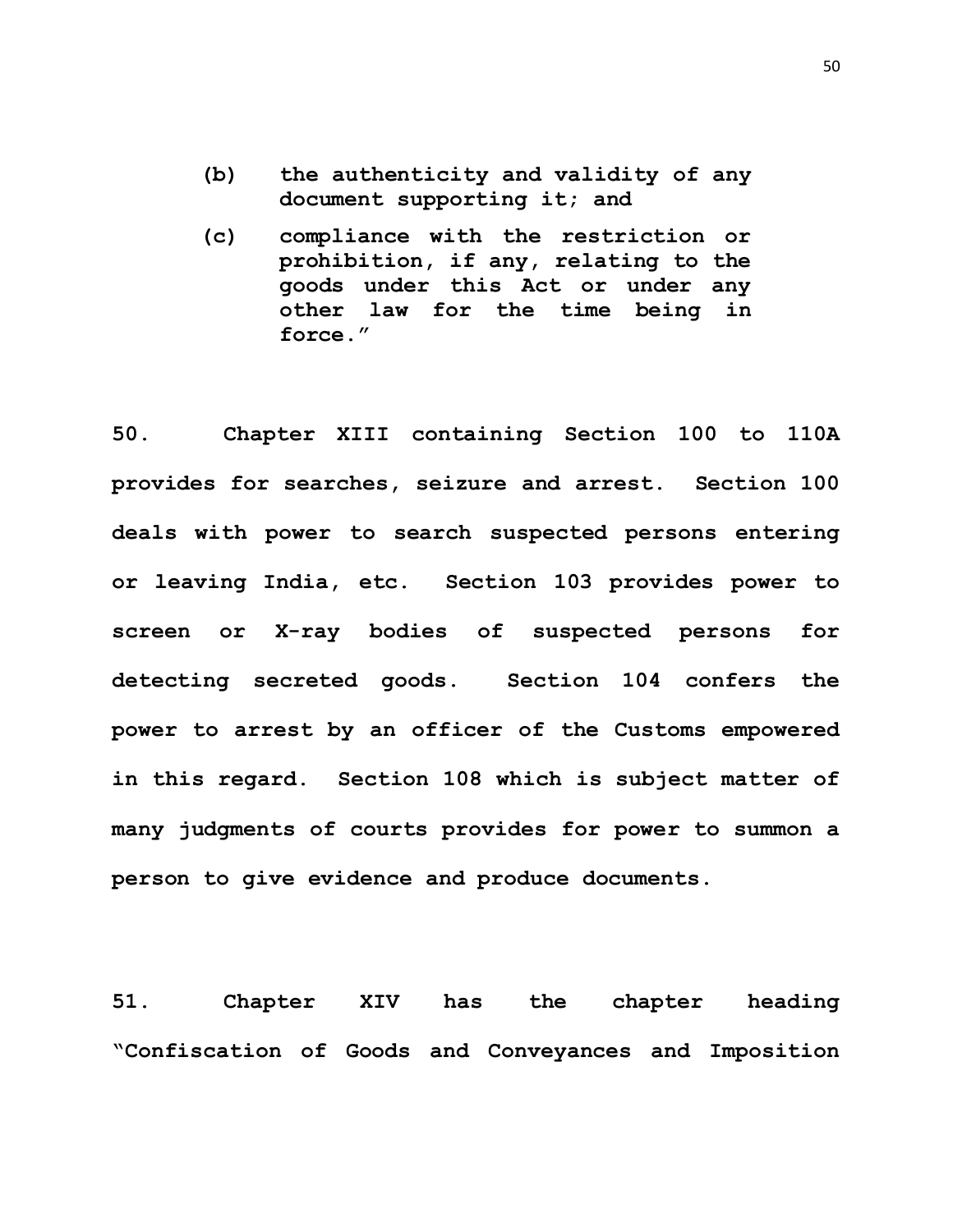> **(b) the authenticity and validity of any document supporting it; and**
>
> **(c) compliance with the restriction or prohibition, if any, relating to the goods under this Act or under any other law for the time being in force.”**

**50. Chapter XIII containing Section 100 to 110A provides for searches, seizure and arrest. Section 100 deals with power to search suspected persons entering or leaving India, etc. Section 103 provides power to screen or X-ray bodies of suspected persons for detecting secreted goods. Section 104 confers the power to arrest by an officer of the Customs empowered in this regard. Section 108 which is subject matter of many judgments of courts provides for power to summon a person to give evidence and produce documents.**

**51. Chapter XIV has the chapter heading “Confiscation of Goods and Conveyances and Imposition**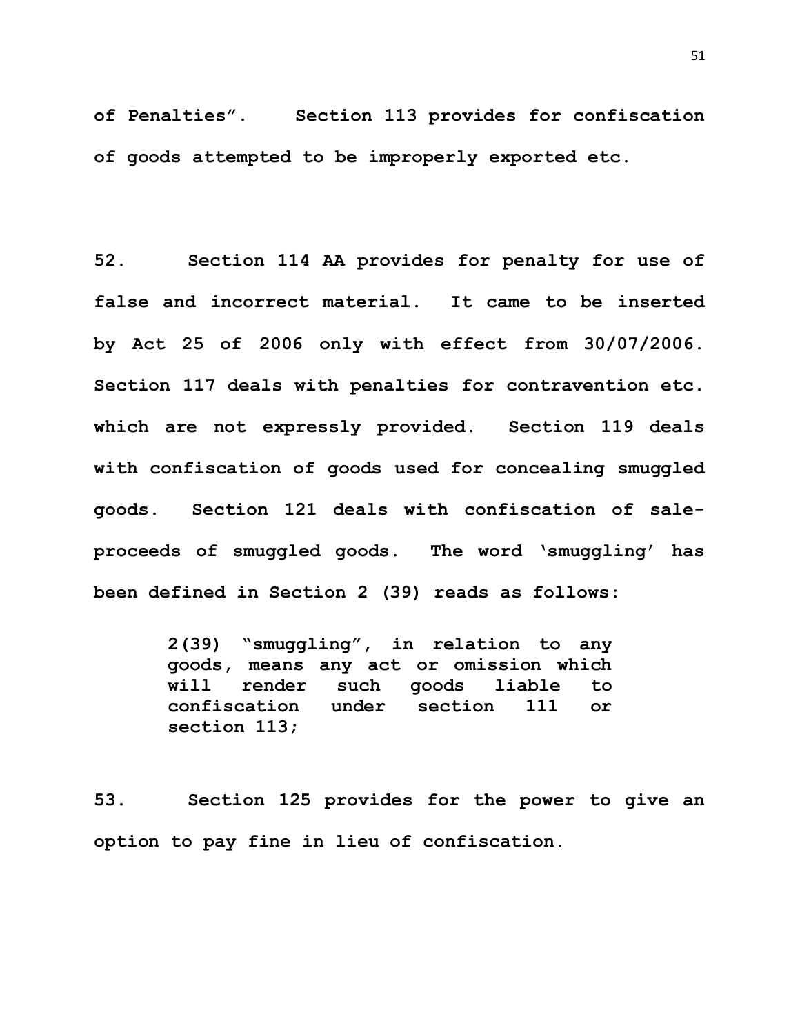**of Penalties". Section 113 provides for confiscation of goods attempted to be improperly exported etc.**

**52. Section 114 AA provides for penalty for use of false and incorrect material. It came to be inserted by Act 25 of 2006 only with effect from 30/07/2006. Section 117 deals with penalties for contravention etc. which are not expressly provided. Section 119 deals with confiscation of goods used for concealing smuggled goods. Section 121 deals with confiscation of sale-proceeds of smuggled goods. The word 'smuggling' has been defined in Section 2 (39) reads as follows:**

> **2(39) "smuggling", in relation to any goods, means any act or omission which will render such goods liable to confiscation under section 111 or section 113;**

**53. Section 125 provides for the power to give an option to pay fine in lieu of confiscation.**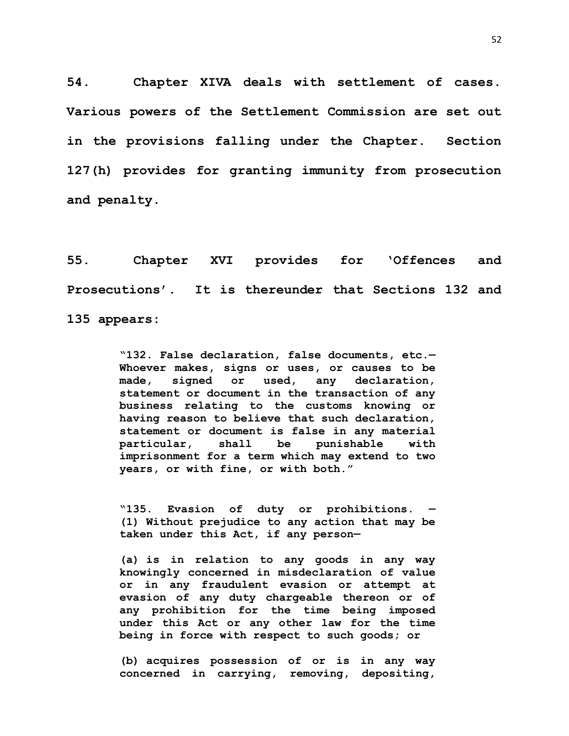**54. Chapter XIVA deals with settlement of cases. Various powers of the Settlement Commission are set out in the provisions falling under the Chapter. Section 127(h) provides for granting immunity from prosecution and penalty.**

**55. Chapter XVI provides for 'Offences and Prosecutions'. It is thereunder that Sections 132 and 135 appears:**

> **"132. False declaration, false documents, etc.— Whoever makes, signs or uses, or causes to be made, signed or used, any declaration, statement or document in the transaction of any business relating to the customs knowing or having reason to believe that such declaration, statement or document is false in any material particular, shall be punishable with imprisonment for a term which may extend to two years, or with fine, or with both."**

> **"135. Evasion of duty or prohibitions. — (1) Without prejudice to any action that may be taken under this Act, if any person—**
>
> **(a) is in relation to any goods in any way knowingly concerned in misdeclaration of value or in any fraudulent evasion or attempt at evasion of any duty chargeable thereon or of any prohibition for the time being imposed under this Act or any other law for the time being in force with respect to such goods; or**
>
> **(b) acquires possession of or is in any way concerned in carrying, removing, depositing,**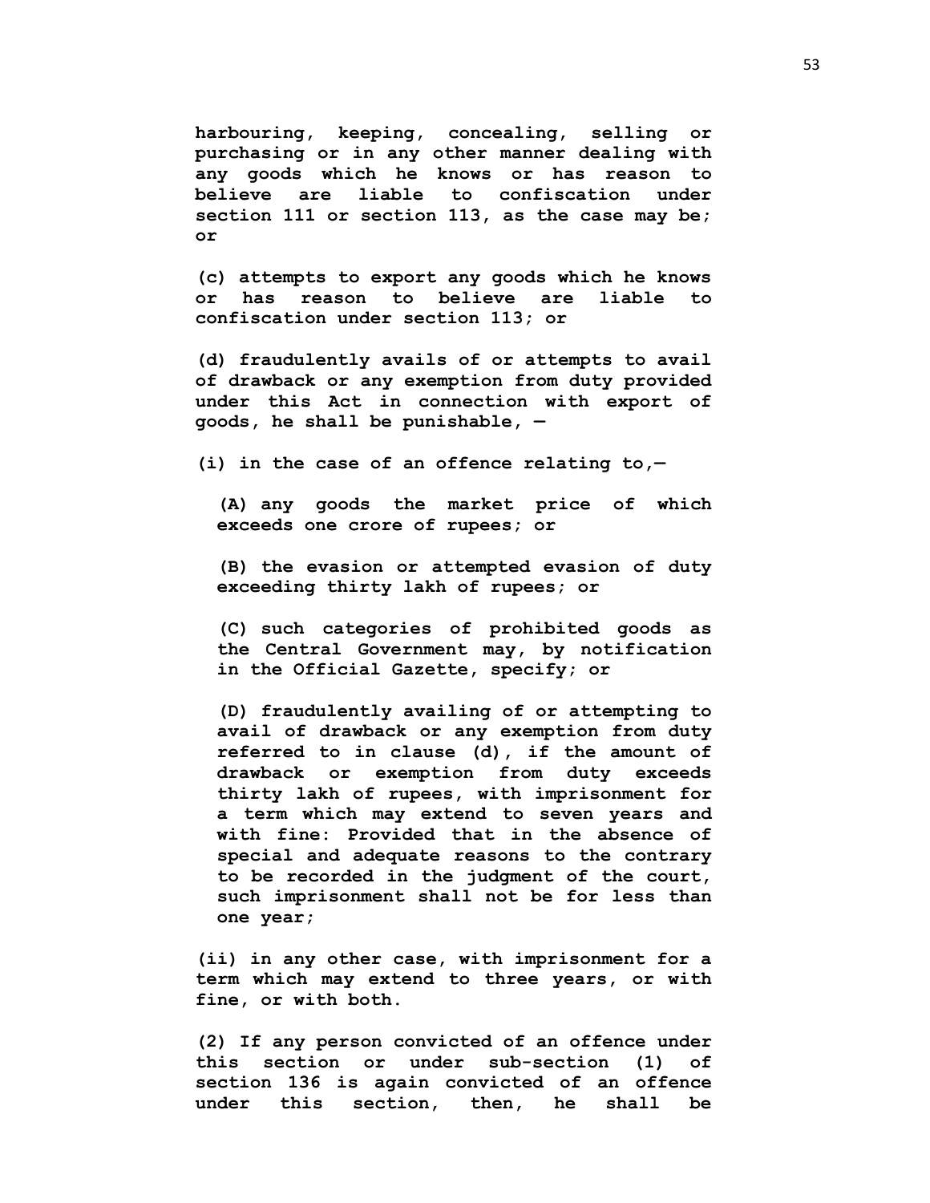**harbouring, keeping, concealing, selling or purchasing or in any other manner dealing with any goods which he knows or has reason to believe are liable to confiscation under section 111 or section 113, as the case may be; or**

**(c) attempts to export any goods which he knows or has reason to believe are liable to confiscation under section 113; or**

**(d) fraudulently avails of or attempts to avail of drawback or any exemption from duty provided under this Act in connection with export of goods, he shall be punishable, —**

**(i) in the case of an offence relating to,—**

**(A) any goods the market price of which exceeds one crore of rupees; or**

**(B) the evasion or attempted evasion of duty exceeding thirty lakh of rupees; or**

**(C) such categories of prohibited goods as the Central Government may, by notification in the Official Gazette, specify; or**

**(D) fraudulently availing of or attempting to avail of drawback or any exemption from duty referred to in clause (d), if the amount of drawback or exemption from duty exceeds thirty lakh of rupees, with imprisonment for a term which may extend to seven years and with fine: Provided that in the absence of special and adequate reasons to the contrary to be recorded in the judgment of the court, such imprisonment shall not be for less than one year;**

**(ii) in any other case, with imprisonment for a term which may extend to three years, or with fine, or with both.**

**(2) If any person convicted of an offence under this section or under sub-section (1) of section 136 is again convicted of an offence under this section, then, he shall be**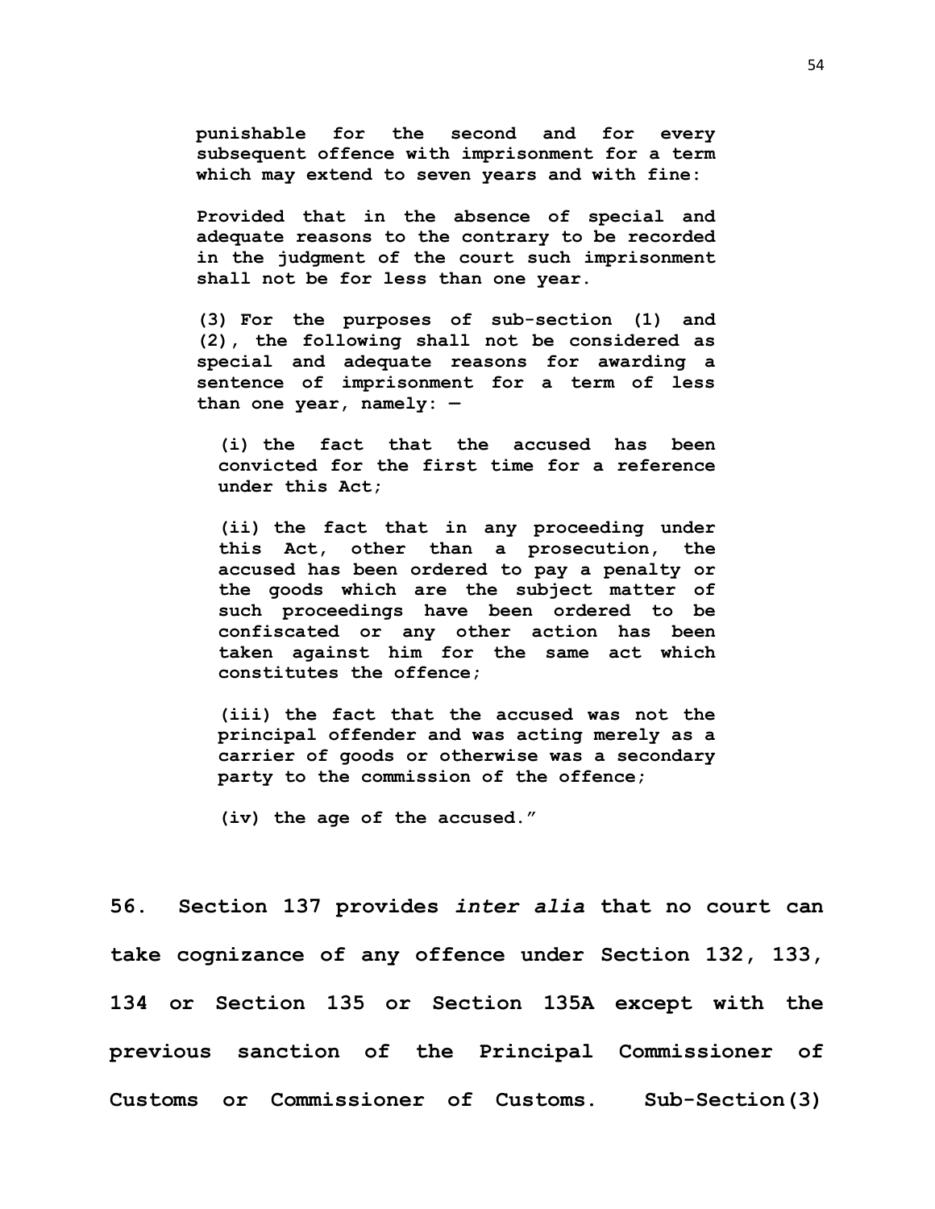> **punishable for the second and for every subsequent offence with imprisonment for a term which may extend to seven years and with fine:**
>
> **Provided that in the absence of special and adequate reasons to the contrary to be recorded in the judgment of the court such imprisonment shall not be for less than one year.**
>
> **(3) For the purposes of sub-section (1) and (2), the following shall not be considered as special and adequate reasons for awarding a sentence of imprisonment for a term of less than one year, namely: —**
>
> **(i) the fact that the accused has been convicted for the first time for a reference under this Act;**
>
> **(ii) the fact that in any proceeding under this Act, other than a prosecution, the accused has been ordered to pay a penalty or the goods which are the subject matter of such proceedings have been ordered to be confiscated or any other action has been taken against him for the same act which constitutes the offence;**
>
> **(iii) the fact that the accused was not the principal offender and was acting merely as a carrier of goods or otherwise was a secondary party to the commission of the offence;**
>
> **(iv) the age of the accused."**

**56. Section 137 provides *inter alia* that no court can take cognizance of any offence under Section 132, 133, 134 or Section 135 or Section 135A except with the previous sanction of the Principal Commissioner of Customs or Commissioner of Customs. Sub-Section(3)**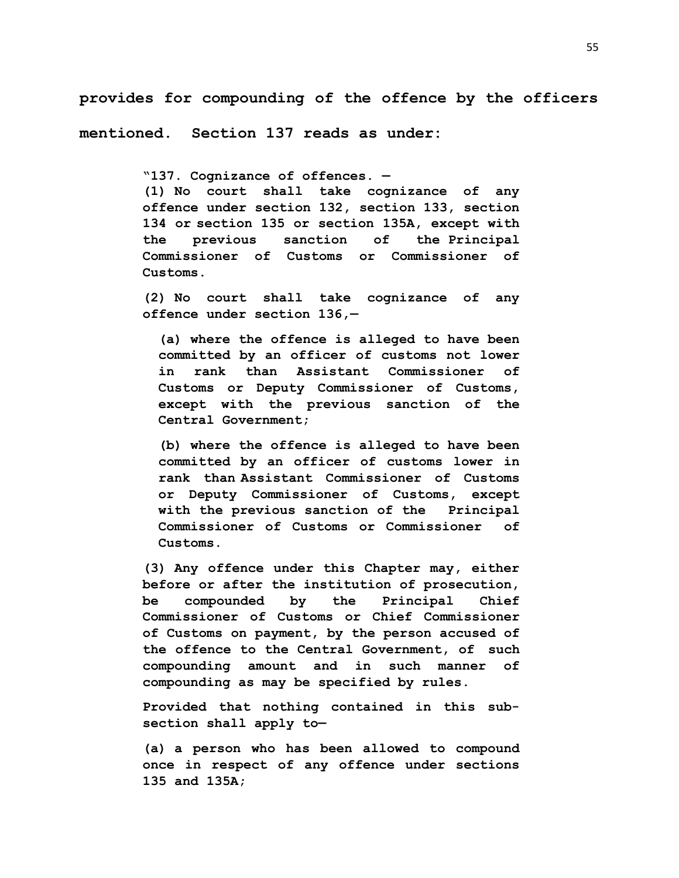**provides for compounding of the offence by the officers mentioned. Section 137 reads as under:**

> **"137. Cognizance of offences. —**
>
> **(1) No court shall take cognizance of any offence under section 132, section 133, section 134 or section 135 or section 135A, except with the previous sanction of the Principal Commissioner of Customs or Commissioner of Customs.**
>
> **(2) No court shall take cognizance of any offence under section 136,—**
>
> > **(a) where the offence is alleged to have been committed by an officer of customs not lower in rank than Assistant Commissioner of Customs or Deputy Commissioner of Customs, except with the previous sanction of the Central Government;**
> >
> > **(b) where the offence is alleged to have been committed by an officer of customs lower in rank than Assistant Commissioner of Customs or Deputy Commissioner of Customs, except with the previous sanction of the Principal Commissioner of Customs or Commissioner of Customs.**
>
> **(3) Any offence under this Chapter may, either before or after the institution of prosecution, be compounded by the Principal Chief Commissioner of Customs or Chief Commissioner of Customs on payment, by the person accused of the offence to the Central Government, of such compounding amount and in such manner of compounding as may be specified by rules.**
>
> **Provided that nothing contained in this sub-section shall apply to—**
>
> **(a) a person who has been allowed to compound once in respect of any offence under sections 135 and 135A;**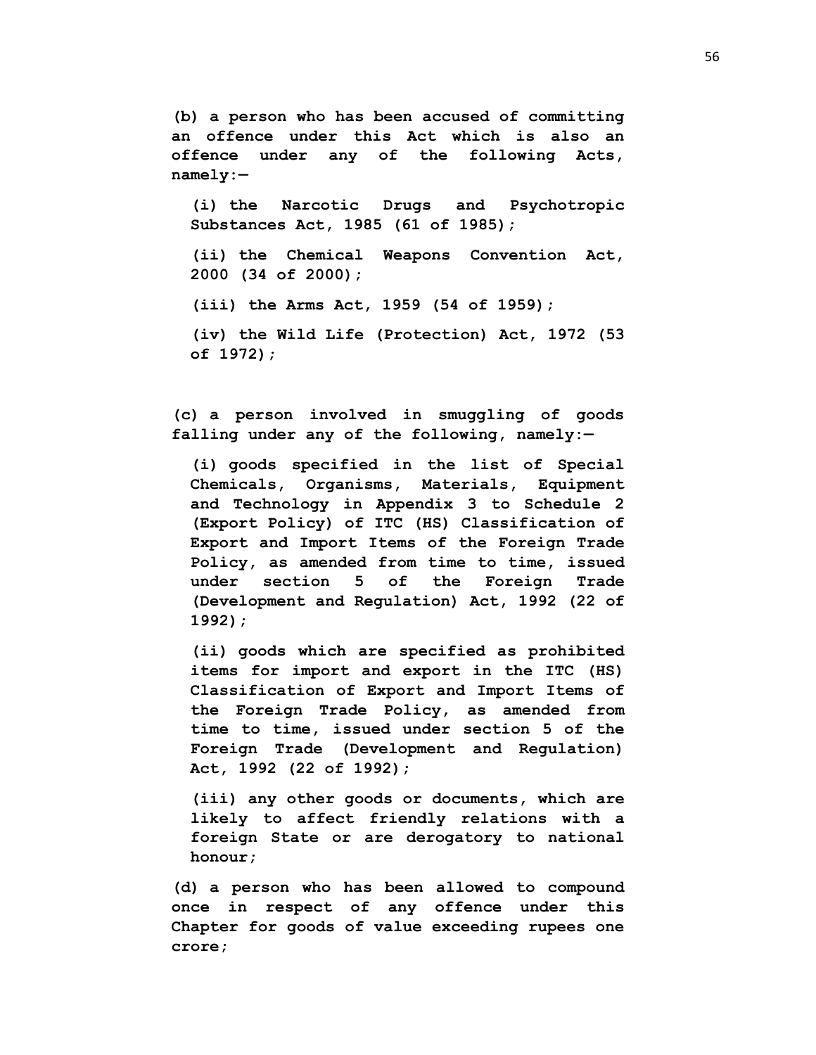**(b) a person who has been accused of committing an offence under this Act which is also an offence under any of the following Acts, namely:—**

**(i) the Narcotic Drugs and Psychotropic Substances Act, 1985 (61 of 1985);**

**(ii) the Chemical Weapons Convention Act, 2000 (34 of 2000);**

**(iii) the Arms Act, 1959 (54 of 1959);**

**(iv) the Wild Life (Protection) Act, 1972 (53 of 1972);**

**(c) a person involved in smuggling of goods falling under any of the following, namely:—**

**(i) goods specified in the list of Special Chemicals, Organisms, Materials, Equipment and Technology in Appendix 3 to Schedule 2 (Export Policy) of ITC (HS) Classification of Export and Import Items of the Foreign Trade Policy, as amended from time to time, issued under section 5 of the Foreign Trade (Development and Regulation) Act, 1992 (22 of 1992);**

**(ii) goods which are specified as prohibited items for import and export in the ITC (HS) Classification of Export and Import Items of the Foreign Trade Policy, as amended from time to time, issued under section 5 of the Foreign Trade (Development and Regulation) Act, 1992 (22 of 1992);**

**(iii) any other goods or documents, which are likely to affect friendly relations with a foreign State or are derogatory to national honour;**

**(d) a person who has been allowed to compound once in respect of any offence under this Chapter for goods of value exceeding rupees one crore;**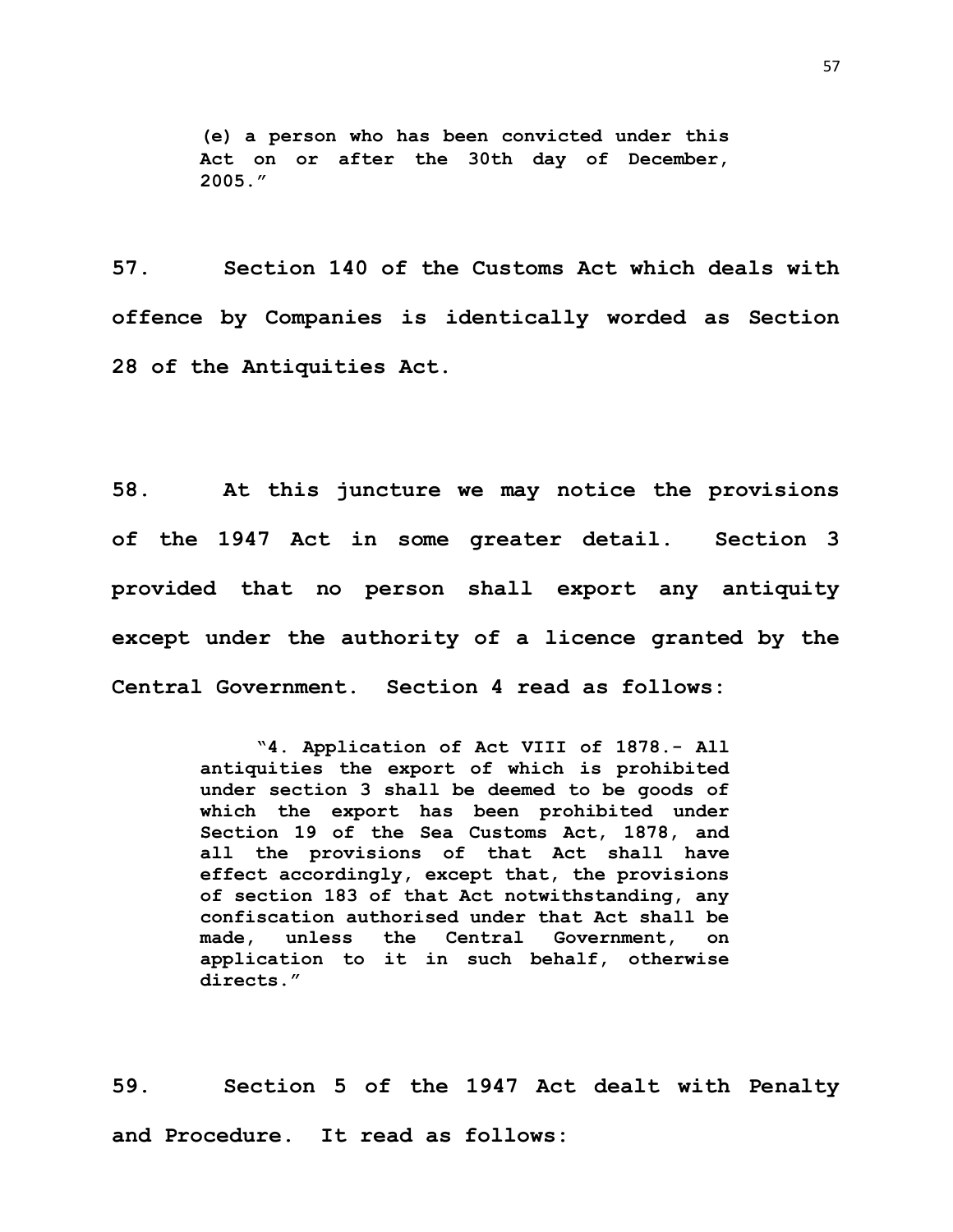> **(e) a person who has been convicted under this Act on or after the 30th day of December, 2005.”**

**57. Section 140 of the Customs Act which deals with offence by Companies is identically worded as Section 28 of the Antiquities Act.**

**58. At this juncture we may notice the provisions of the 1947 Act in some greater detail. Section 3 provided that no person shall export any antiquity except under the authority of a licence granted by the Central Government. Section 4 read as follows:**

> **“4. Application of Act VIII of 1878.- All antiquities the export of which is prohibited under section 3 shall be deemed to be goods of which the export has been prohibited under Section 19 of the Sea Customs Act, 1878, and all the provisions of that Act shall have effect accordingly, except that, the provisions of section 183 of that Act notwithstanding, any confiscation authorised under that Act shall be made, unless the Central Government, on application to it in such behalf, otherwise directs.”**

**59. Section 5 of the 1947 Act dealt with Penalty and Procedure. It read as follows:**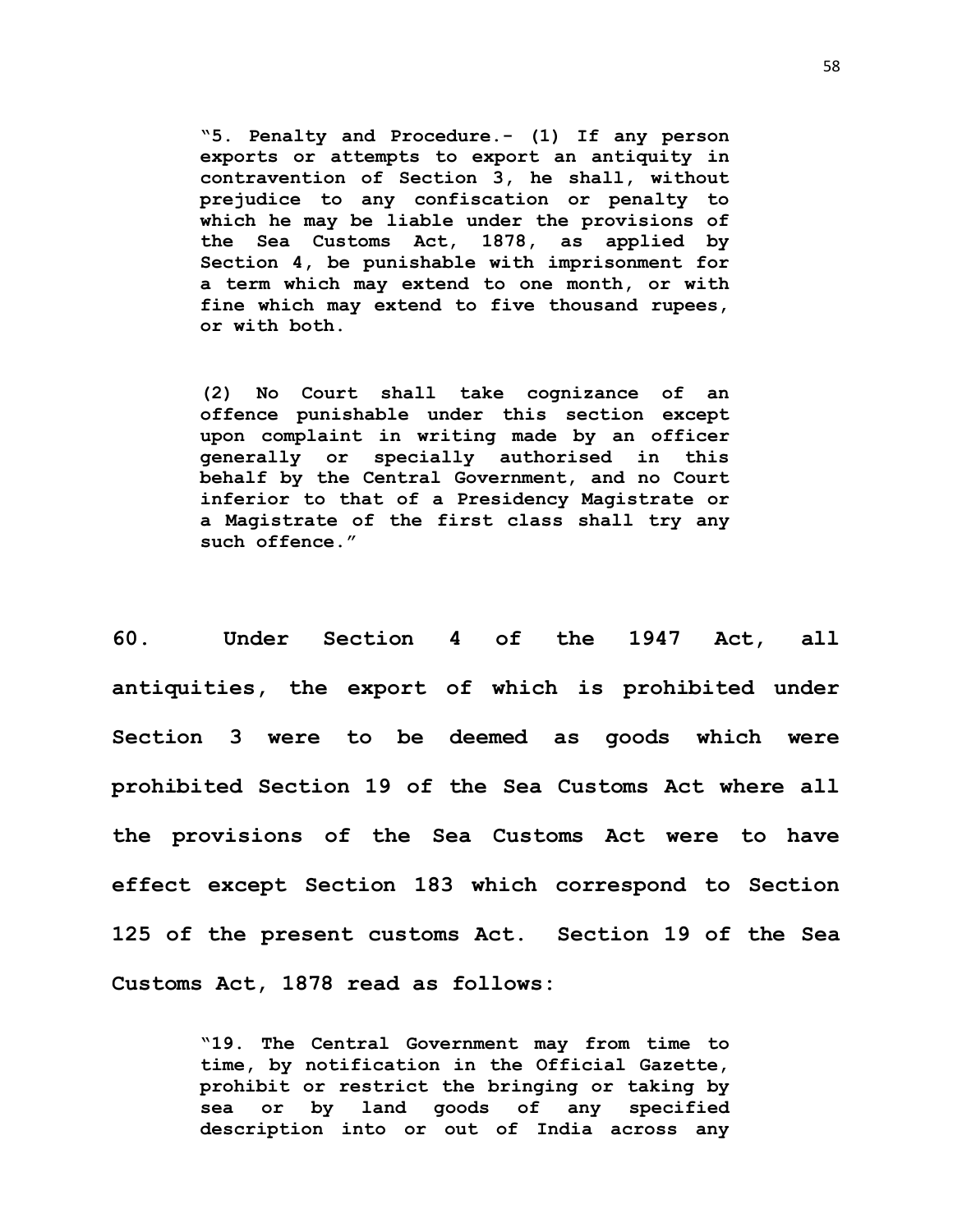> **"5. Penalty and Procedure.- (1) If any person exports or attempts to export an antiquity in contravention of Section 3, he shall, without prejudice to any confiscation or penalty to which he may be liable under the provisions of the Sea Customs Act, 1878, as applied by Section 4, be punishable with imprisonment for a term which may extend to one month, or with fine which may extend to five thousand rupees, or with both.**
>
> **(2) No Court shall take cognizance of an offence punishable under this section except upon complaint in writing made by an officer generally or specially authorised in this behalf by the Central Government, and no Court inferior to that of a Presidency Magistrate or a Magistrate of the first class shall try any such offence."**

**60. Under Section 4 of the 1947 Act, all antiquities, the export of which is prohibited under Section 3 were to be deemed as goods which were prohibited Section 19 of the Sea Customs Act where all the provisions of the Sea Customs Act were to have effect except Section 183 which correspond to Section 125 of the present customs Act. Section 19 of the Sea Customs Act, 1878 read as follows:**

> **"19. The Central Government may from time to time, by notification in the Official Gazette, prohibit or restrict the bringing or taking by sea or by land goods of any specified description into or out of India across any**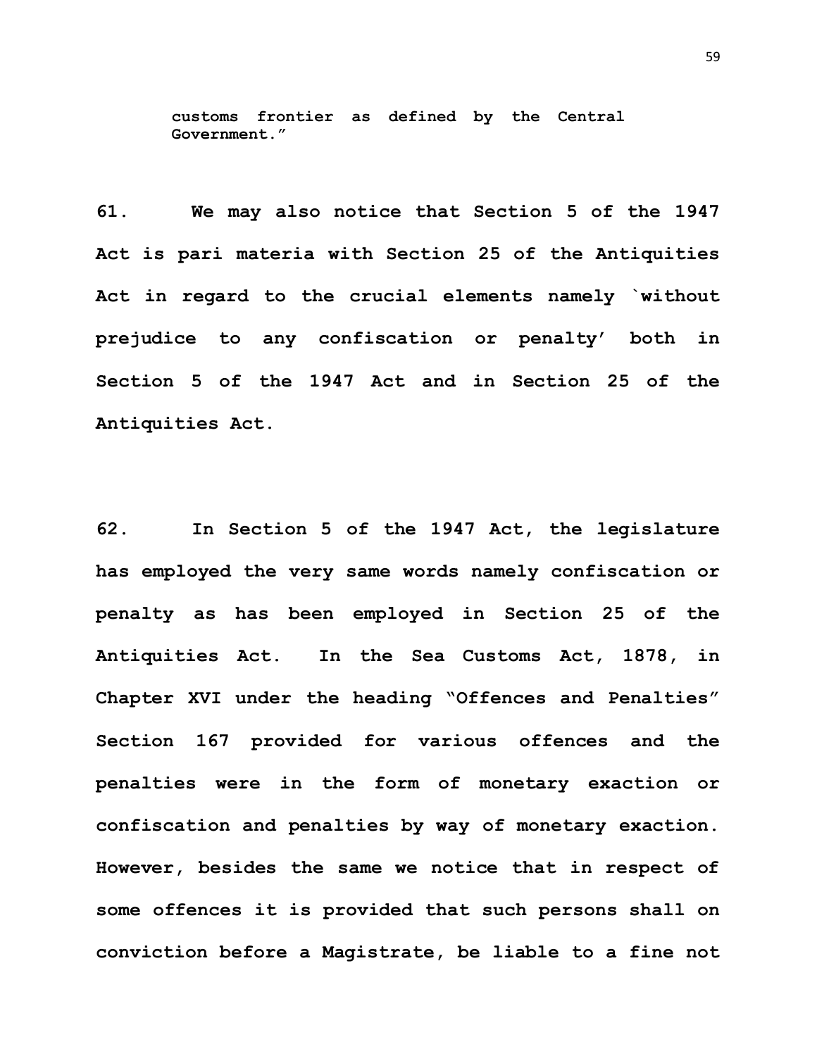**customs frontier as defined by the Central Government."**

**61. We may also notice that Section 5 of the 1947 Act is pari materia with Section 25 of the Antiquities Act in regard to the crucial elements namely `without prejudice to any confiscation or penalty' both in Section 5 of the 1947 Act and in Section 25 of the Antiquities Act.**

**62. In Section 5 of the 1947 Act, the legislature has employed the very same words namely confiscation or penalty as has been employed in Section 25 of the Antiquities Act. In the Sea Customs Act, 1878, in Chapter XVI under the heading "Offences and Penalties" Section 167 provided for various offences and the penalties were in the form of monetary exaction or confiscation and penalties by way of monetary exaction. However, besides the same we notice that in respect of some offences it is provided that such persons shall on conviction before a Magistrate, be liable to a fine not**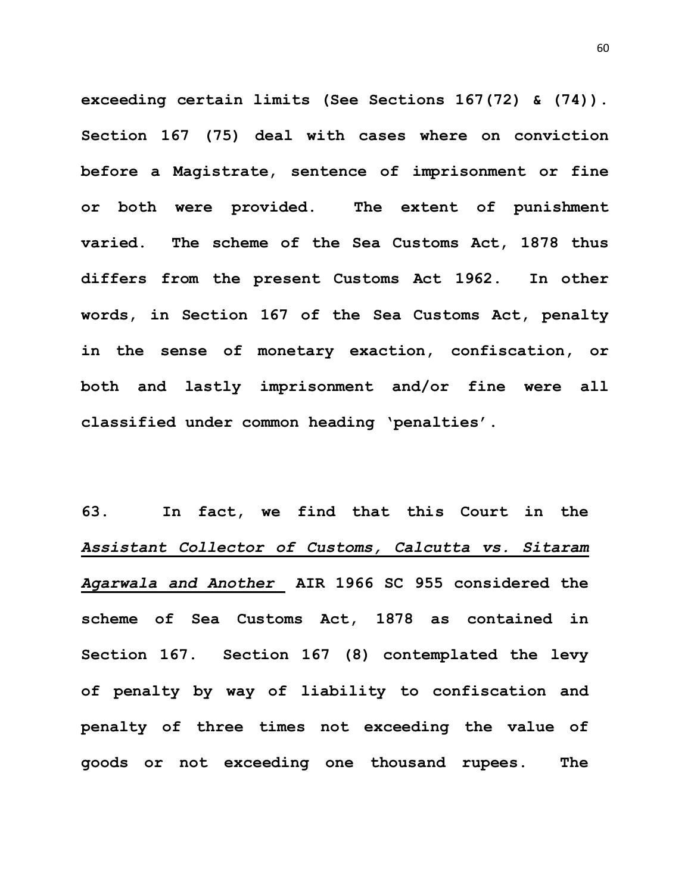**exceeding certain limits (See Sections 167(72) & (74)). Section 167 (75) deal with cases where on conviction before a Magistrate, sentence of imprisonment or fine or both were provided. The extent of punishment varied. The scheme of the Sea Customs Act, 1878 thus differs from the present Customs Act 1962. In other words, in Section 167 of the Sea Customs Act, penalty in the sense of monetary exaction, confiscation, or both and lastly imprisonment and/or fine were all classified under common heading 'penalties'.**

**63. In fact, we find that this Court in the *Assistant Collector of Customs, Calcutta vs. Sitaram Agarwala and Another* AIR 1966 SC 955 considered the scheme of Sea Customs Act, 1878 as contained in Section 167. Section 167 (8) contemplated the levy of penalty by way of liability to confiscation and penalty of three times not exceeding the value of goods or not exceeding one thousand rupees. The**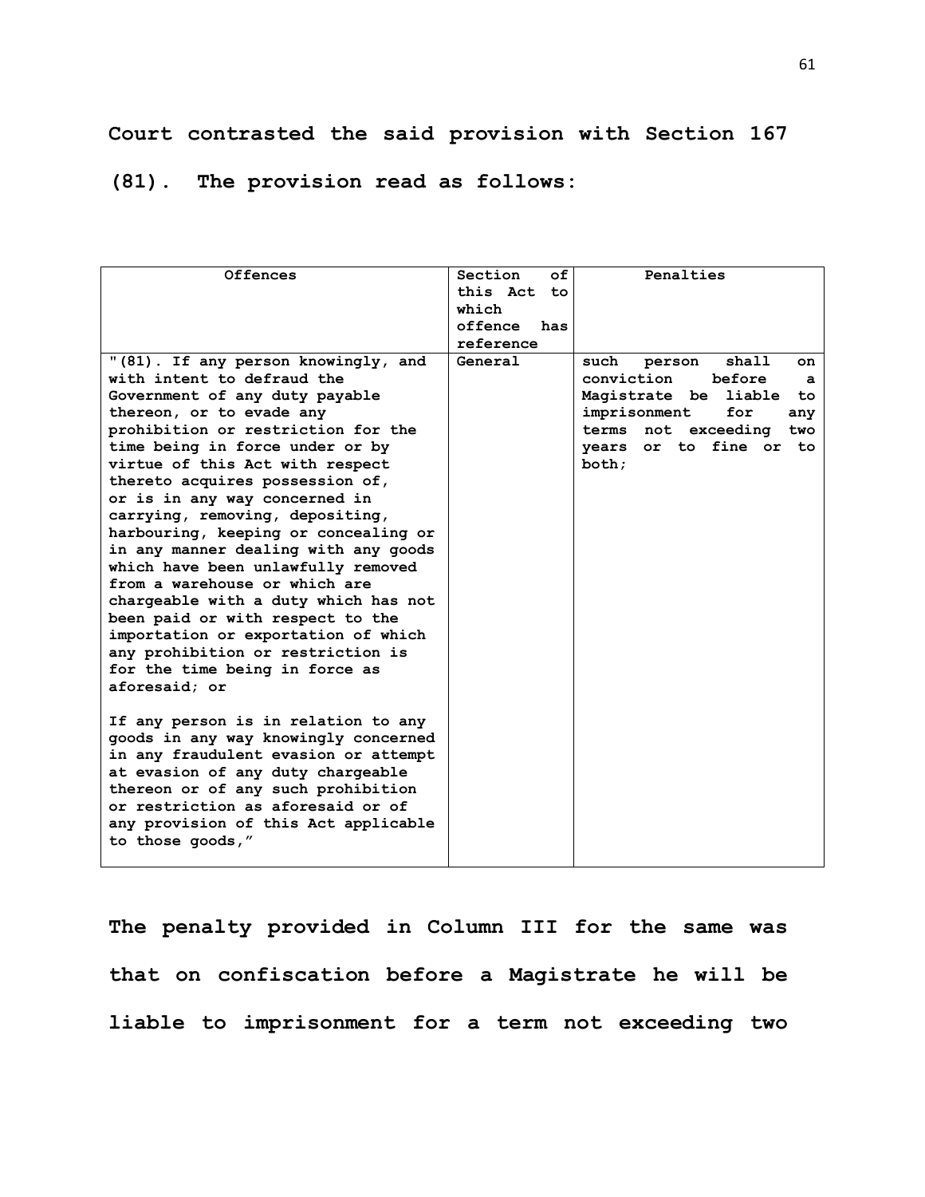**Court contrasted the said provision with Section 167 (81). The provision read as follows:**

| Offences | Section of this Act to which offence has reference | Penalties |
|---|---|---|
| "(81). If any person knowingly, and with intent to defraud the Government of any duty payable thereon, or to evade any prohibition or restriction for the time being in force under or by virtue of this Act with respect thereto acquires possession of, or is in any way concerned in carrying, removing, depositing, harbouring, keeping or concealing or in any manner dealing with any goods which have been unlawfully removed from a warehouse or which are chargeable with a duty which has not been paid or with respect to the importation or exportation of which any prohibition or restriction is for the time being in force as aforesaid; or<br><br>If any person is in relation to any goods in any way knowingly concerned in any fraudulent evasion or attempt at evasion of any duty chargeable thereon or of any such prohibition or restriction as aforesaid or of any provision of this Act applicable to those goods," | General | such person shall on conviction before a Magistrate be liable to imprisonment for any terms not exceeding two years or to fine or to both; |

**The penalty provided in Column III for the same was that on confiscation before a Magistrate he will be liable to imprisonment for a term not exceeding two**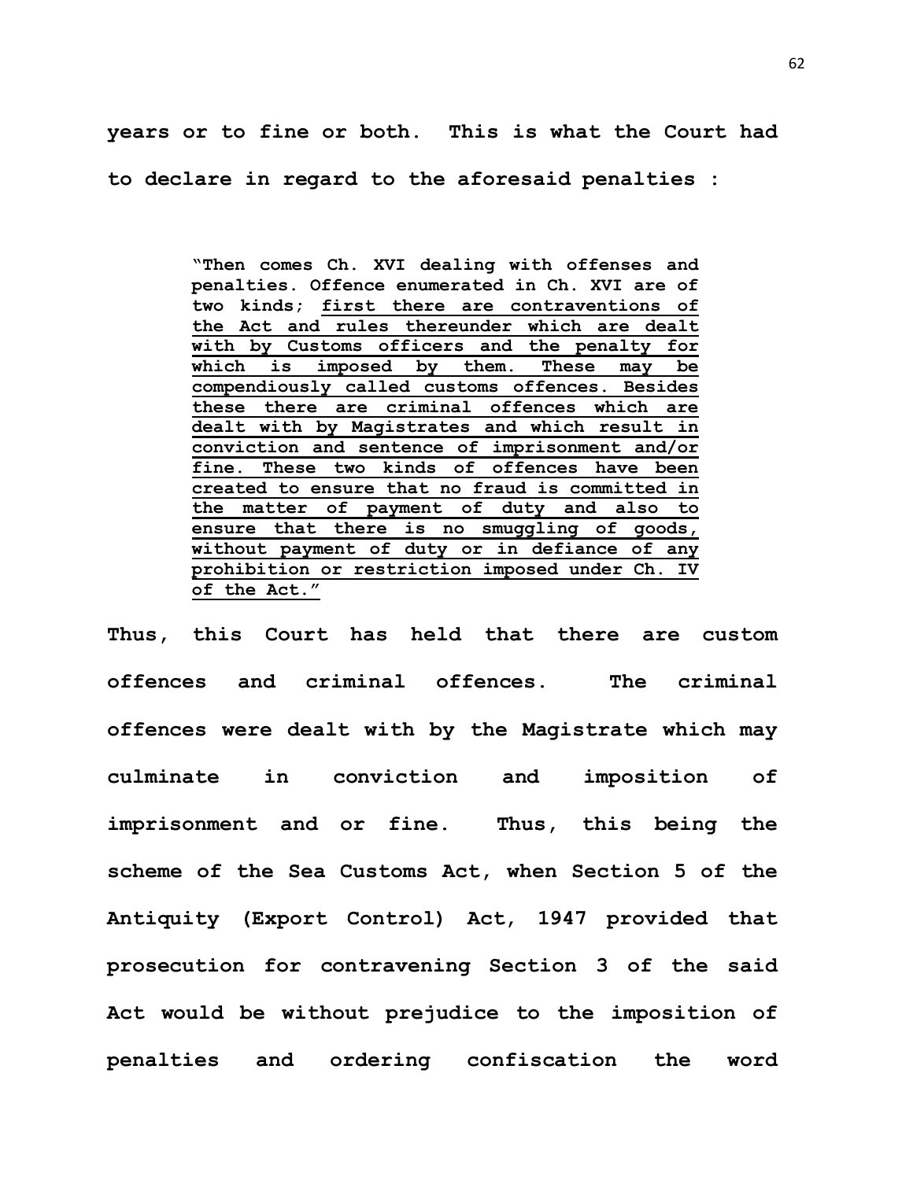**years or to fine or both. This is what the Court had to declare in regard to the aforesaid penalties :**

> **"Then comes Ch. XVI dealing with offenses and penalties. Offence enumerated in Ch. XVI are of two kinds; <u>first there are contraventions of the Act and rules thereunder which are dealt with by Customs officers and the penalty for which is imposed by them. These may be compendiously called customs offences. Besides these there are criminal offences which are dealt with by Magistrates and which result in conviction and sentence of imprisonment and/or fine. These two kinds of offences have been created to ensure that no fraud is committed in the matter of payment of duty and also to ensure that there is no smuggling of goods, without payment of duty or in defiance of any prohibition or restriction imposed under Ch. IV of the Act."</u>**

**Thus, this Court has held that there are custom offences and criminal offences. The criminal offences were dealt with by the Magistrate which may culminate in conviction and imposition of imprisonment and or fine. Thus, this being the scheme of the Sea Customs Act, when Section 5 of the Antiquity (Export Control) Act, 1947 provided that prosecution for contravening Section 3 of the said Act would be without prejudice to the imposition of penalties and ordering confiscation the word**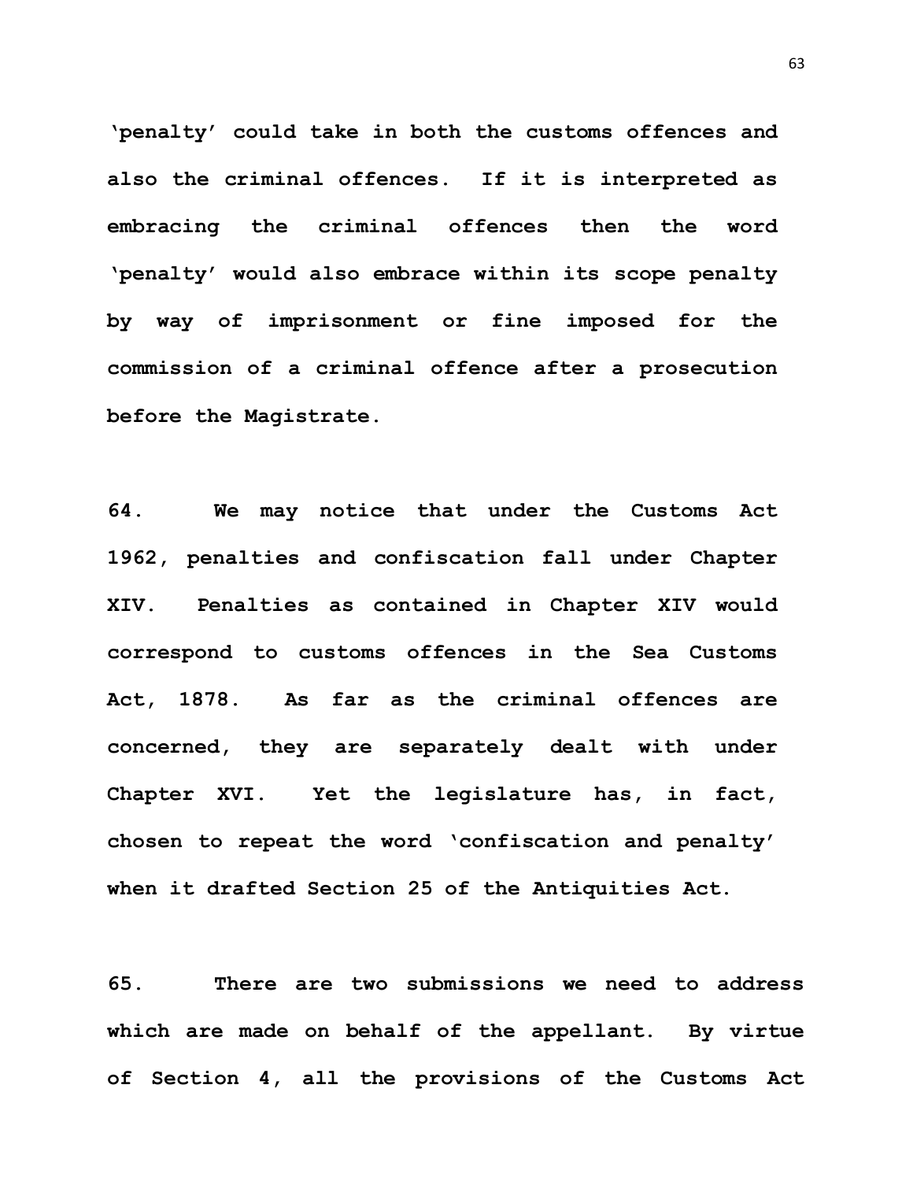**'penalty' could take in both the customs offences and also the criminal offences. If it is interpreted as embracing the criminal offences then the word 'penalty' would also embrace within its scope penalty by way of imprisonment or fine imposed for the commission of a criminal offence after a prosecution before the Magistrate.**

**64. We may notice that under the Customs Act 1962, penalties and confiscation fall under Chapter XIV. Penalties as contained in Chapter XIV would correspond to customs offences in the Sea Customs Act, 1878. As far as the criminal offences are concerned, they are separately dealt with under Chapter XVI. Yet the legislature has, in fact, chosen to repeat the word 'confiscation and penalty' when it drafted Section 25 of the Antiquities Act.**

**65. There are two submissions we need to address which are made on behalf of the appellant. By virtue of Section 4, all the provisions of the Customs Act**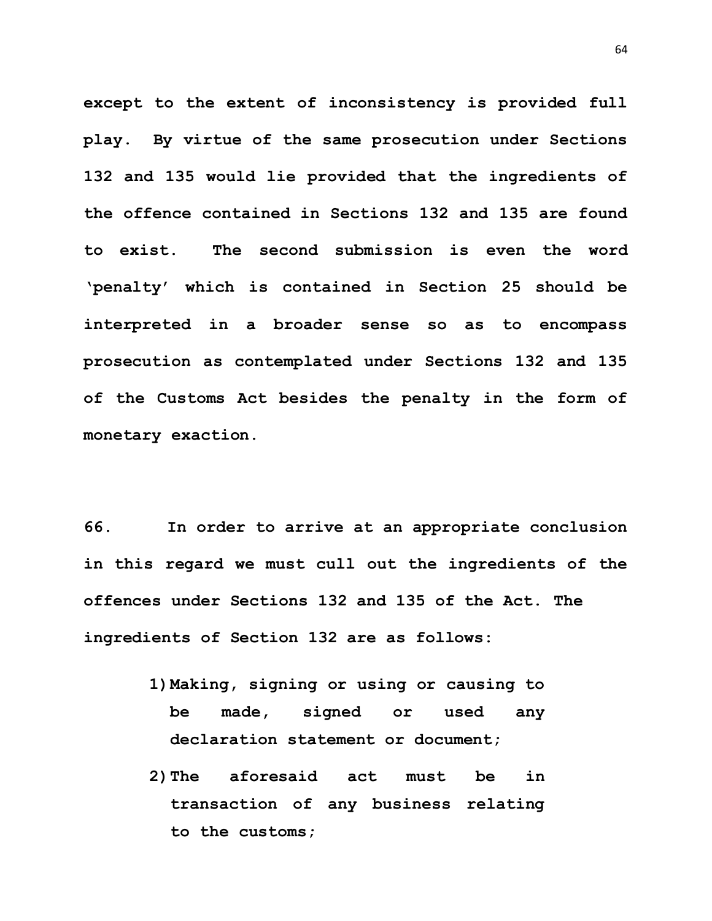**except to the extent of inconsistency is provided full play. By virtue of the same prosecution under Sections 132 and 135 would lie provided that the ingredients of the offence contained in Sections 132 and 135 are found to exist. The second submission is even the word 'penalty' which is contained in Section 25 should be interpreted in a broader sense so as to encompass prosecution as contemplated under Sections 132 and 135 of the Customs Act besides the penalty in the form of monetary exaction.**

**66. In order to arrive at an appropriate conclusion in this regard we must cull out the ingredients of the offences under Sections 132 and 135 of the Act. The ingredients of Section 132 are as follows:**

1) **Making, signing or using or causing to be made, signed or used any declaration statement or document;**
2) **The aforesaid act must be in transaction of any business relating to the customs;**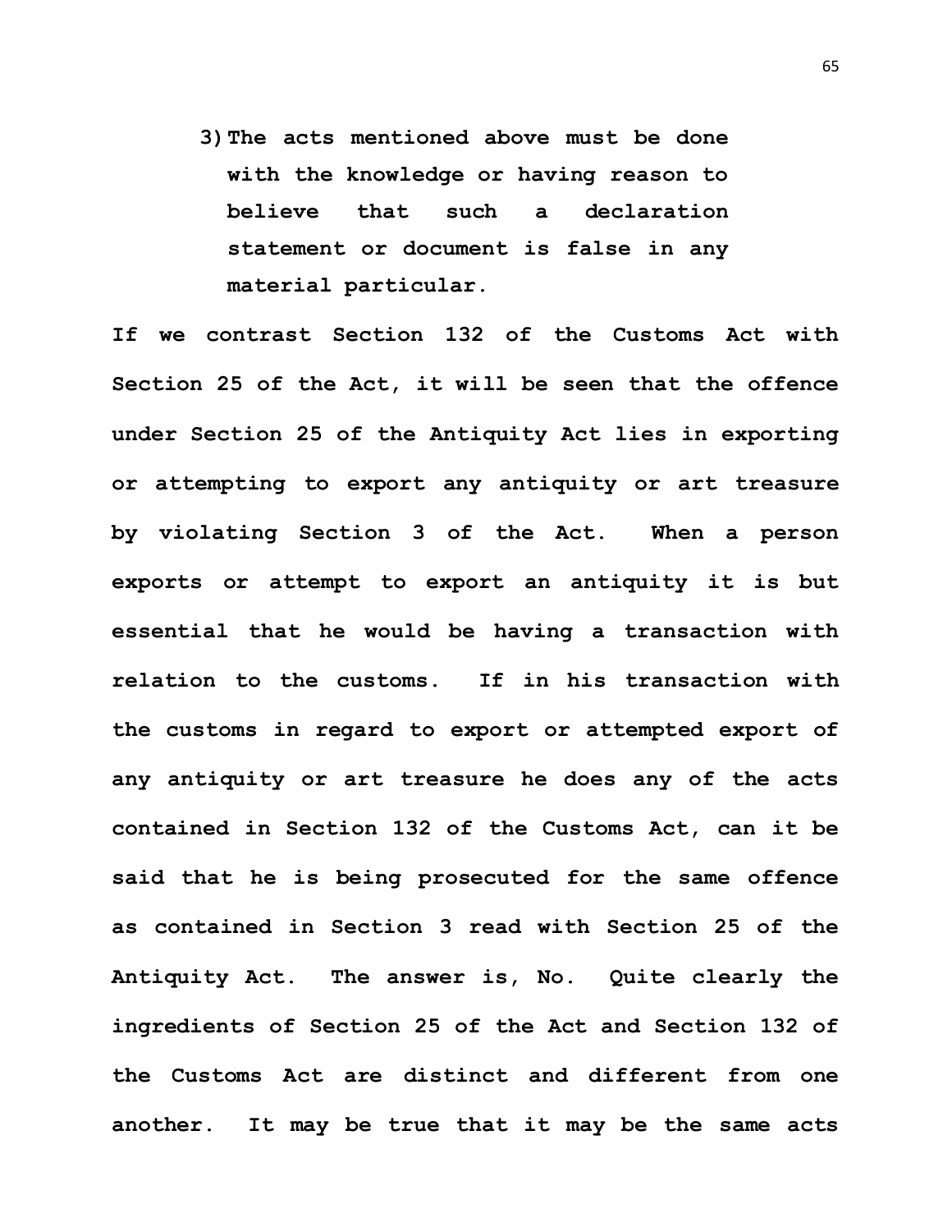3) The acts mentioned above must be done with the knowledge or having reason to believe that such a declaration statement or document is false in any material particular.

If we contrast Section 132 of the Customs Act with Section 25 of the Act, it will be seen that the offence under Section 25 of the Antiquity Act lies in exporting or attempting to export any antiquity or art treasure by violating Section 3 of the Act. When a person exports or attempt to export an antiquity it is but essential that he would be having a transaction with relation to the customs. If in his transaction with the customs in regard to export or attempted export of any antiquity or art treasure he does any of the acts contained in Section 132 of the Customs Act, can it be said that he is being prosecuted for the same offence as contained in Section 3 read with Section 25 of the Antiquity Act. The answer is, No. Quite clearly the ingredients of Section 25 of the Act and Section 132 of the Customs Act are distinct and different from one another. It may be true that it may be the same acts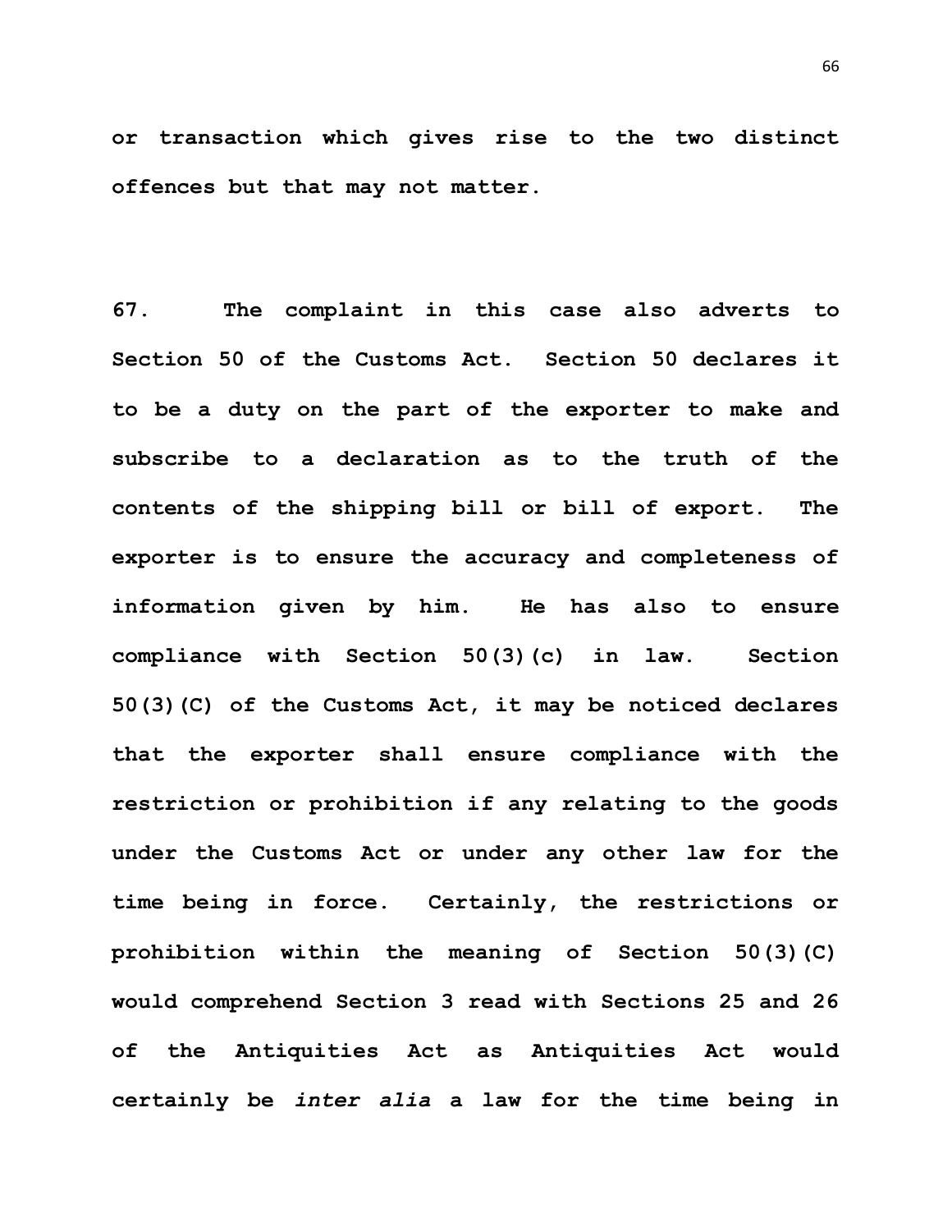or transaction which gives rise to the two distinct offences but that may not matter.

67. The complaint in this case also adverts to Section 50 of the Customs Act. Section 50 declares it to be a duty on the part of the exporter to make and subscribe to a declaration as to the truth of the contents of the shipping bill or bill of export. The exporter is to ensure the accuracy and completeness of information given by him. He has also to ensure compliance with Section 50(3)(c) in law. Section 50(3)(C) of the Customs Act, it may be noticed declares that the exporter shall ensure compliance with the restriction or prohibition if any relating to the goods under the Customs Act or under any other law for the time being in force. Certainly, the restrictions or prohibition within the meaning of Section 50(3)(C) would comprehend Section 3 read with Sections 25 and 26 of the Antiquities Act as Antiquities Act would certainly be *inter alia* a law for the time being in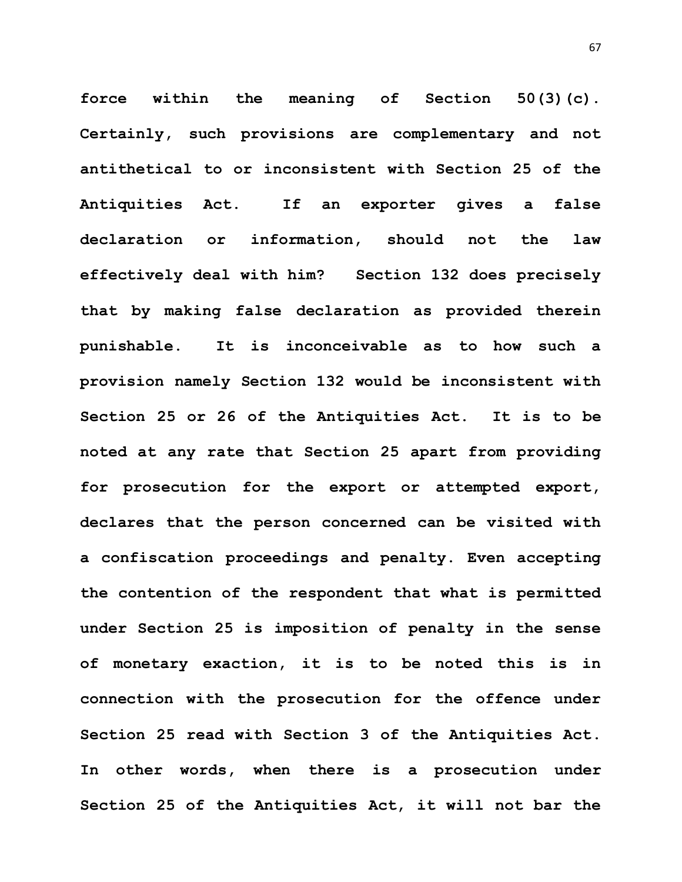**force within the meaning of Section 50(3)(c). Certainly, such provisions are complementary and not antithetical to or inconsistent with Section 25 of the Antiquities Act. If an exporter gives a false declaration or information, should not the law effectively deal with him? Section 132 does precisely that by making false declaration as provided therein punishable. It is inconceivable as to how such a provision namely Section 132 would be inconsistent with Section 25 or 26 of the Antiquities Act. It is to be noted at any rate that Section 25 apart from providing for prosecution for the export or attempted export, declares that the person concerned can be visited with a confiscation proceedings and penalty. Even accepting the contention of the respondent that what is permitted under Section 25 is imposition of penalty in the sense of monetary exaction, it is to be noted this is in connection with the prosecution for the offence under Section 25 read with Section 3 of the Antiquities Act. In other words, when there is a prosecution under Section 25 of the Antiquities Act, it will not bar the**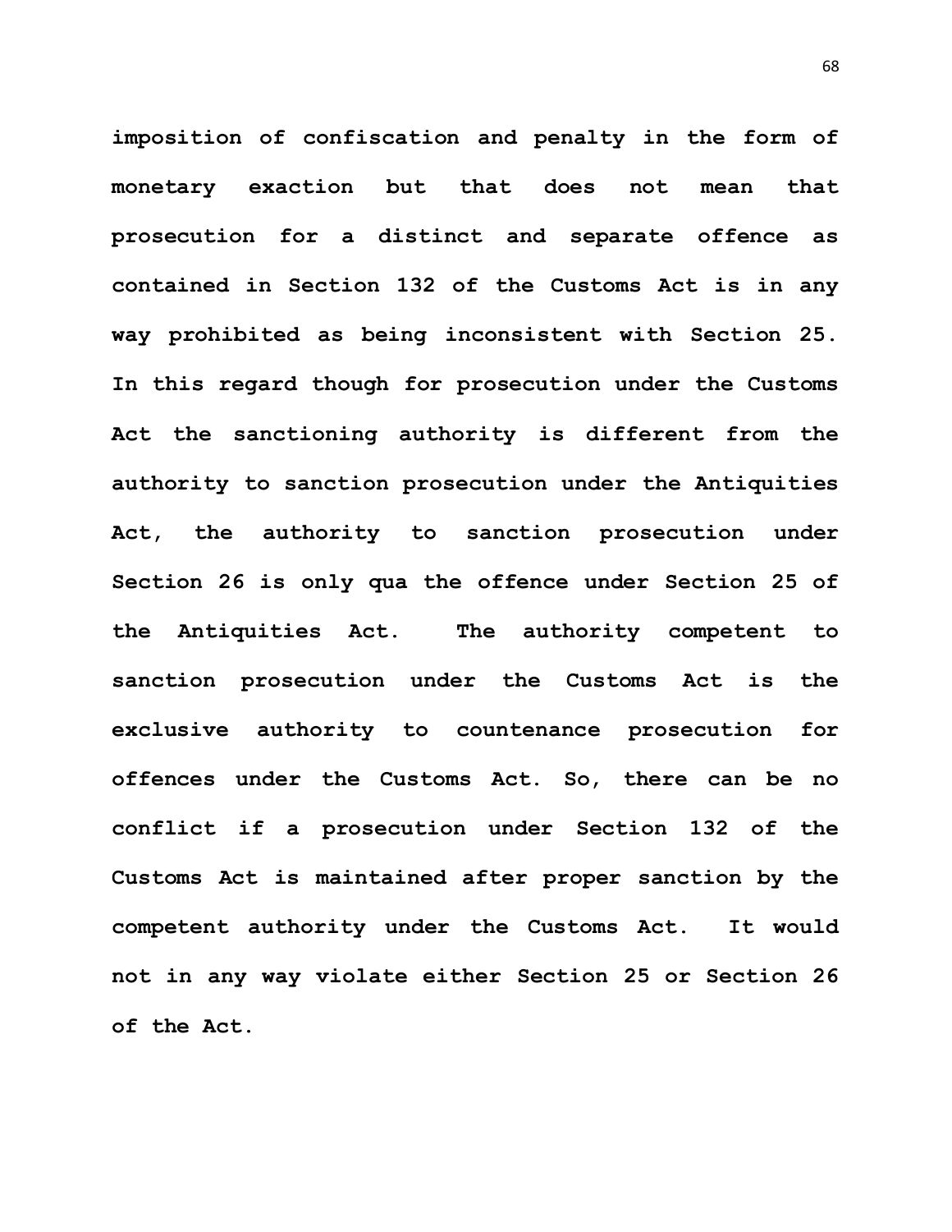**imposition of confiscation and penalty in the form of monetary exaction but that does not mean that prosecution for a distinct and separate offence as contained in Section 132 of the Customs Act is in any way prohibited as being inconsistent with Section 25. In this regard though for prosecution under the Customs Act the sanctioning authority is different from the authority to sanction prosecution under the Antiquities Act, the authority to sanction prosecution under Section 26 is only qua the offence under Section 25 of the Antiquities Act. The authority competent to sanction prosecution under the Customs Act is the exclusive authority to countenance prosecution for offences under the Customs Act. So, there can be no conflict if a prosecution under Section 132 of the Customs Act is maintained after proper sanction by the competent authority under the Customs Act. It would not in any way violate either Section 25 or Section 26 of the Act.**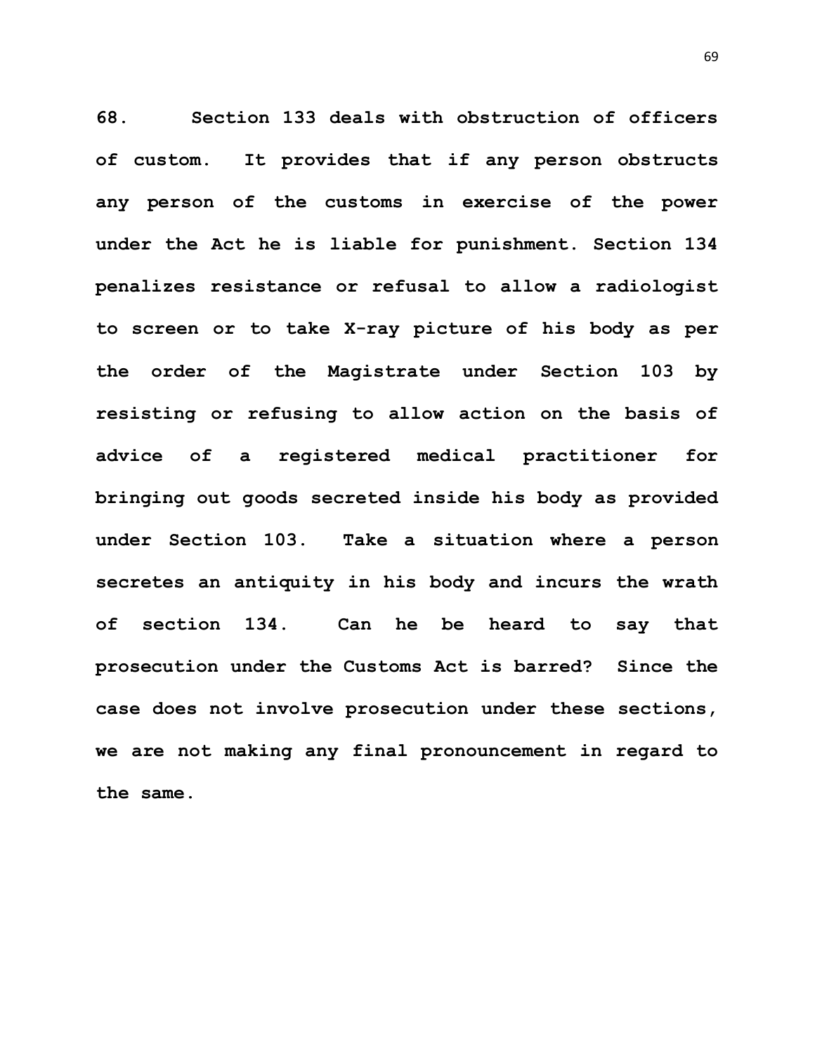**68. Section 133 deals with obstruction of officers of custom. It provides that if any person obstructs any person of the customs in exercise of the power under the Act he is liable for punishment. Section 134 penalizes resistance or refusal to allow a radiologist to screen or to take X-ray picture of his body as per the order of the Magistrate under Section 103 by resisting or refusing to allow action on the basis of advice of a registered medical practitioner for bringing out goods secreted inside his body as provided under Section 103. Take a situation where a person secretes an antiquity in his body and incurs the wrath of section 134. Can he be heard to say that prosecution under the Customs Act is barred? Since the case does not involve prosecution under these sections, we are not making any final pronouncement in regard to the same.**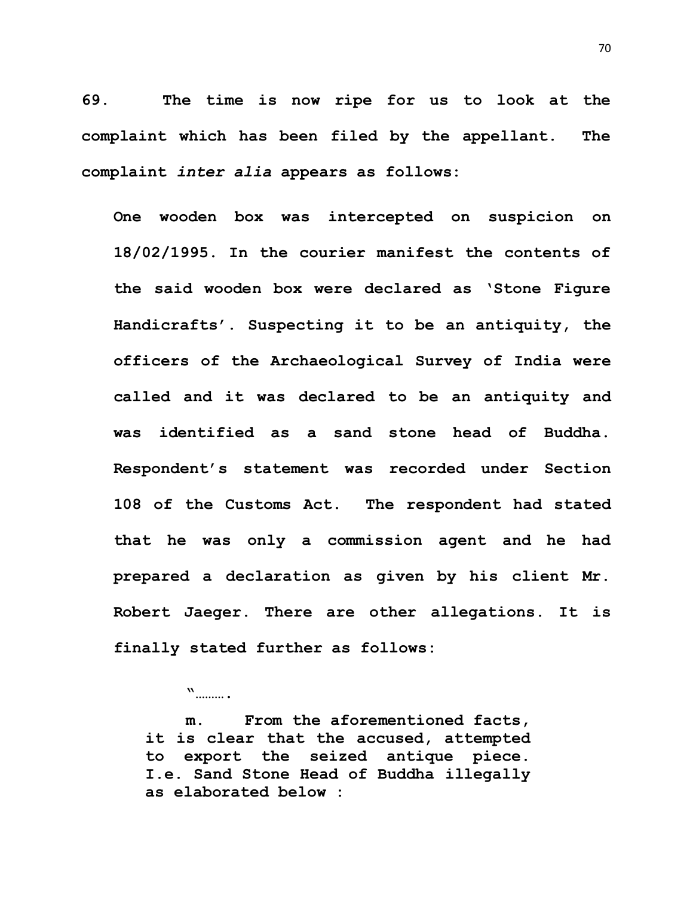**69. The time is now ripe for us to look at the complaint which has been filed by the appellant. The complaint *inter alia* appears as follows:**

> **One wooden box was intercepted on suspicion on 18/02/1995. In the courier manifest the contents of the said wooden box were declared as 'Stone Figure Handicrafts'. Suspecting it to be an antiquity, the officers of the Archaeological Survey of India were called and it was declared to be an antiquity and was identified as a sand stone head of Buddha. Respondent's statement was recorded under Section 108 of the Customs Act. The respondent had stated that he was only a commission agent and he had prepared a declaration as given by his client Mr. Robert Jaeger. There are other allegations. It is finally stated further as follows:**
>
> > **"……….**
> >
> > **m. From the aforementioned facts, it is clear that the accused, attempted to export the seized antique piece. I.e. Sand Stone Head of Buddha illegally as elaborated below :**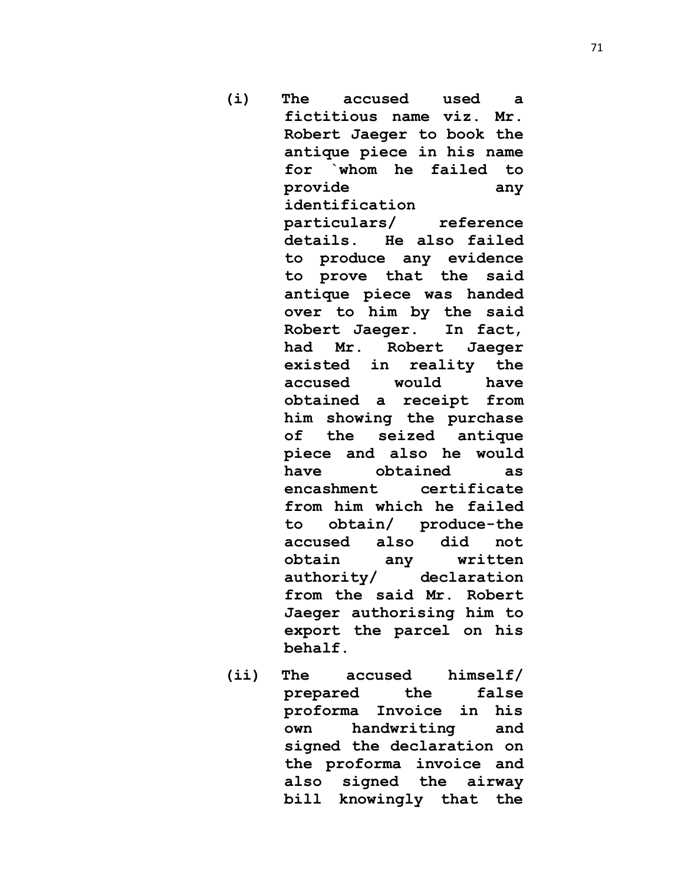**(i) The accused used a fictitious name viz. Mr. Robert Jaeger to book the antique piece in his name for `whom he failed to provide any identification particulars/ reference details. He also failed to produce any evidence to prove that the said antique piece was handed over to him by the said Robert Jaeger. In fact, had Mr. Robert Jaeger existed in reality the accused would have obtained a receipt from him showing the purchase of the seized antique piece and also he would have obtained as encashment certificate from him which he failed to obtain/ produce-the accused also did not obtain any written authority/ declaration from the said Mr. Robert Jaeger authorising him to export the parcel on his behalf.**

**(ii) The accused himself/ prepared the false proforma Invoice in his own handwriting and signed the declaration on the proforma invoice and also signed the airway bill knowingly that the**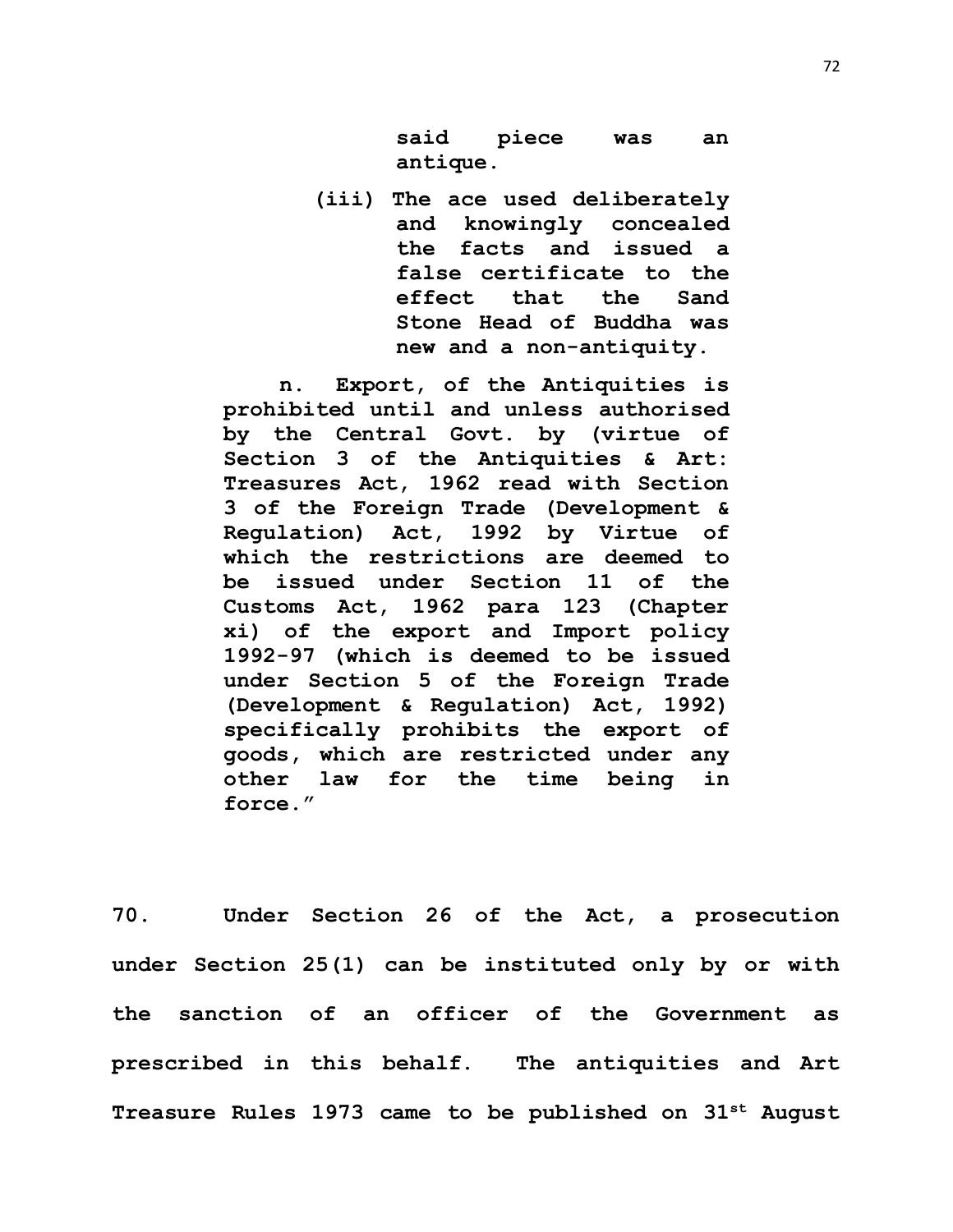**said piece was an antique.**

**(iii) The ace used deliberately and knowingly concealed the facts and issued a false certificate to the effect that the Sand Stone Head of Buddha was new and a non-antiquity.**

**n. Export, of the Antiquities is prohibited until and unless authorised by the Central Govt. by (virtue of Section 3 of the Antiquities & Art: Treasures Act, 1962 read with Section 3 of the Foreign Trade (Development & Regulation) Act, 1992 by Virtue of which the restrictions are deemed to be issued under Section 11 of the Customs Act, 1962 para 123 (Chapter xi) of the export and Import policy 1992-97 (which is deemed to be issued under Section 5 of the Foreign Trade (Development & Regulation) Act, 1992) specifically prohibits the export of goods, which are restricted under any other law for the time being in force."**

**70. Under Section 26 of the Act, a prosecution under Section 25(1) can be instituted only by or with the sanction of an officer of the Government as prescribed in this behalf. The antiquities and Art Treasure Rules 1973 came to be published on 31st August**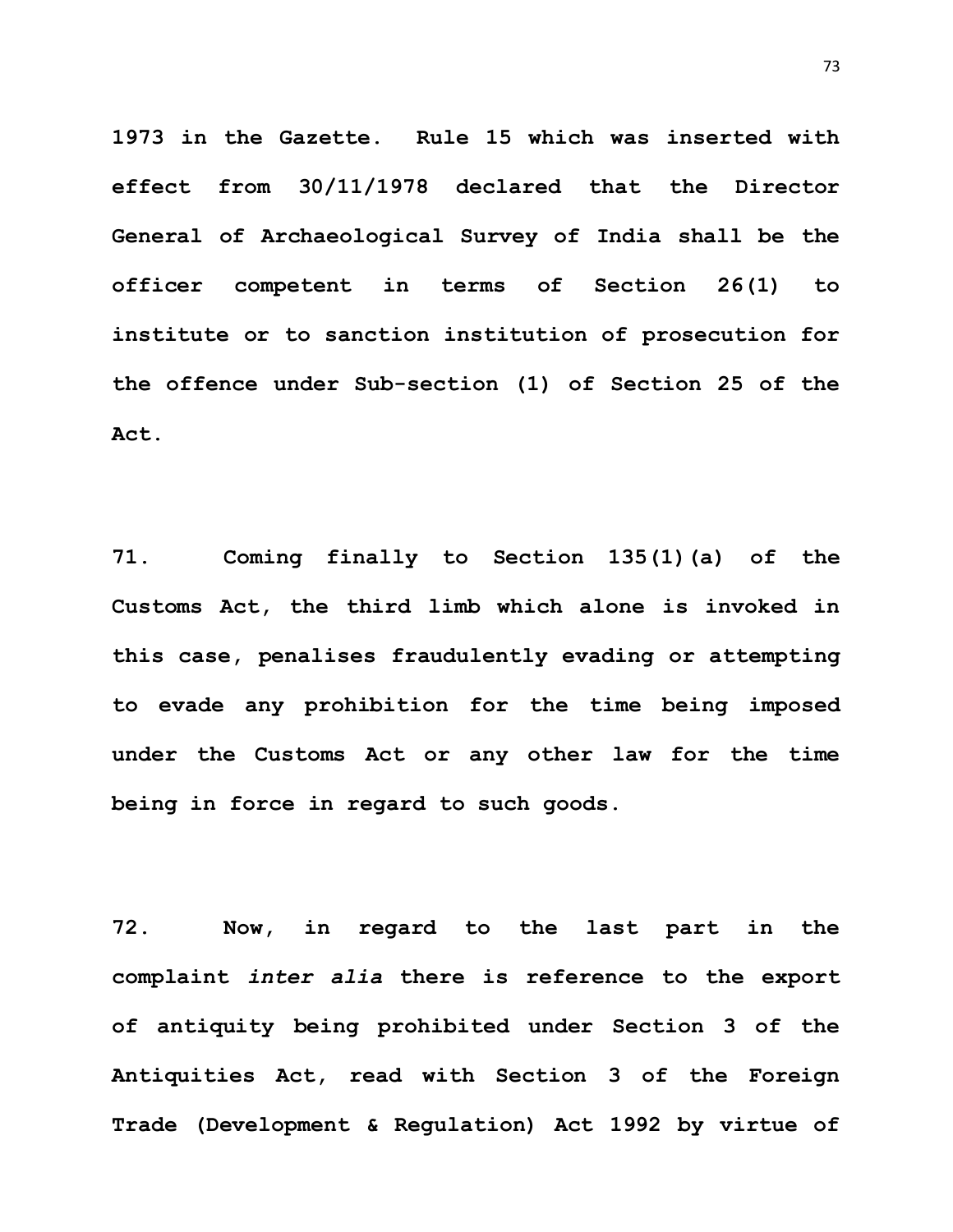**1973 in the Gazette. Rule 15 which was inserted with effect from 30/11/1978 declared that the Director General of Archaeological Survey of India shall be the officer competent in terms of Section 26(1) to institute or to sanction institution of prosecution for the offence under Sub-section (1) of Section 25 of the Act.**

**71. Coming finally to Section 135(1)(a) of the Customs Act, the third limb which alone is invoked in this case, penalises fraudulently evading or attempting to evade any prohibition for the time being imposed under the Customs Act or any other law for the time being in force in regard to such goods.**

**72. Now, in regard to the last part in the complaint *inter alia* there is reference to the export of antiquity being prohibited under Section 3 of the Antiquities Act, read with Section 3 of the Foreign Trade (Development & Regulation) Act 1992 by virtue of**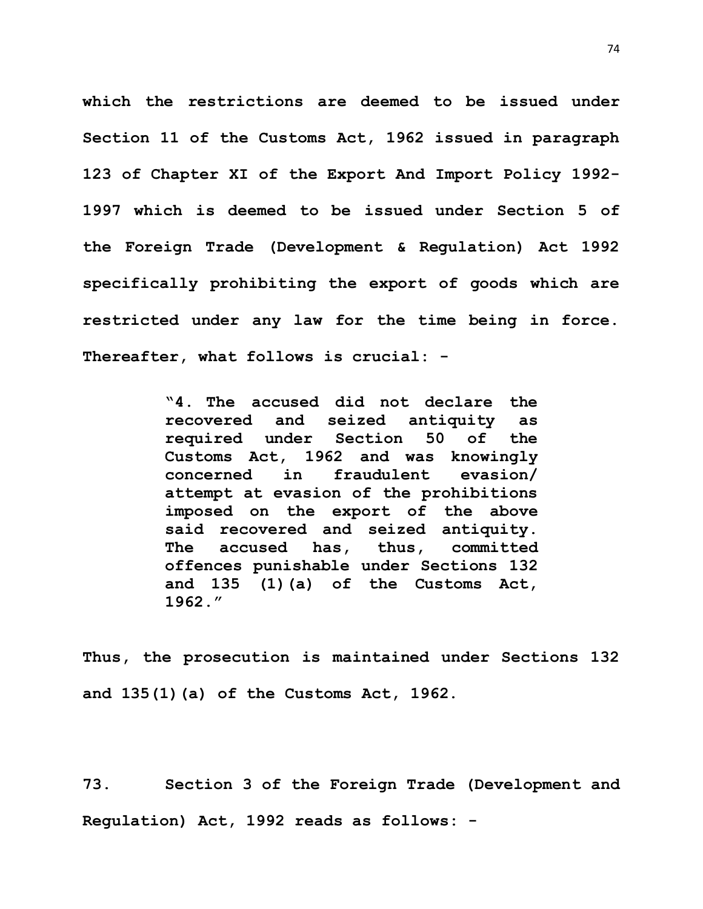**which the restrictions are deemed to be issued under Section 11 of the Customs Act, 1962 issued in paragraph 123 of Chapter XI of the Export And Import Policy 1992-1997 which is deemed to be issued under Section 5 of the Foreign Trade (Development & Regulation) Act 1992 specifically prohibiting the export of goods which are restricted under any law for the time being in force. Thereafter, what follows is crucial: -**

> **"4. The accused did not declare the recovered and seized antiquity as required under Section 50 of the Customs Act, 1962 and was knowingly concerned in fraudulent evasion/ attempt at evasion of the prohibitions imposed on the export of the above said recovered and seized antiquity. The accused has, thus, committed offences punishable under Sections 132 and 135 (1)(a) of the Customs Act, 1962."**

**Thus, the prosecution is maintained under Sections 132 and 135(1)(a) of the Customs Act, 1962.**

**73. Section 3 of the Foreign Trade (Development and Regulation) Act, 1992 reads as follows: -**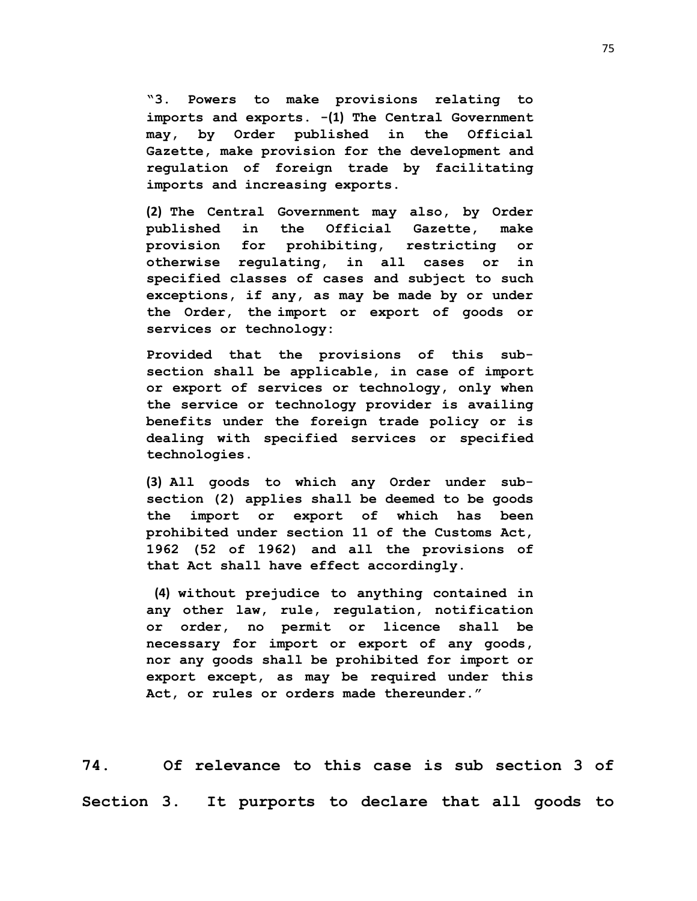> **"3. Powers to make provisions relating to imports and exports. -(1) The Central Government may, by Order published in the Official Gazette, make provision for the development and regulation of foreign trade by facilitating imports and increasing exports.**
>
> **(2) The Central Government may also, by Order published in the Official Gazette, make provision for prohibiting, restricting or otherwise regulating, in all cases or in specified classes of cases and subject to such exceptions, if any, as may be made by or under the Order, the import or export of goods or services or technology:**
>
> **Provided that the provisions of this sub-section shall be applicable, in case of import or export of services or technology, only when the service or technology provider is availing benefits under the foreign trade policy or is dealing with specified services or specified technologies.**
>
> **(3) All goods to which any Order under sub-section (2) applies shall be deemed to be goods the import or export of which has been prohibited under section 11 of the Customs Act, 1962 (52 of 1962) and all the provisions of that Act shall have effect accordingly.**
>
> **(4) without prejudice to anything contained in any other law, rule, regulation, notification or order, no permit or licence shall be necessary for import or export of any goods, nor any goods shall be prohibited for import or export except, as may be required under this Act, or rules or orders made thereunder."**

**74. Of relevance to this case is sub section 3 of Section 3. It purports to declare that all goods to**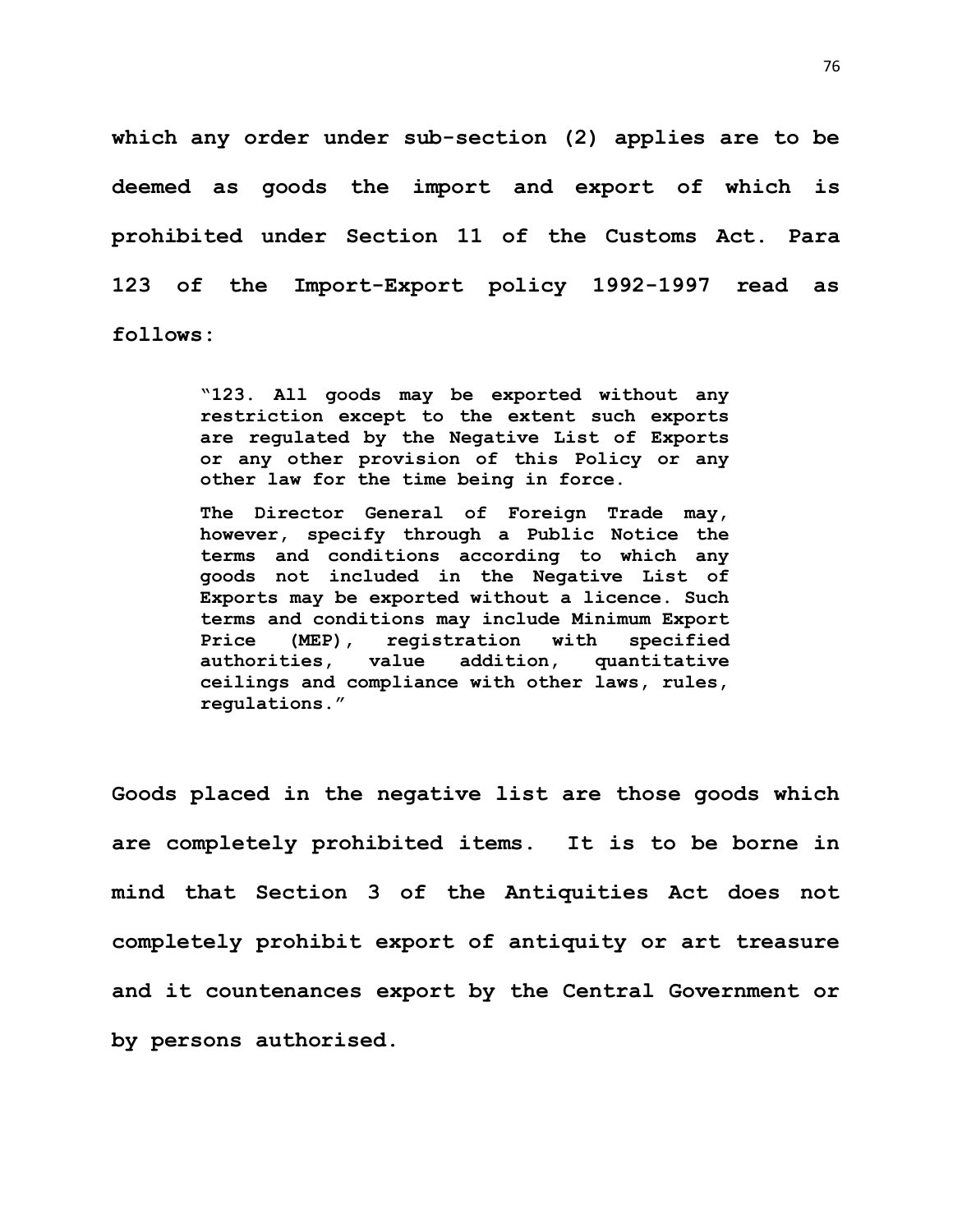**which any order under sub-section (2) applies are to be deemed as goods the import and export of which is prohibited under Section 11 of the Customs Act. Para 123 of the Import-Export policy 1992-1997 read as follows:**

> **"123. All goods may be exported without any restriction except to the extent such exports are regulated by the Negative List of Exports or any other provision of this Policy or any other law for the time being in force.**
>
> **The Director General of Foreign Trade may, however, specify through a Public Notice the terms and conditions according to which any goods not included in the Negative List of Exports may be exported without a licence. Such terms and conditions may include Minimum Export Price (MEP), registration with specified authorities, value addition, quantitative ceilings and compliance with other laws, rules, regulations."**

**Goods placed in the negative list are those goods which are completely prohibited items. It is to be borne in mind that Section 3 of the Antiquities Act does not completely prohibit export of antiquity or art treasure and it countenances export by the Central Government or by persons authorised.**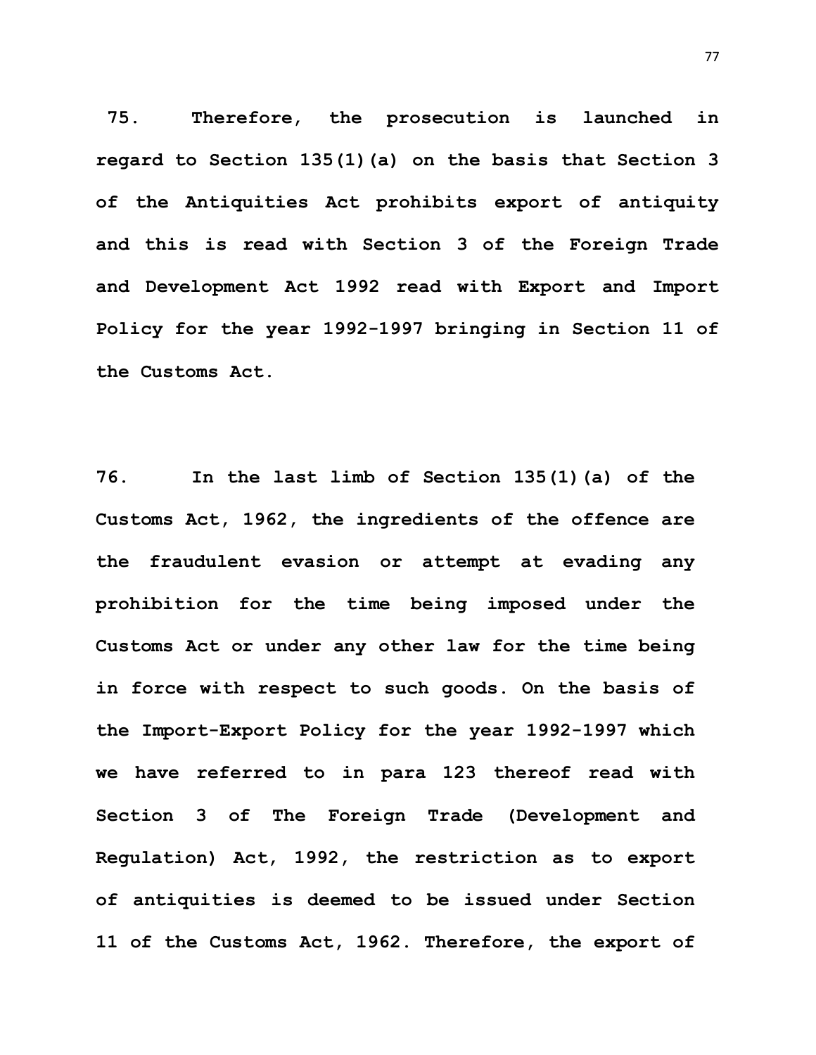**75.** **Therefore, the prosecution is launched in regard to Section 135(1)(a) on the basis that Section 3 of the Antiquities Act prohibits export of antiquity and this is read with Section 3 of the Foreign Trade and Development Act 1992 read with Export and Import Policy for the year 1992-1997 bringing in Section 11 of the Customs Act.**

**76.** **In the last limb of Section 135(1)(a) of the Customs Act, 1962, the ingredients of the offence are the fraudulent evasion or attempt at evading any prohibition for the time being imposed under the Customs Act or under any other law for the time being in force with respect to such goods. On the basis of the Import-Export Policy for the year 1992-1997 which we have referred to in para 123 thereof read with Section 3 of The Foreign Trade (Development and Regulation) Act, 1992, the restriction as to export of antiquities is deemed to be issued under Section 11 of the Customs Act, 1962. Therefore, the export of**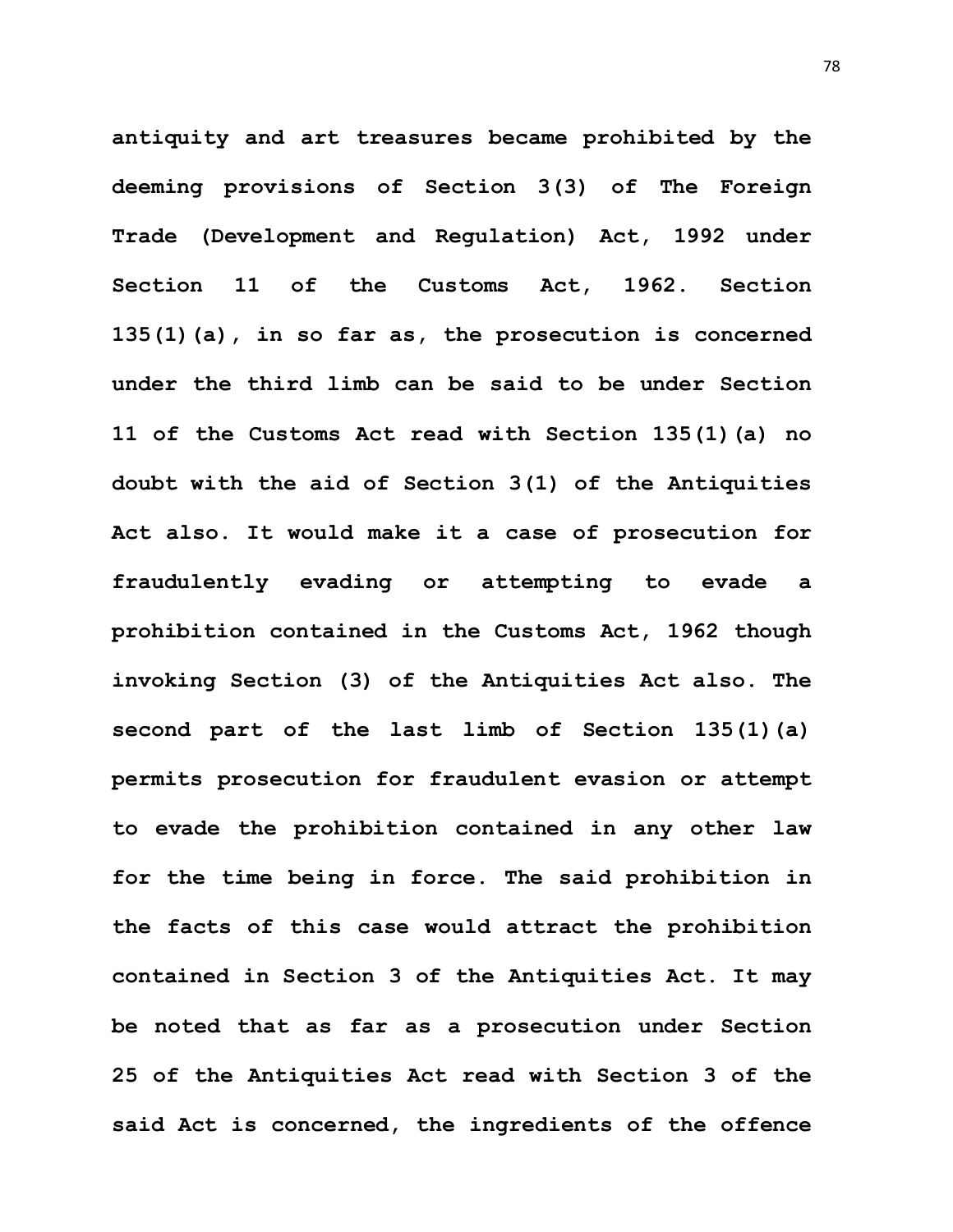**antiquity and art treasures became prohibited by the deeming provisions of Section 3(3) of The Foreign Trade (Development and Regulation) Act, 1992 under Section 11 of the Customs Act, 1962. Section 135(1)(a), in so far as, the prosecution is concerned under the third limb can be said to be under Section 11 of the Customs Act read with Section 135(1)(a) no doubt with the aid of Section 3(1) of the Antiquities Act also. It would make it a case of prosecution for fraudulently evading or attempting to evade a prohibition contained in the Customs Act, 1962 though invoking Section (3) of the Antiquities Act also. The second part of the last limb of Section 135(1)(a) permits prosecution for fraudulent evasion or attempt to evade the prohibition contained in any other law for the time being in force. The said prohibition in the facts of this case would attract the prohibition contained in Section 3 of the Antiquities Act. It may be noted that as far as a prosecution under Section 25 of the Antiquities Act read with Section 3 of the said Act is concerned, the ingredients of the offence**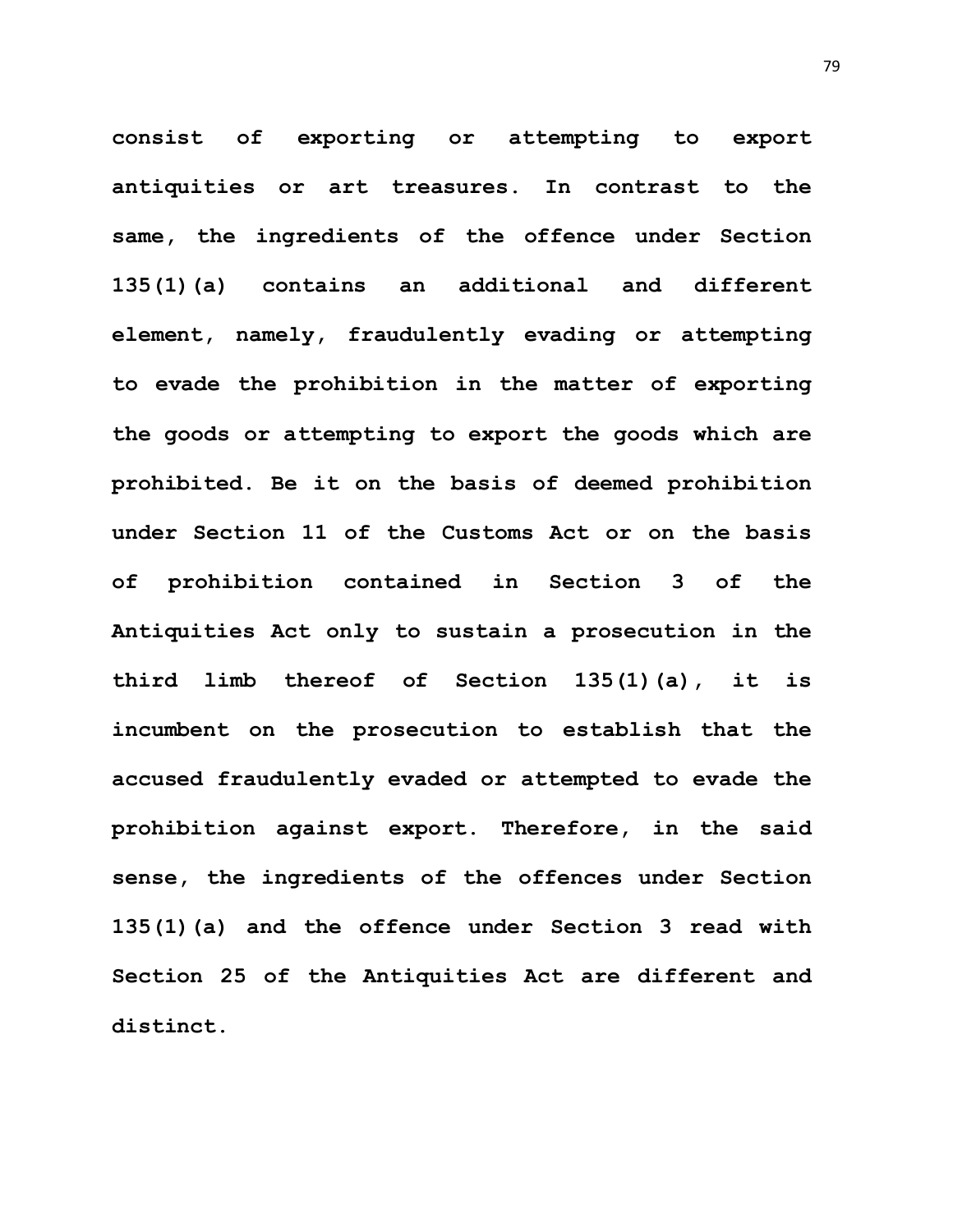**consist of exporting or attempting to export antiquities or art treasures. In contrast to the same, the ingredients of the offence under Section 135(1)(a) contains an additional and different element, namely, fraudulently evading or attempting to evade the prohibition in the matter of exporting the goods or attempting to export the goods which are prohibited. Be it on the basis of deemed prohibition under Section 11 of the Customs Act or on the basis of prohibition contained in Section 3 of the Antiquities Act only to sustain a prosecution in the third limb thereof of Section 135(1)(a), it is incumbent on the prosecution to establish that the accused fraudulently evaded or attempted to evade the prohibition against export. Therefore, in the said sense, the ingredients of the offences under Section 135(1)(a) and the offence under Section 3 read with Section 25 of the Antiquities Act are different and distinct.**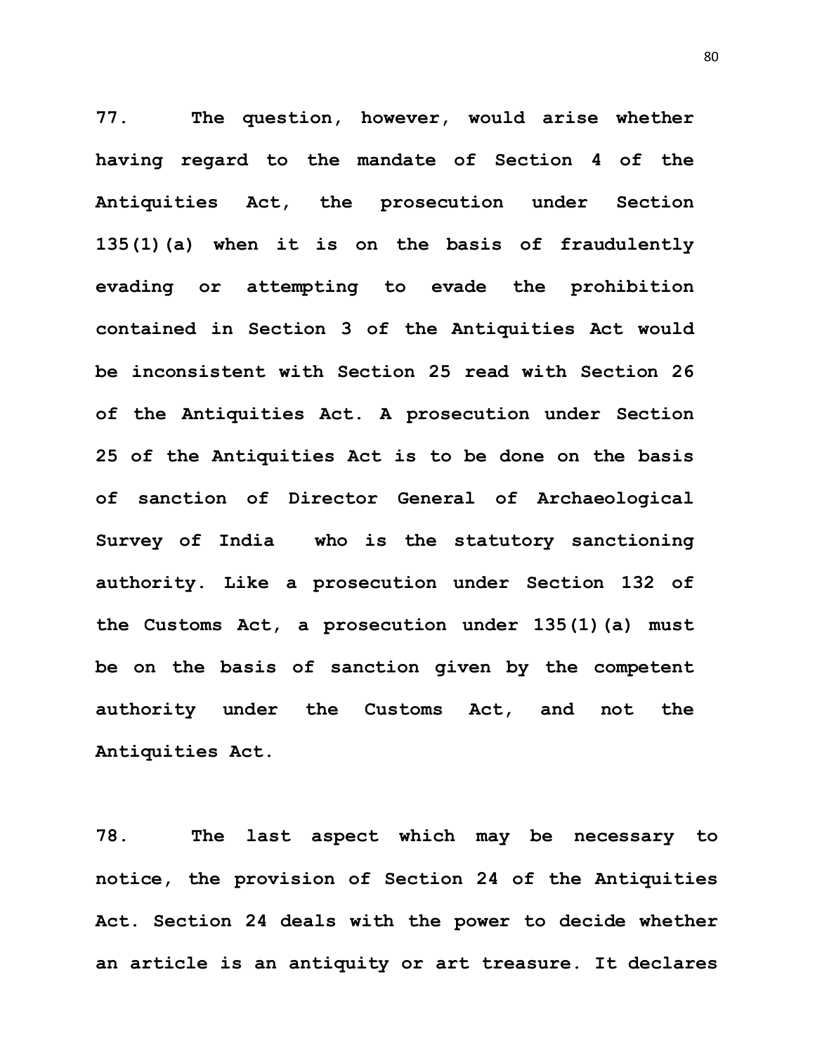**77. The question, however, would arise whether having regard to the mandate of Section 4 of the Antiquities Act, the prosecution under Section 135(1)(a) when it is on the basis of fraudulently evading or attempting to evade the prohibition contained in Section 3 of the Antiquities Act would be inconsistent with Section 25 read with Section 26 of the Antiquities Act. A prosecution under Section 25 of the Antiquities Act is to be done on the basis of sanction of Director General of Archaeological Survey of India who is the statutory sanctioning authority. Like a prosecution under Section 132 of the Customs Act, a prosecution under 135(1)(a) must be on the basis of sanction given by the competent authority under the Customs Act, and not the Antiquities Act.**

**78. The last aspect which may be necessary to notice, the provision of Section 24 of the Antiquities Act. Section 24 deals with the power to decide whether an article is an antiquity or art treasure. It declares**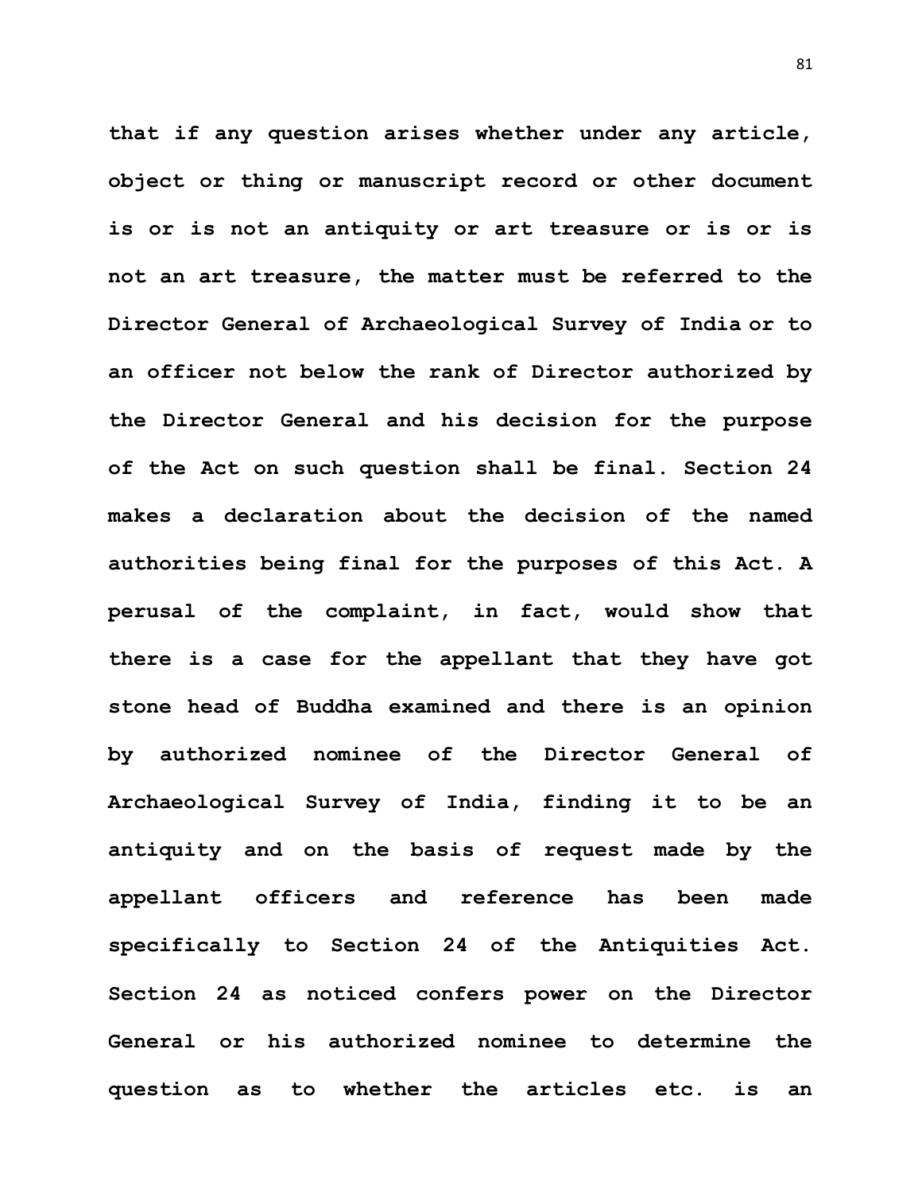**that if any question arises whether under any article, object or thing or manuscript record or other document is or is not an antiquity or art treasure or is or is not an art treasure, the matter must be referred to the Director General of Archaeological Survey of India or to an officer not below the rank of Director authorized by the Director General and his decision for the purpose of the Act on such question shall be final. Section 24 makes a declaration about the decision of the named authorities being final for the purposes of this Act. A perusal of the complaint, in fact, would show that there is a case for the appellant that they have got stone head of Buddha examined and there is an opinion by authorized nominee of the Director General of Archaeological Survey of India, finding it to be an antiquity and on the basis of request made by the appellant officers and reference has been made specifically to Section 24 of the Antiquities Act. Section 24 as noticed confers power on the Director General or his authorized nominee to determine the question as to whether the articles etc. is an**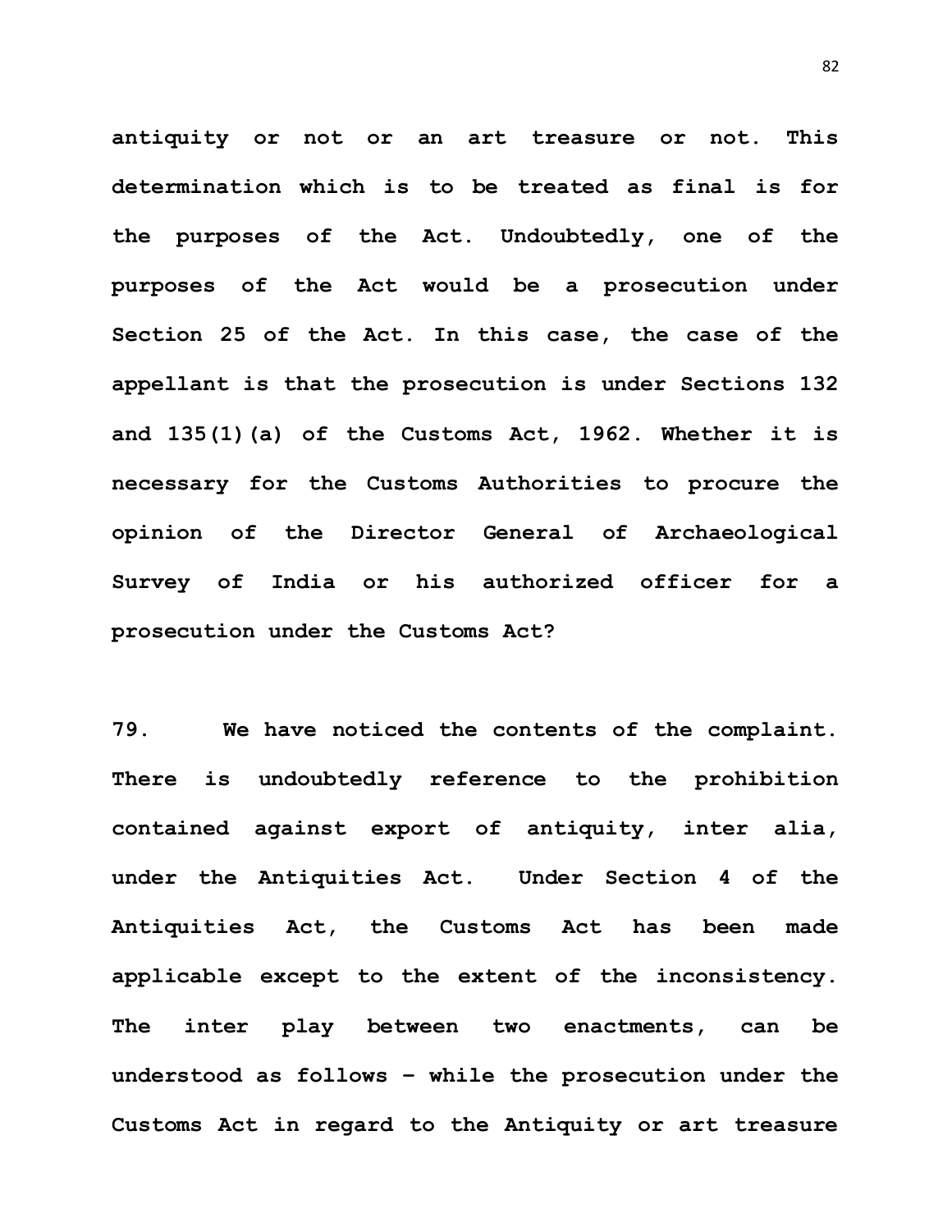**antiquity or not or an art treasure or not. This determination which is to be treated as final is for the purposes of the Act. Undoubtedly, one of the purposes of the Act would be a prosecution under Section 25 of the Act. In this case, the case of the appellant is that the prosecution is under Sections 132 and 135(1)(a) of the Customs Act, 1962. Whether it is necessary for the Customs Authorities to procure the opinion of the Director General of Archaeological Survey of India or his authorized officer for a prosecution under the Customs Act?**

**79. We have noticed the contents of the complaint. There is undoubtedly reference to the prohibition contained against export of antiquity, inter alia, under the Antiquities Act. Under Section 4 of the Antiquities Act, the Customs Act has been made applicable except to the extent of the inconsistency. The inter play between two enactments, can be understood as follows – while the prosecution under the Customs Act in regard to the Antiquity or art treasure**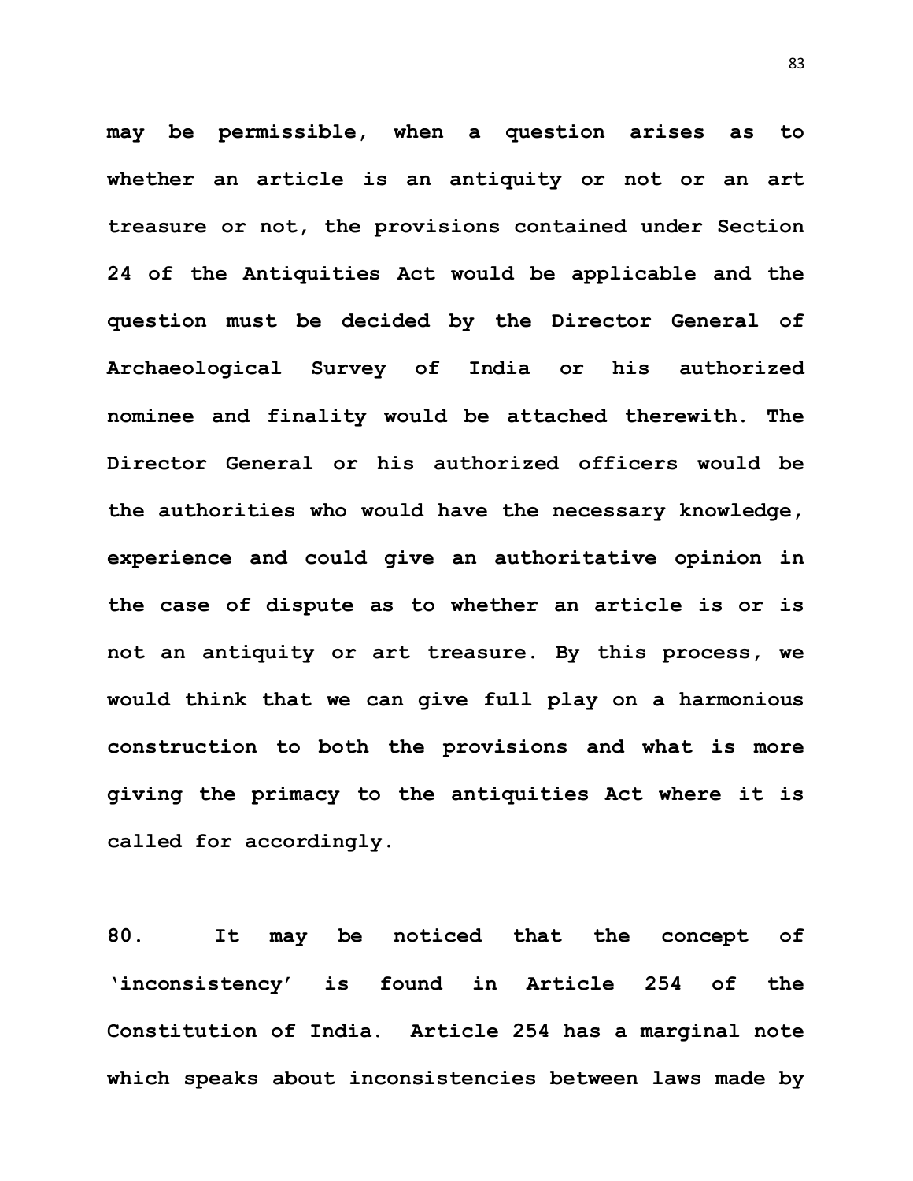**may be permissible, when a question arises as to whether an article is an antiquity or not or an art treasure or not, the provisions contained under Section 24 of the Antiquities Act would be applicable and the question must be decided by the Director General of Archaeological Survey of India or his authorized nominee and finality would be attached therewith. The Director General or his authorized officers would be the authorities who would have the necessary knowledge, experience and could give an authoritative opinion in the case of dispute as to whether an article is or is not an antiquity or art treasure. By this process, we would think that we can give full play on a harmonious construction to both the provisions and what is more giving the primacy to the antiquities Act where it is called for accordingly.**

**80. It may be noticed that the concept of 'inconsistency' is found in Article 254 of the Constitution of India. Article 254 has a marginal note which speaks about inconsistencies between laws made by**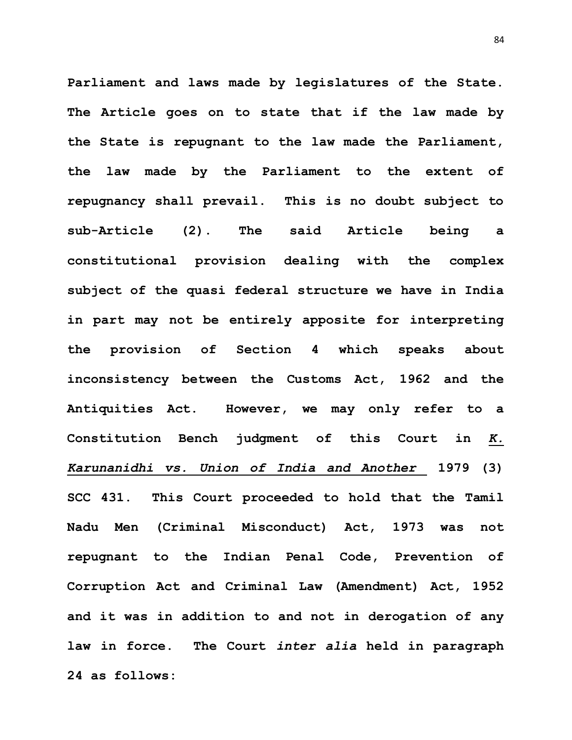**Parliament and laws made by legislatures of the State. The Article goes on to state that if the law made by the State is repugnant to the law made the Parliament, the law made by the Parliament to the extent of repugnancy shall prevail. This is no doubt subject to sub-Article (2). The said Article being a constitutional provision dealing with the complex subject of the quasi federal structure we have in India in part may not be entirely apposite for interpreting the provision of Section 4 which speaks about inconsistency between the Customs Act, 1962 and the Antiquities Act. However, we may only refer to a Constitution Bench judgment of this Court in *K. Karunanidhi vs. Union of India and Another* 1979 (3) SCC 431. This Court proceeded to hold that the Tamil Nadu Men (Criminal Misconduct) Act, 1973 was not repugnant to the Indian Penal Code, Prevention of Corruption Act and Criminal Law (Amendment) Act, 1952 and it was in addition to and not in derogation of any law in force. The Court *inter alia* held in paragraph 24 as follows:**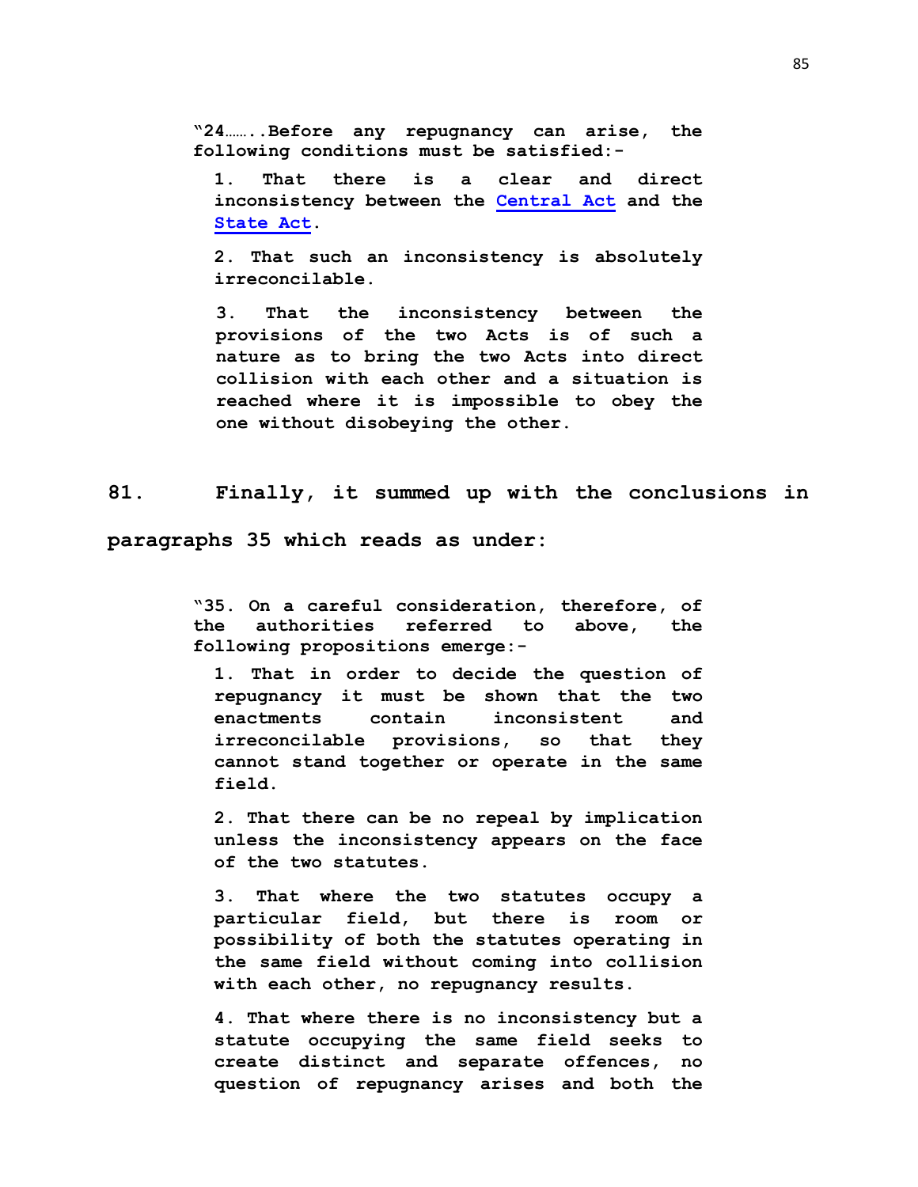> **"24……..Before any repugnancy can arise, the following conditions must be satisfied:-**
>
> **1. That there is a clear and direct inconsistency between the Central Act and the State Act.**
>
> **2. That such an inconsistency is absolutely irreconcilable.**
>
> **3. That the inconsistency between the provisions of the two Acts is of such a nature as to bring the two Acts into direct collision with each other and a situation is reached where it is impossible to obey the one without disobeying the other.**

**81. Finally, it summed up with the conclusions in paragraphs 35 which reads as under:**

> **"35. On a careful consideration, therefore, of the authorities referred to above, the following propositions emerge:-**
>
> **1. That in order to decide the question of repugnancy it must be shown that the two enactments contain inconsistent and irreconcilable provisions, so that they cannot stand together or operate in the same field.**
>
> **2. That there can be no repeal by implication unless the inconsistency appears on the face of the two statutes.**
>
> **3. That where the two statutes occupy a particular field, but there is room or possibility of both the statutes operating in the same field without coming into collision with each other, no repugnancy results.**
>
> **4. That where there is no inconsistency but a statute occupying the same field seeks to create distinct and separate offences, no question of repugnancy arises and both the**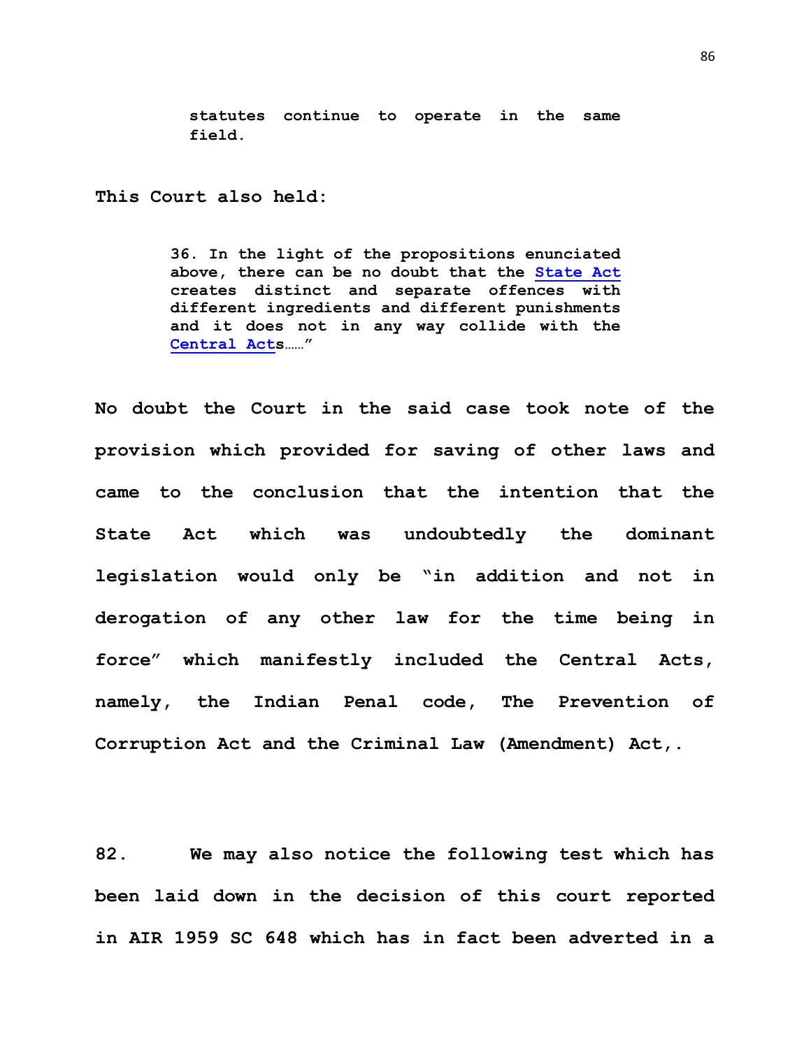> **statutes continue to operate in the same field.**

**This Court also held:**

> **36. In the light of the propositions enunciated above, there can be no doubt that the State Act creates distinct and separate offences with different ingredients and different punishments and it does not in any way collide with the Central Acts……"**

**No doubt the Court in the said case took note of the provision which provided for saving of other laws and came to the conclusion that the intention that the State Act which was undoubtedly the dominant legislation would only be "in addition and not in derogation of any other law for the time being in force" which manifestly included the Central Acts, namely, the Indian Penal code, The Prevention of Corruption Act and the Criminal Law (Amendment) Act,.**

**82. We may also notice the following test which has been laid down in the decision of this court reported in AIR 1959 SC 648 which has in fact been adverted in a**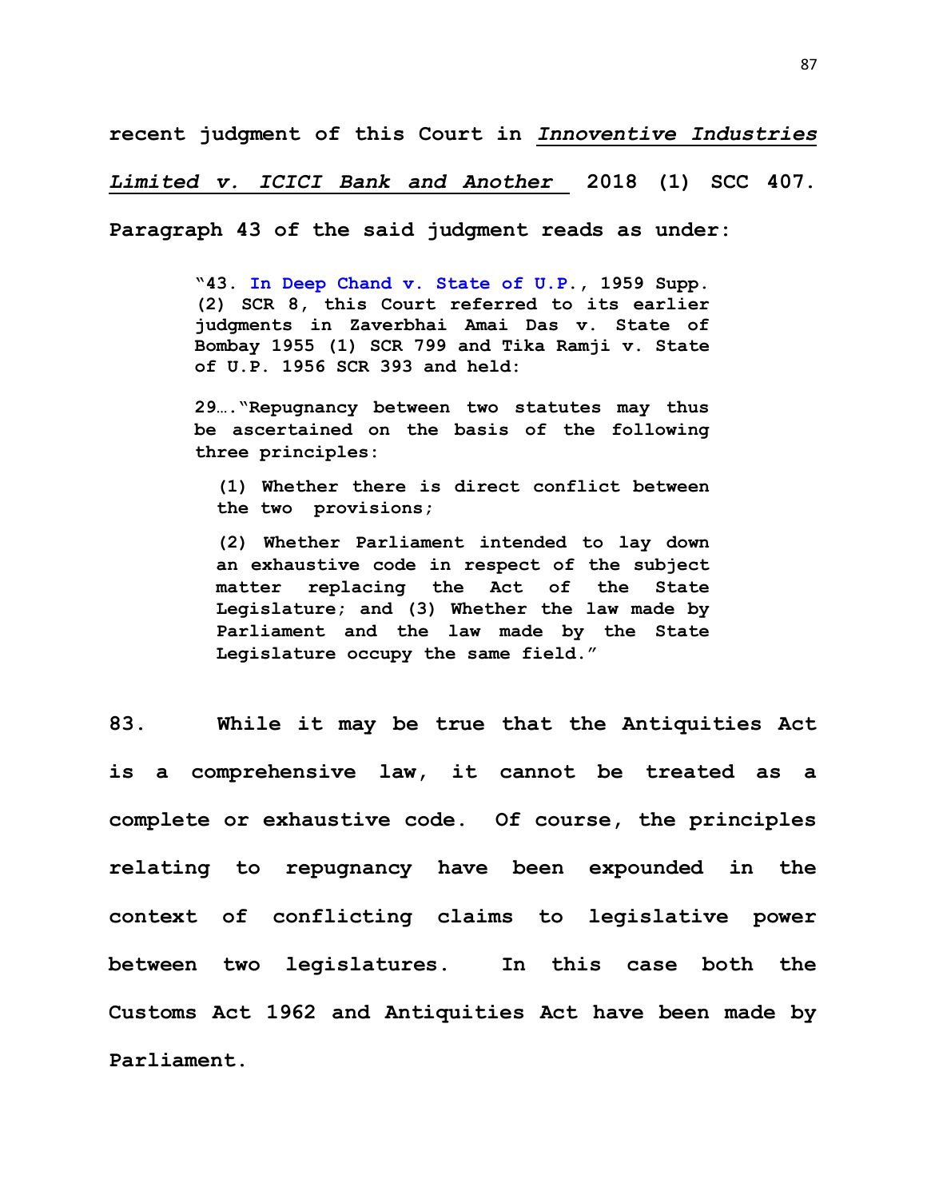**recent judgment of this Court in *Innoventive Industries Limited v. ICICI Bank and Another* 2018 (1) SCC 407. Paragraph 43 of the said judgment reads as under:**

> **"43. In Deep Chand v. State of U.P., 1959 Supp. (2) SCR 8, this Court referred to its earlier judgments in Zaverbhai Amai Das v. State of Bombay 1955 (1) SCR 799 and Tika Ramji v. State of U.P. 1956 SCR 393 and held:**
>
> **29…."Repugnancy between two statutes may thus be ascertained on the basis of the following three principles:**
>
> > **(1) Whether there is direct conflict between the two provisions;**
> >
> > **(2) Whether Parliament intended to lay down an exhaustive code in respect of the subject matter replacing the Act of the State Legislature; and (3) Whether the law made by Parliament and the law made by the State Legislature occupy the same field."**

**83. While it may be true that the Antiquities Act is a comprehensive law, it cannot be treated as a complete or exhaustive code. Of course, the principles relating to repugnancy have been expounded in the context of conflicting claims to legislative power between two legislatures. In this case both the Customs Act 1962 and Antiquities Act have been made by Parliament.**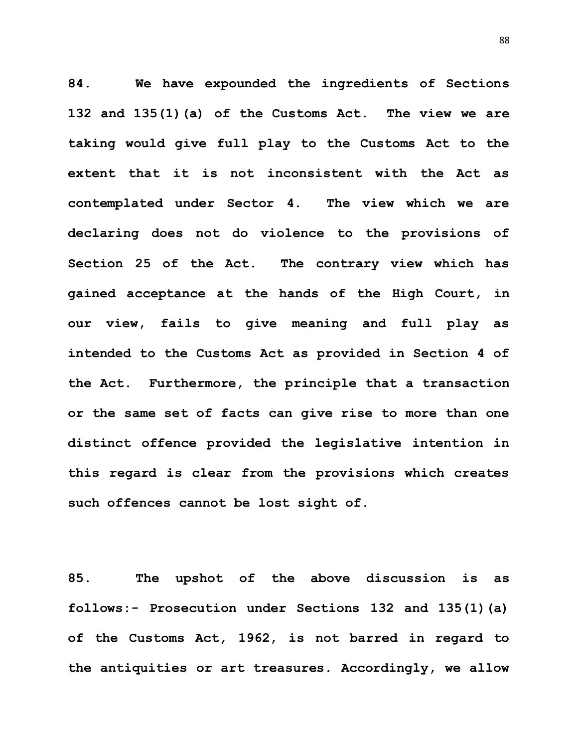**84. We have expounded the ingredients of Sections 132 and 135(1)(a) of the Customs Act. The view we are taking would give full play to the Customs Act to the extent that it is not inconsistent with the Act as contemplated under Sector 4. The view which we are declaring does not do violence to the provisions of Section 25 of the Act. The contrary view which has gained acceptance at the hands of the High Court, in our view, fails to give meaning and full play as intended to the Customs Act as provided in Section 4 of the Act. Furthermore, the principle that a transaction or the same set of facts can give rise to more than one distinct offence provided the legislative intention in this regard is clear from the provisions which creates such offences cannot be lost sight of.**

**85. The upshot of the above discussion is as follows:- Prosecution under Sections 132 and 135(1)(a) of the Customs Act, 1962, is not barred in regard to the antiquities or art treasures. Accordingly, we allow**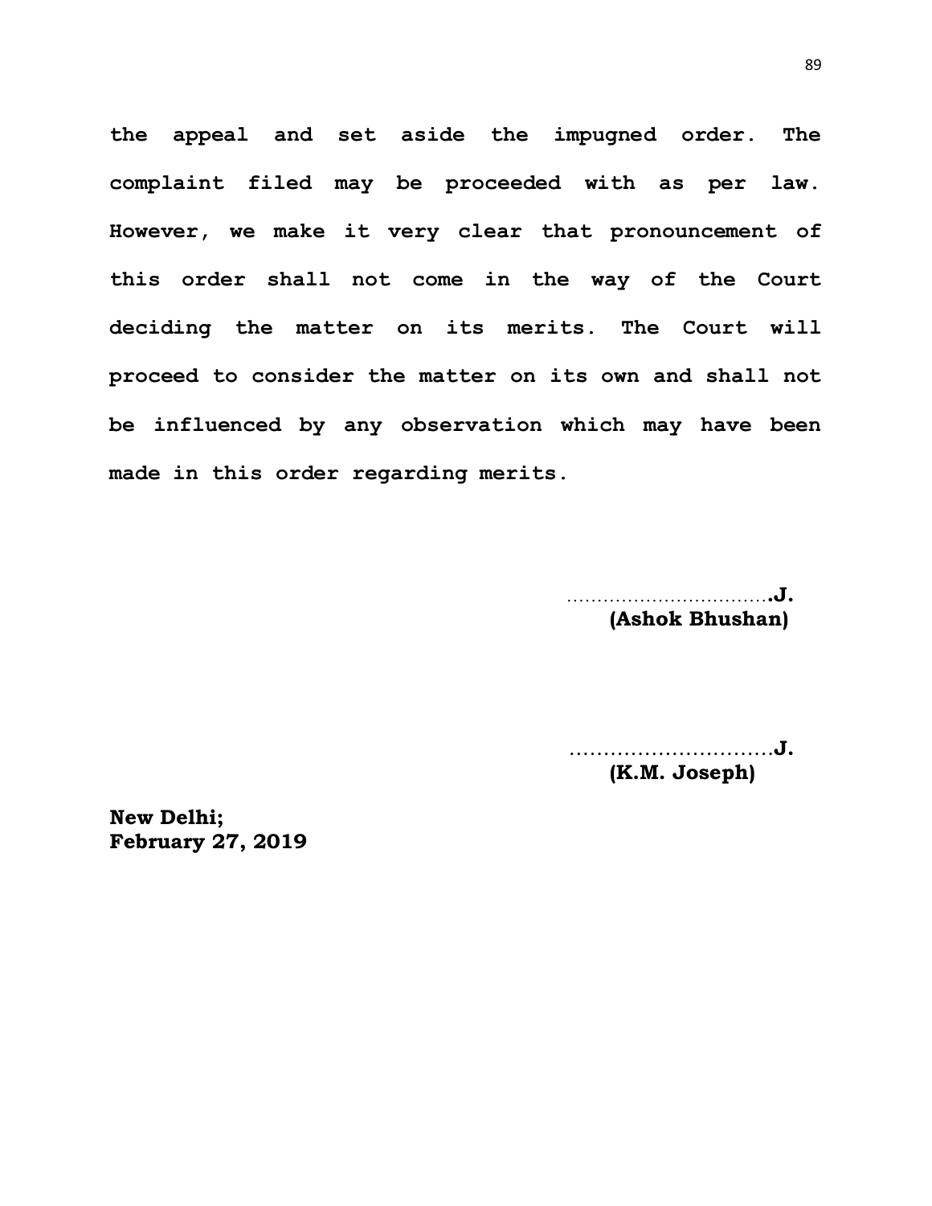**the appeal and set aside the impugned order. The complaint filed may be proceeded with as per law. However, we make it very clear that pronouncement of this order shall not come in the way of the Court deciding the matter on its merits. The Court will proceed to consider the matter on its own and shall not be influenced by any observation which may have been made in this order regarding merits.**

……………………………**.J.**
**(Ashok Bhushan)**

…………………………**.J.**
**(K.M. Joseph)**

**New Delhi;**
**February 27, 2019**